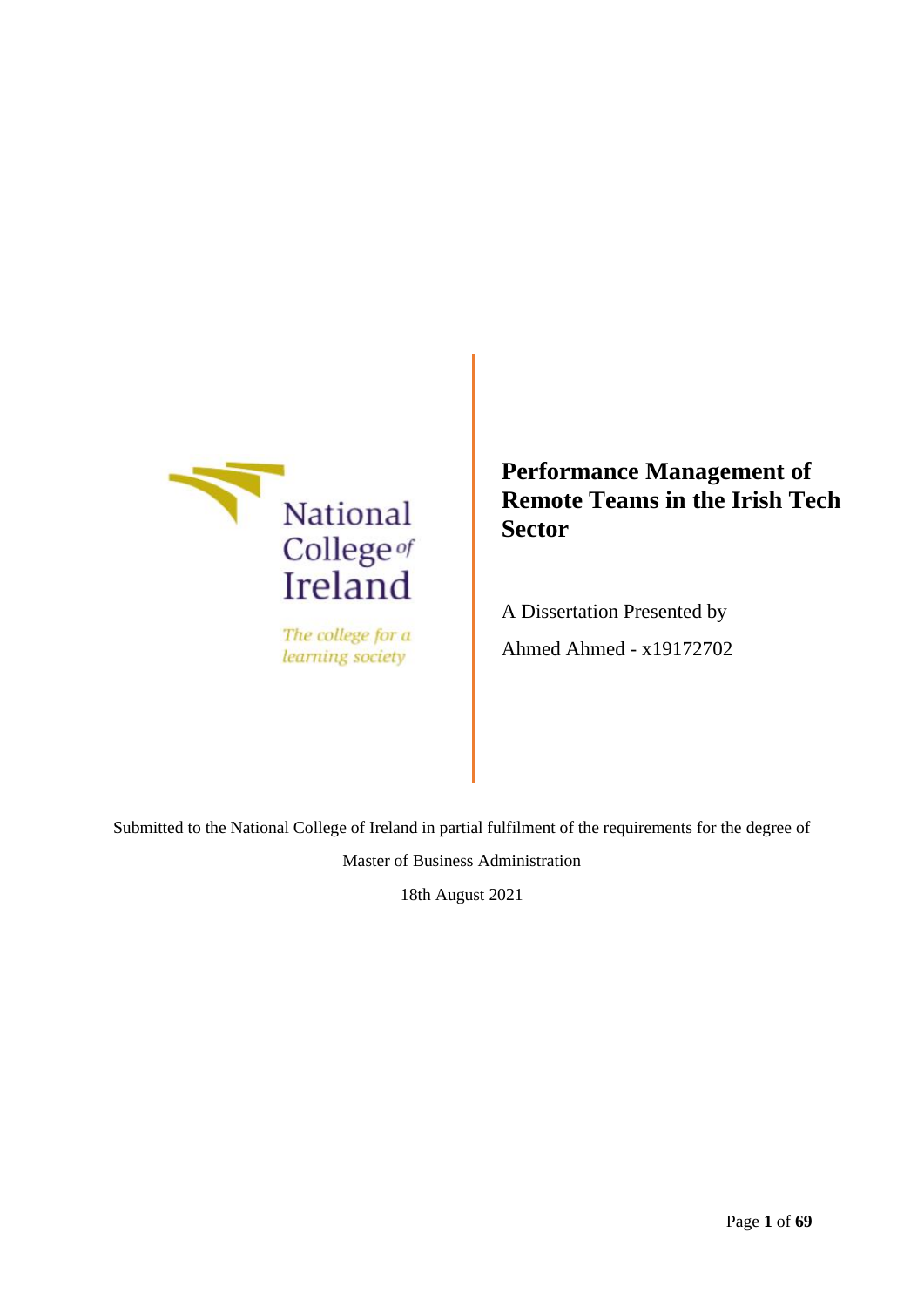National College of Ireland

*The college for a learning society*

# Performance Management of Remote Teams in the Irish Tech Sector

A Dissertation Presented by

Ahmed Ahmed - x19172702

Submitted to the National College of Ireland in partial fulfilment of the requirements for the degree of

Master of Business Administration

18th August 2021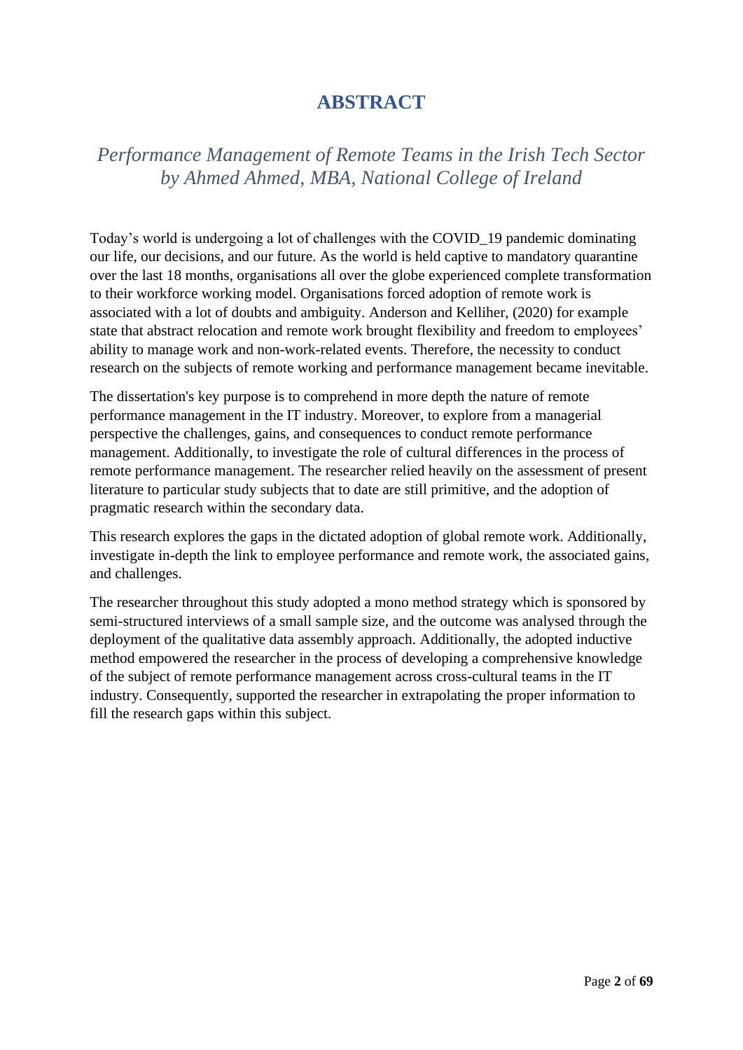# ABSTRACT

*Performance Management of Remote Teams in the Irish Tech Sector by Ahmed Ahmed, MBA, National College of Ireland*

Today's world is undergoing a lot of challenges with the COVID_19 pandemic dominating our life, our decisions, and our future. As the world is held captive to mandatory quarantine over the last 18 months, organisations all over the globe experienced complete transformation to their workforce working model. Organisations forced adoption of remote work is associated with a lot of doubts and ambiguity. Anderson and Kelliher, (2020) for example state that abstract relocation and remote work brought flexibility and freedom to employees' ability to manage work and non-work-related events. Therefore, the necessity to conduct research on the subjects of remote working and performance management became inevitable.

The dissertation's key purpose is to comprehend in more depth the nature of remote performance management in the IT industry. Moreover, to explore from a managerial perspective the challenges, gains, and consequences to conduct remote performance management. Additionally, to investigate the role of cultural differences in the process of remote performance management. The researcher relied heavily on the assessment of present literature to particular study subjects that to date are still primitive, and the adoption of pragmatic research within the secondary data.

This research explores the gaps in the dictated adoption of global remote work. Additionally, investigate in-depth the link to employee performance and remote work, the associated gains, and challenges.

The researcher throughout this study adopted a mono method strategy which is sponsored by semi-structured interviews of a small sample size, and the outcome was analysed through the deployment of the qualitative data assembly approach. Additionally, the adopted inductive method empowered the researcher in the process of developing a comprehensive knowledge of the subject of remote performance management across cross-cultural teams in the IT industry. Consequently, supported the researcher in extrapolating the proper information to fill the research gaps within this subject.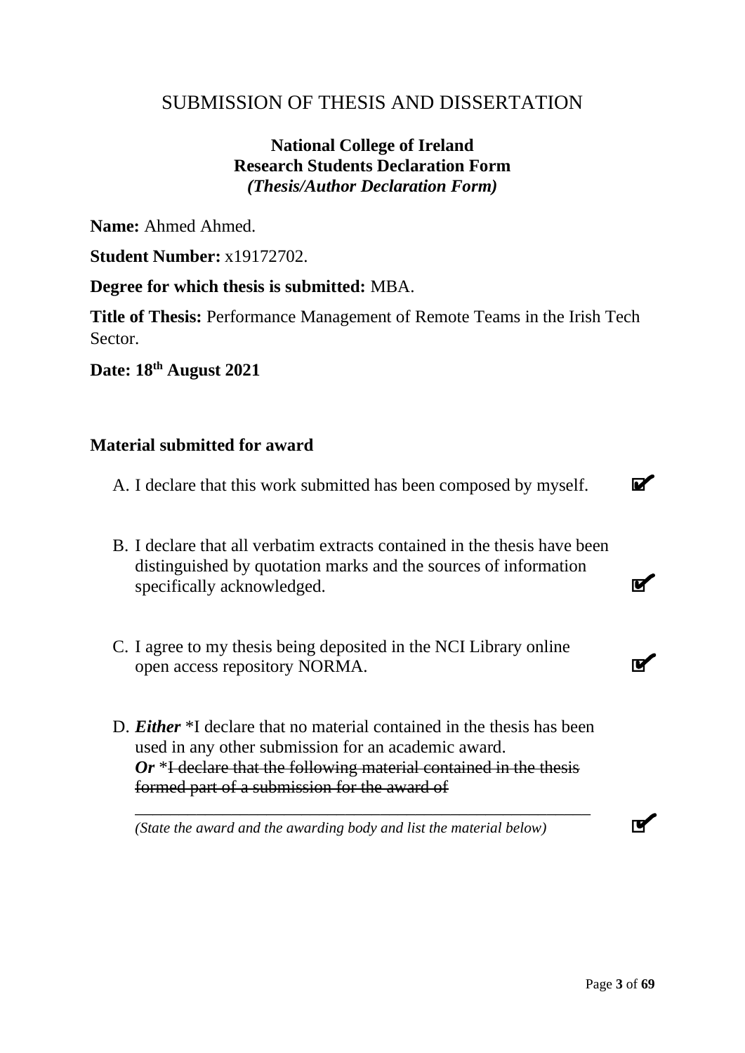# SUBMISSION OF THESIS AND DISSERTATION

**National College of Ireland**
**Research Students Declaration Form**
***(Thesis/Author Declaration Form)***

**Name:** Ahmed Ahmed.

**Student Number:** x19172702.

**Degree for which thesis is submitted:** MBA.

**Title of Thesis:** Performance Management of Remote Teams in the Irish Tech Sector.

**Date: 18th August 2021**

## Material submitted for award

A. I declare that this work submitted has been composed by myself. ☑

B. I declare that all verbatim extracts contained in the thesis have been distinguished by quotation marks and the sources of information specifically acknowledged. ☑

C. I agree to my thesis being deposited in the NCI Library online open access repository NORMA. ☑

D. ***Either*** *I declare that no material contained in the thesis has been used in any other submission for an academic award.
***Or*** *~~I declare that the following material contained in the thesis formed part of a submission for the award of~~

\_\_\_\_\_\_\_\_\_\_\_\_\_\_\_\_\_\_\_\_\_\_\_\_\_\_\_\_\_\_\_\_\_\_\_\_\_\_\_\_\_\_\_\_\_\_\_\_\_\_\_\_\_\_\_\_
*(State the award and the awarding body and list the material below)* ☑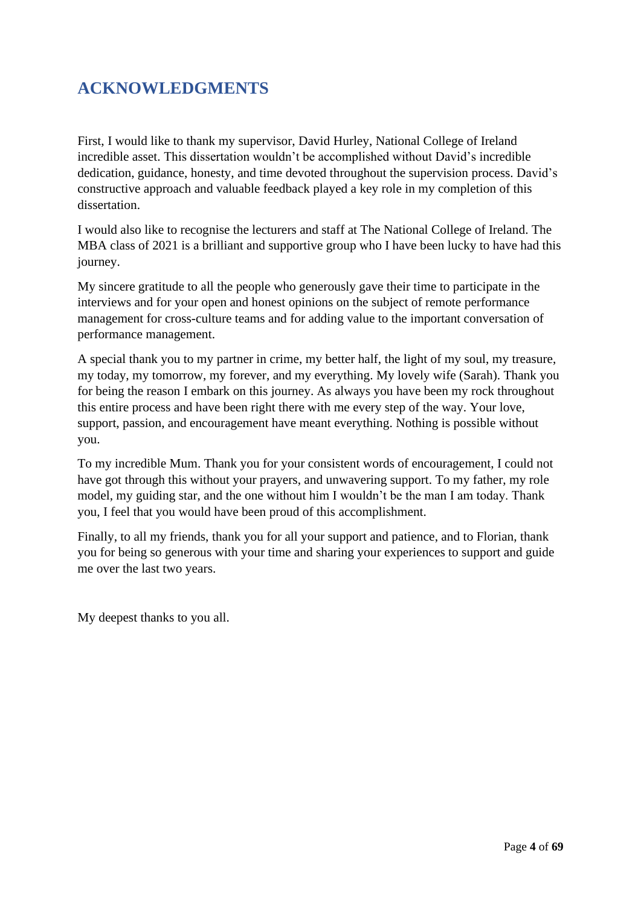# ACKNOWLEDGMENTS

First, I would like to thank my supervisor, David Hurley, National College of Ireland incredible asset. This dissertation wouldn't be accomplished without David's incredible dedication, guidance, honesty, and time devoted throughout the supervision process. David's constructive approach and valuable feedback played a key role in my completion of this dissertation.

I would also like to recognise the lecturers and staff at The National College of Ireland. The MBA class of 2021 is a brilliant and supportive group who I have been lucky to have had this journey.

My sincere gratitude to all the people who generously gave their time to participate in the interviews and for your open and honest opinions on the subject of remote performance management for cross-culture teams and for adding value to the important conversation of performance management.

A special thank you to my partner in crime, my better half, the light of my soul, my treasure, my today, my tomorrow, my forever, and my everything. My lovely wife (Sarah). Thank you for being the reason I embark on this journey. As always you have been my rock throughout this entire process and have been right there with me every step of the way. Your love, support, passion, and encouragement have meant everything. Nothing is possible without you.

To my incredible Mum. Thank you for your consistent words of encouragement, I could not have got through this without your prayers, and unwavering support. To my father, my role model, my guiding star, and the one without him I wouldn't be the man I am today. Thank you, I feel that you would have been proud of this accomplishment.

Finally, to all my friends, thank you for all your support and patience, and to Florian, thank you for being so generous with your time and sharing your experiences to support and guide me over the last two years.

My deepest thanks to you all.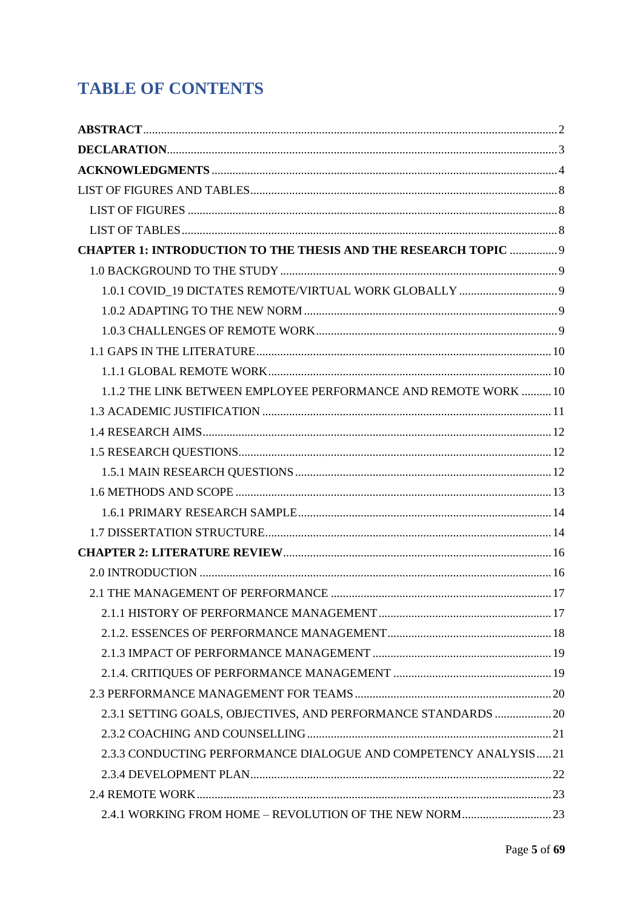# TABLE OF CONTENTS

**ABSTRACT** .......... 2

**DECLARATION** .......... 3

**ACKNOWLEDGMENTS** .......... 4

LIST OF FIGURES AND TABLES .......... 8

- LIST OF FIGURES .......... 8
- LIST OF TABLES .......... 8

**CHAPTER 1: INTRODUCTION TO THE THESIS AND THE RESEARCH TOPIC** .......... 9

- 1.0 BACKGROUND TO THE STUDY .......... 9
  - 1.0.1 COVID_19 DICTATES REMOTE/VIRTUAL WORK GLOBALLY .......... 9
  - 1.0.2 ADAPTING TO THE NEW NORM .......... 9
  - 1.0.3 CHALLENGES OF REMOTE WORK .......... 9
- 1.1 GAPS IN THE LITERATURE .......... 10
  - 1.1.1 GLOBAL REMOTE WORK .......... 10
  - 1.1.2 THE LINK BETWEEN EMPLOYEE PERFORMANCE AND REMOTE WORK .......... 10
- 1.3 ACADEMIC JUSTIFICATION .......... 11
- 1.4 RESEARCH AIMS .......... 12
- 1.5 RESEARCH QUESTIONS .......... 12
  - 1.5.1 MAIN RESEARCH QUESTIONS .......... 12
- 1.6 METHODS AND SCOPE .......... 13
  - 1.6.1 PRIMARY RESEARCH SAMPLE .......... 14
- 1.7 DISSERTATION STRUCTURE .......... 14

**CHAPTER 2: LITERATURE REVIEW** .......... 16

- 2.0 INTRODUCTION .......... 16
- 2.1 THE MANAGEMENT OF PERFORMANCE .......... 17
  - 2.1.1 HISTORY OF PERFORMANCE MANAGEMENT .......... 17
  - 2.1.2. ESSENCES OF PERFORMANCE MANAGEMENT .......... 18
  - 2.1.3 IMPACT OF PERFORMANCE MANAGEMENT .......... 19
  - 2.1.4. CRITIQUES OF PERFORMANCE MANAGEMENT .......... 19
- 2.3 PERFORMANCE MANAGEMENT FOR TEAMS .......... 20
  - 2.3.1 SETTING GOALS, OBJECTIVES, AND PERFORMANCE STANDARDS .......... 20
  - 2.3.2 COACHING AND COUNSELLING .......... 21
  - 2.3.3 CONDUCTING PERFORMANCE DIALOGUE AND COMPETENCY ANALYSIS .......... 21
  - 2.3.4 DEVELOPMENT PLAN .......... 22
- 2.4 REMOTE WORK .......... 23
  - 2.4.1 WORKING FROM HOME – REVOLUTION OF THE NEW NORM .......... 23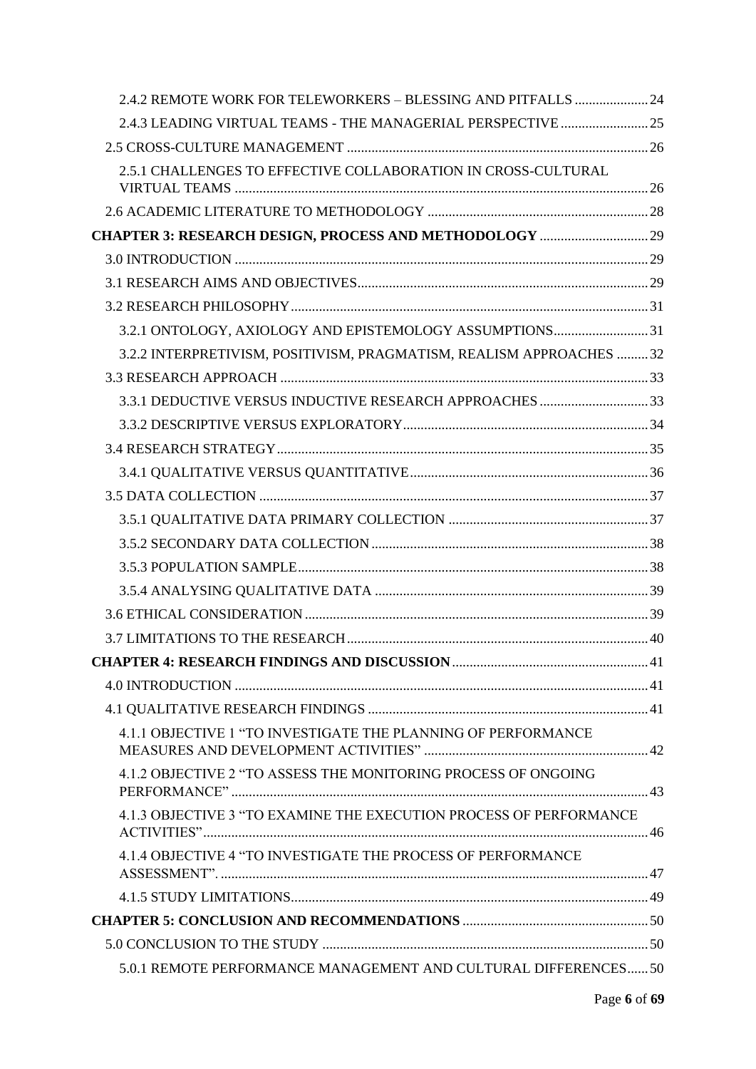2.4.2 REMOTE WORK FOR TELEWORKERS – BLESSING AND PITFALLS ..................... 24

2.4.3 LEADING VIRTUAL TEAMS - THE MANAGERIAL PERSPECTIVE ......................... 25

2.5 CROSS-CULTURE MANAGEMENT ..................................................................................... 26

2.5.1 CHALLENGES TO EFFECTIVE COLLABORATION IN CROSS-CULTURAL VIRTUAL TEAMS .................................................................................................................... 26

2.6 ACADEMIC LITERATURE TO METHODOLOGY ............................................................... 28

**CHAPTER 3: RESEARCH DESIGN, PROCESS AND METHODOLOGY** ............................... 29

3.0 INTRODUCTION ..................................................................................................................... 29

3.1 RESEARCH AIMS AND OBJECTIVES.................................................................................. 29

3.2 RESEARCH PHILOSOPHY..................................................................................................... 31

3.2.1 ONTOLOGY, AXIOLOGY AND EPISTEMOLOGY ASSUMPTIONS........................... 31

3.2.2 INTERPRETIVISM, POSITIVISM, PRAGMATISM, REALISM APPROACHES ......... 32

3.3 RESEARCH APPROACH ........................................................................................................ 33

3.3.1 DEDUCTIVE VERSUS INDUCTIVE RESEARCH APPROACHES ............................... 33

3.3.2 DESCRIPTIVE VERSUS EXPLORATORY...................................................................... 34

3.4 RESEARCH STRATEGY......................................................................................................... 35

3.4.1 QUALITATIVE VERSUS QUANTITATIVE.................................................................... 36

3.5 DATA COLLECTION .............................................................................................................. 37

3.5.1 QUALITATIVE DATA PRIMARY COLLECTION ......................................................... 37

3.5.2 SECONDARY DATA COLLECTION ............................................................................... 38

3.5.3 POPULATION SAMPLE................................................................................................... 38

3.5.4 ANALYSING QUALITATIVE DATA ............................................................................. 39

3.6 ETHICAL CONSIDERATION.................................................................................................. 39

3.7 LIMITATIONS TO THE RESEARCH..................................................................................... 40

**CHAPTER 4: RESEARCH FINDINGS AND DISCUSSION**........................................................ 41

4.0 INTRODUCTION ..................................................................................................................... 41

4.1 QUALITATIVE RESEARCH FINDINGS ............................................................................... 41

4.1.1 OBJECTIVE 1 "TO INVESTIGATE THE PLANNING OF PERFORMANCE MEASURES AND DEVELOPMENT ACTIVITIES" ................................................................ 42

4.1.2 OBJECTIVE 2 "TO ASSESS THE MONITORING PROCESS OF ONGOING PERFORMANCE" ....................................................................................................................... 43

4.1.3 OBJECTIVE 3 "TO EXAMINE THE EXECUTION PROCESS OF PERFORMANCE ACTIVITIES"............................................................................................................................... 46

4.1.4 OBJECTIVE 4 "TO INVESTIGATE THE PROCESS OF PERFORMANCE ASSESSMENT". .......................................................................................................................... 47

4.1.5 STUDY LIMITATIONS..................................................................................................... 49

**CHAPTER 5: CONCLUSION AND RECOMMENDATIONS** ..................................................... 50

5.0 CONCLUSION TO THE STUDY ............................................................................................ 50

5.0.1 REMOTE PERFORMANCE MANAGEMENT AND CULTURAL DIFFERENCES...... 50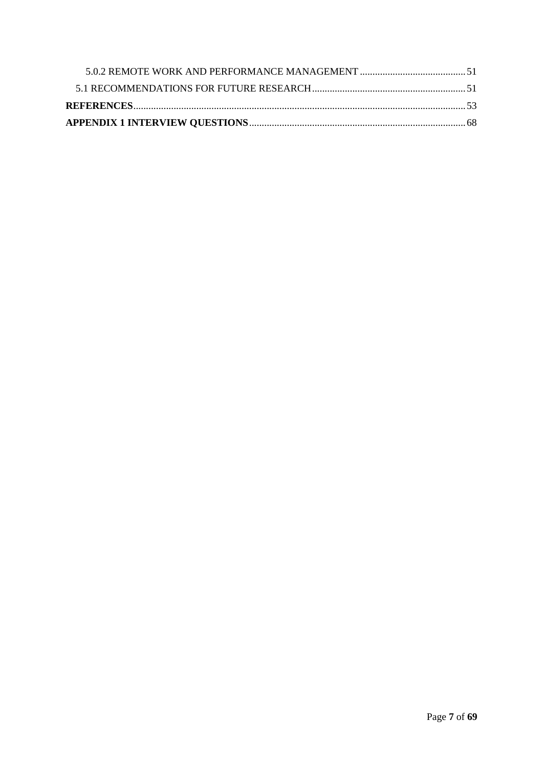5.0.2 REMOTE WORK AND PERFORMANCE MANAGEMENT .......................................... 51

5.1 RECOMMENDATIONS FOR FUTURE RESEARCH ............................................................. 51

**REFERENCES** .................................................................................................................................... 53

**APPENDIX 1 INTERVIEW QUESTIONS** ...................................................................................... 68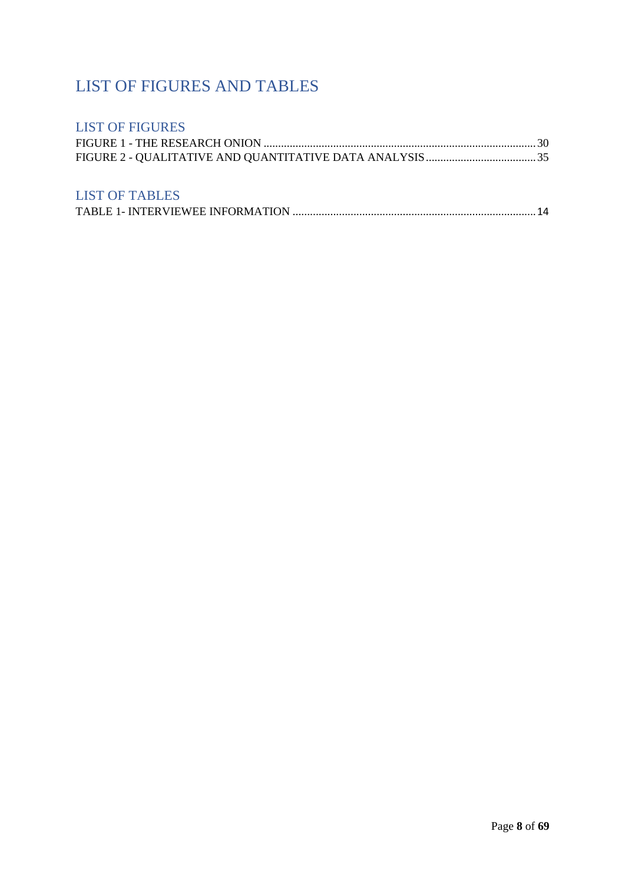# LIST OF FIGURES AND TABLES

## LIST OF FIGURES

FIGURE 1 - THE RESEARCH ONION .......................................................................................... 30

FIGURE 2 - QUALITATIVE AND QUANTITATIVE DATA ANALYSIS ...................................... 35

## LIST OF TABLES

TABLE 1- INTERVIEWEE INFORMATION ................................................................................ 14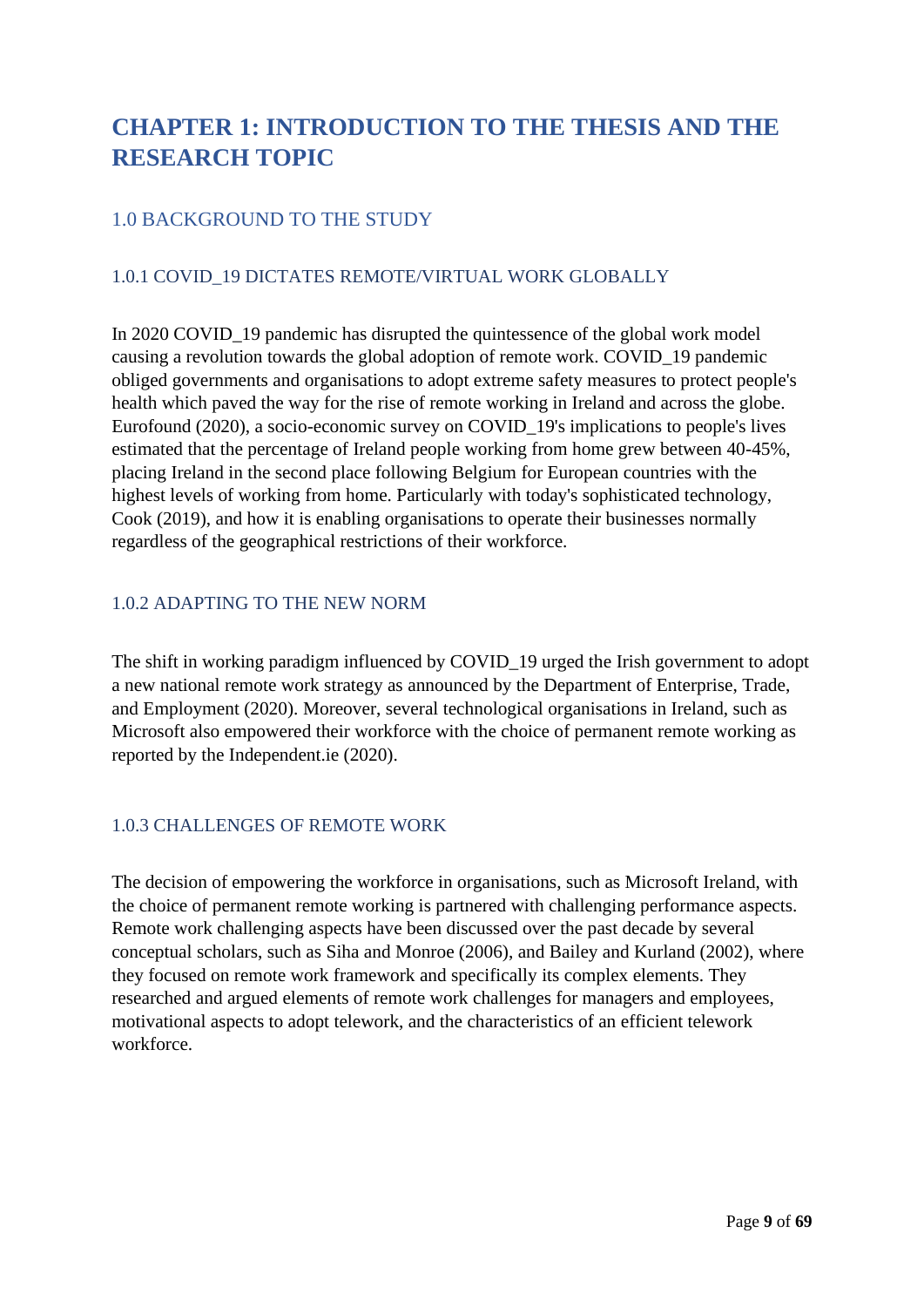# CHAPTER 1: INTRODUCTION TO THE THESIS AND THE RESEARCH TOPIC

## 1.0 BACKGROUND TO THE STUDY

### 1.0.1 COVID_19 DICTATES REMOTE/VIRTUAL WORK GLOBALLY

In 2020 COVID_19 pandemic has disrupted the quintessence of the global work model causing a revolution towards the global adoption of remote work. COVID_19 pandemic obliged governments and organisations to adopt extreme safety measures to protect people's health which paved the way for the rise of remote working in Ireland and across the globe. Eurofound (2020), a socio-economic survey on COVID_19's implications to people's lives estimated that the percentage of Ireland people working from home grew between 40-45%, placing Ireland in the second place following Belgium for European countries with the highest levels of working from home. Particularly with today's sophisticated technology, Cook (2019), and how it is enabling organisations to operate their businesses normally regardless of the geographical restrictions of their workforce.

### 1.0.2 ADAPTING TO THE NEW NORM

The shift in working paradigm influenced by COVID_19 urged the Irish government to adopt a new national remote work strategy as announced by the Department of Enterprise, Trade, and Employment (2020). Moreover, several technological organisations in Ireland, such as Microsoft also empowered their workforce with the choice of permanent remote working as reported by the Independent.ie (2020).

### 1.0.3 CHALLENGES OF REMOTE WORK

The decision of empowering the workforce in organisations, such as Microsoft Ireland, with the choice of permanent remote working is partnered with challenging performance aspects. Remote work challenging aspects have been discussed over the past decade by several conceptual scholars, such as Siha and Monroe (2006), and Bailey and Kurland (2002), where they focused on remote work framework and specifically its complex elements. They researched and argued elements of remote work challenges for managers and employees, motivational aspects to adopt telework, and the characteristics of an efficient telework workforce.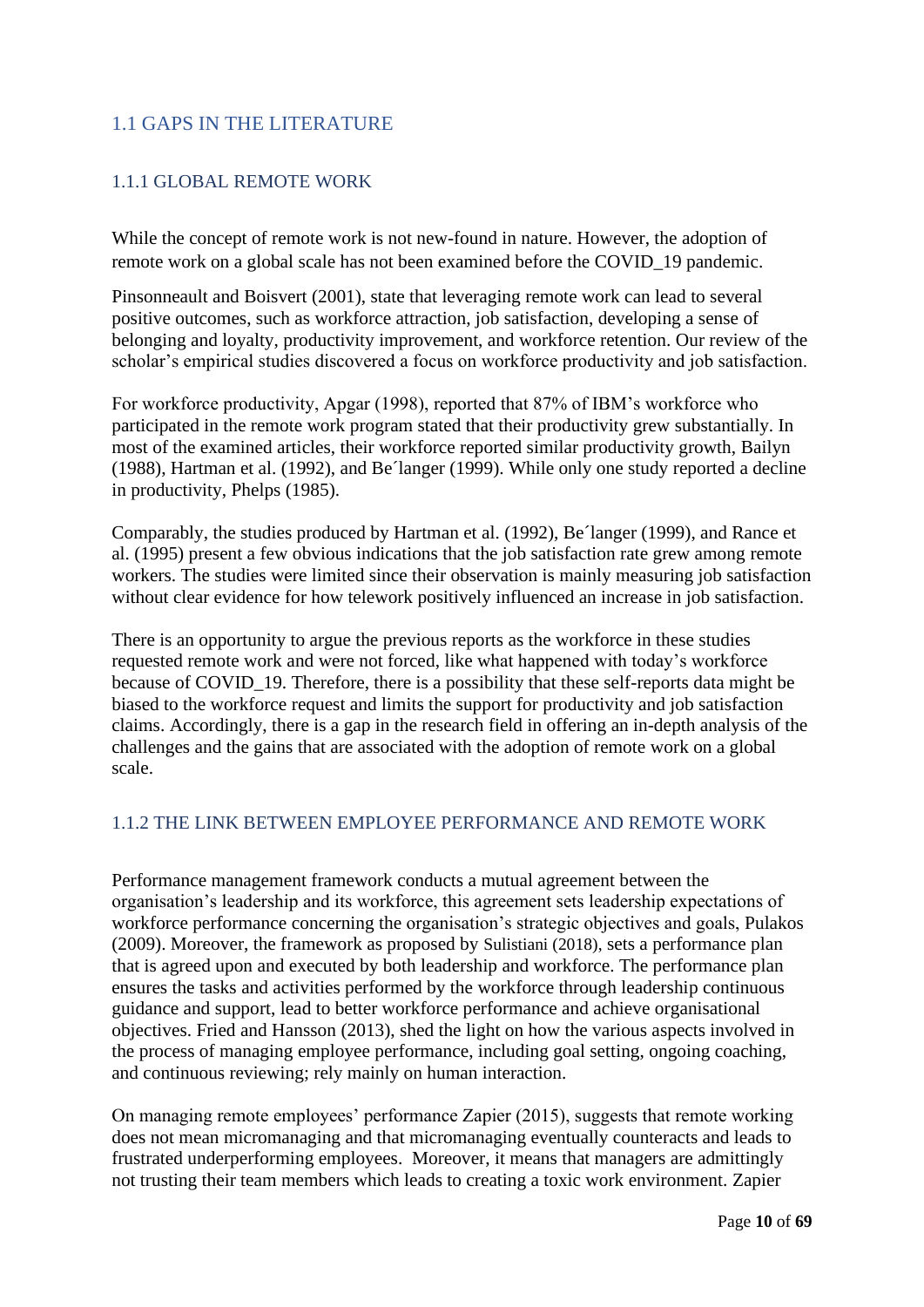## 1.1 GAPS IN THE LITERATURE

### 1.1.1 GLOBAL REMOTE WORK

While the concept of remote work is not new-found in nature. However, the adoption of remote work on a global scale has not been examined before the COVID_19 pandemic.

Pinsonneault and Boisvert (2001), state that leveraging remote work can lead to several positive outcomes, such as workforce attraction, job satisfaction, developing a sense of belonging and loyalty, productivity improvement, and workforce retention. Our review of the scholar's empirical studies discovered a focus on workforce productivity and job satisfaction.

For workforce productivity, Apgar (1998), reported that 87% of IBM's workforce who participated in the remote work program stated that their productivity grew substantially. In most of the examined articles, their workforce reported similar productivity growth, Bailyn (1988), Hartman et al. (1992), and Be´langer (1999). While only one study reported a decline in productivity, Phelps (1985).

Comparably, the studies produced by Hartman et al. (1992), Be´langer (1999), and Rance et al. (1995) present a few obvious indications that the job satisfaction rate grew among remote workers. The studies were limited since their observation is mainly measuring job satisfaction without clear evidence for how telework positively influenced an increase in job satisfaction.

There is an opportunity to argue the previous reports as the workforce in these studies requested remote work and were not forced, like what happened with today's workforce because of COVID_19. Therefore, there is a possibility that these self-reports data might be biased to the workforce request and limits the support for productivity and job satisfaction claims. Accordingly, there is a gap in the research field in offering an in-depth analysis of the challenges and the gains that are associated with the adoption of remote work on a global scale.

### 1.1.2 THE LINK BETWEEN EMPLOYEE PERFORMANCE AND REMOTE WORK

Performance management framework conducts a mutual agreement between the organisation's leadership and its workforce, this agreement sets leadership expectations of workforce performance concerning the organisation's strategic objectives and goals, Pulakos (2009). Moreover, the framework as proposed by Sulistiani (2018), sets a performance plan that is agreed upon and executed by both leadership and workforce. The performance plan ensures the tasks and activities performed by the workforce through leadership continuous guidance and support, lead to better workforce performance and achieve organisational objectives. Fried and Hansson (2013), shed the light on how the various aspects involved in the process of managing employee performance, including goal setting, ongoing coaching, and continuous reviewing; rely mainly on human interaction.

On managing remote employees' performance Zapier (2015), suggests that remote working does not mean micromanaging and that micromanaging eventually counteracts and leads to frustrated underperforming employees. Moreover, it means that managers are admittingly not trusting their team members which leads to creating a toxic work environment. Zapier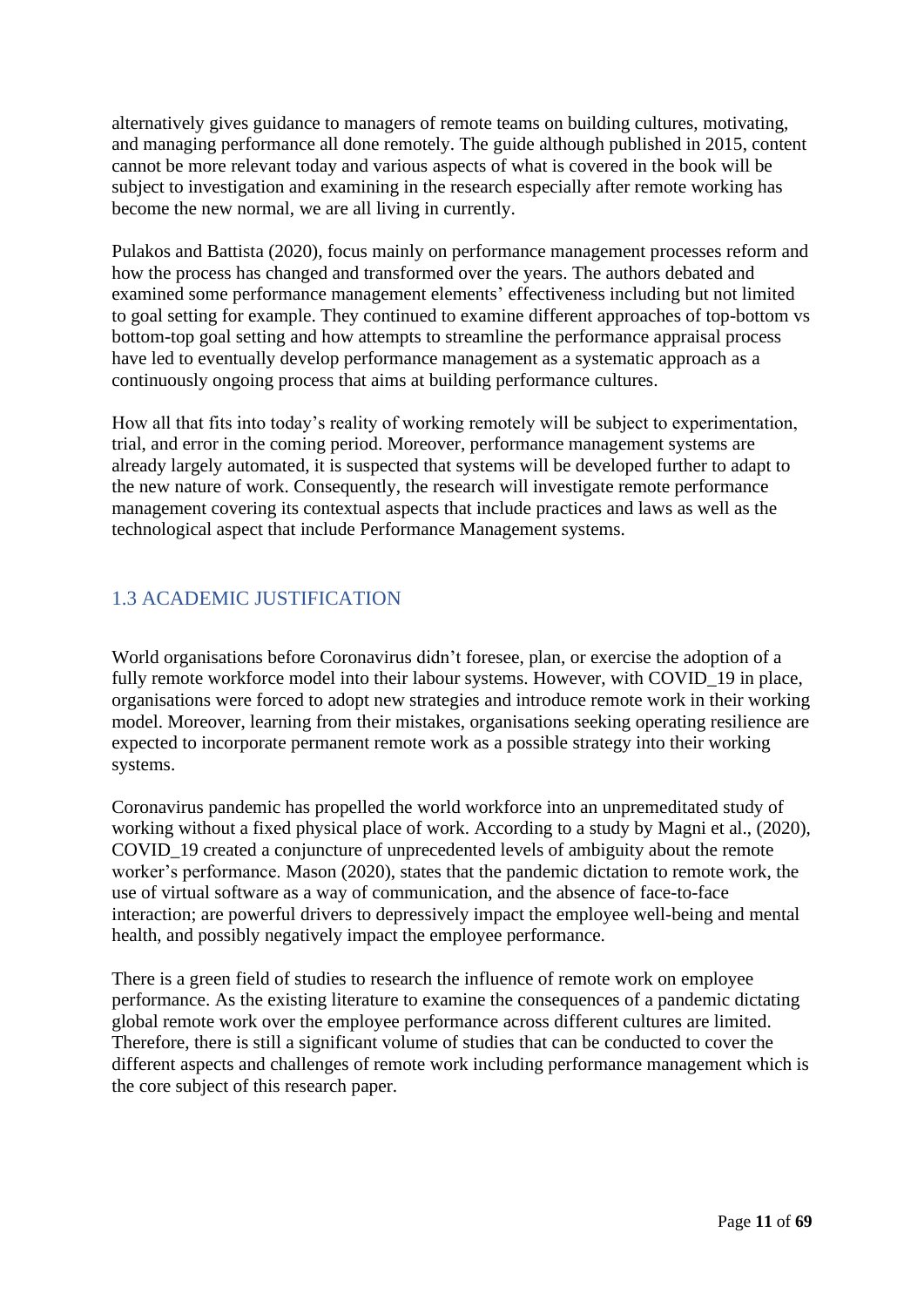alternatively gives guidance to managers of remote teams on building cultures, motivating, and managing performance all done remotely. The guide although published in 2015, content cannot be more relevant today and various aspects of what is covered in the book will be subject to investigation and examining in the research especially after remote working has become the new normal, we are all living in currently.

Pulakos and Battista (2020), focus mainly on performance management processes reform and how the process has changed and transformed over the years. The authors debated and examined some performance management elements' effectiveness including but not limited to goal setting for example. They continued to examine different approaches of top-bottom vs bottom-top goal setting and how attempts to streamline the performance appraisal process have led to eventually develop performance management as a systematic approach as a continuously ongoing process that aims at building performance cultures.

How all that fits into today's reality of working remotely will be subject to experimentation, trial, and error in the coming period. Moreover, performance management systems are already largely automated, it is suspected that systems will be developed further to adapt to the new nature of work. Consequently, the research will investigate remote performance management covering its contextual aspects that include practices and laws as well as the technological aspect that include Performance Management systems.

## 1.3 ACADEMIC JUSTIFICATION

World organisations before Coronavirus didn't foresee, plan, or exercise the adoption of a fully remote workforce model into their labour systems. However, with COVID_19 in place, organisations were forced to adopt new strategies and introduce remote work in their working model. Moreover, learning from their mistakes, organisations seeking operating resilience are expected to incorporate permanent remote work as a possible strategy into their working systems.

Coronavirus pandemic has propelled the world workforce into an unpremeditated study of working without a fixed physical place of work. According to a study by Magni et al., (2020), COVID_19 created a conjuncture of unprecedented levels of ambiguity about the remote worker's performance. Mason (2020), states that the pandemic dictation to remote work, the use of virtual software as a way of communication, and the absence of face-to-face interaction; are powerful drivers to depressively impact the employee well-being and mental health, and possibly negatively impact the employee performance.

There is a green field of studies to research the influence of remote work on employee performance. As the existing literature to examine the consequences of a pandemic dictating global remote work over the employee performance across different cultures are limited. Therefore, there is still a significant volume of studies that can be conducted to cover the different aspects and challenges of remote work including performance management which is the core subject of this research paper.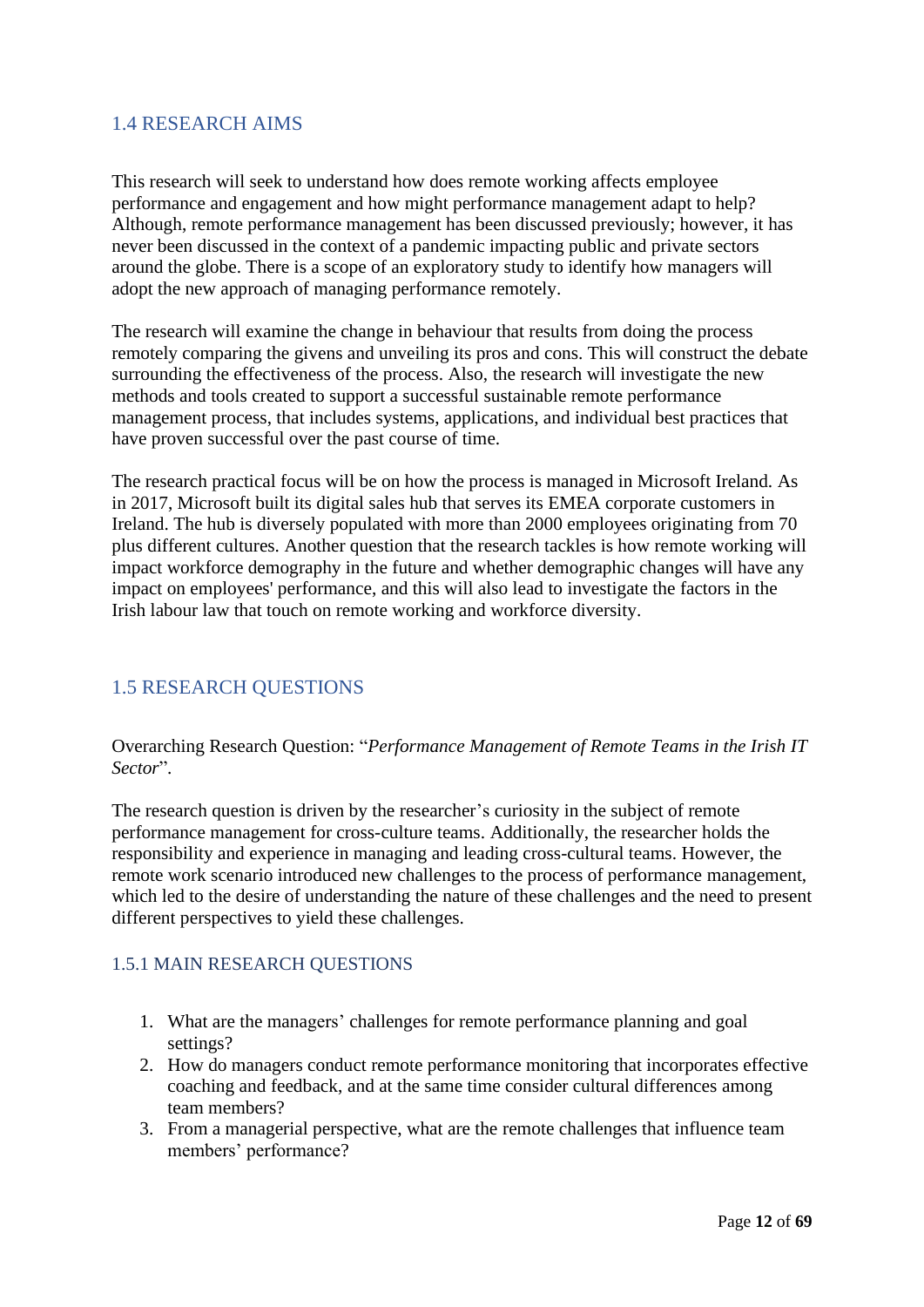## 1.4 RESEARCH AIMS

This research will seek to understand how does remote working affects employee performance and engagement and how might performance management adapt to help? Although, remote performance management has been discussed previously; however, it has never been discussed in the context of a pandemic impacting public and private sectors around the globe. There is a scope of an exploratory study to identify how managers will adopt the new approach of managing performance remotely.

The research will examine the change in behaviour that results from doing the process remotely comparing the givens and unveiling its pros and cons. This will construct the debate surrounding the effectiveness of the process. Also, the research will investigate the new methods and tools created to support a successful sustainable remote performance management process, that includes systems, applications, and individual best practices that have proven successful over the past course of time.

The research practical focus will be on how the process is managed in Microsoft Ireland. As in 2017, Microsoft built its digital sales hub that serves its EMEA corporate customers in Ireland. The hub is diversely populated with more than 2000 employees originating from 70 plus different cultures. Another question that the research tackles is how remote working will impact workforce demography in the future and whether demographic changes will have any impact on employees' performance, and this will also lead to investigate the factors in the Irish labour law that touch on remote working and workforce diversity.

## 1.5 RESEARCH QUESTIONS

Overarching Research Question: "*Performance Management of Remote Teams in the Irish IT Sector*".

The research question is driven by the researcher's curiosity in the subject of remote performance management for cross-culture teams. Additionally, the researcher holds the responsibility and experience in managing and leading cross-cultural teams. However, the remote work scenario introduced new challenges to the process of performance management, which led to the desire of understanding the nature of these challenges and the need to present different perspectives to yield these challenges.

### 1.5.1 MAIN RESEARCH QUESTIONS

1. What are the managers' challenges for remote performance planning and goal settings?
2. How do managers conduct remote performance monitoring that incorporates effective coaching and feedback, and at the same time consider cultural differences among team members?
3. From a managerial perspective, what are the remote challenges that influence team members' performance?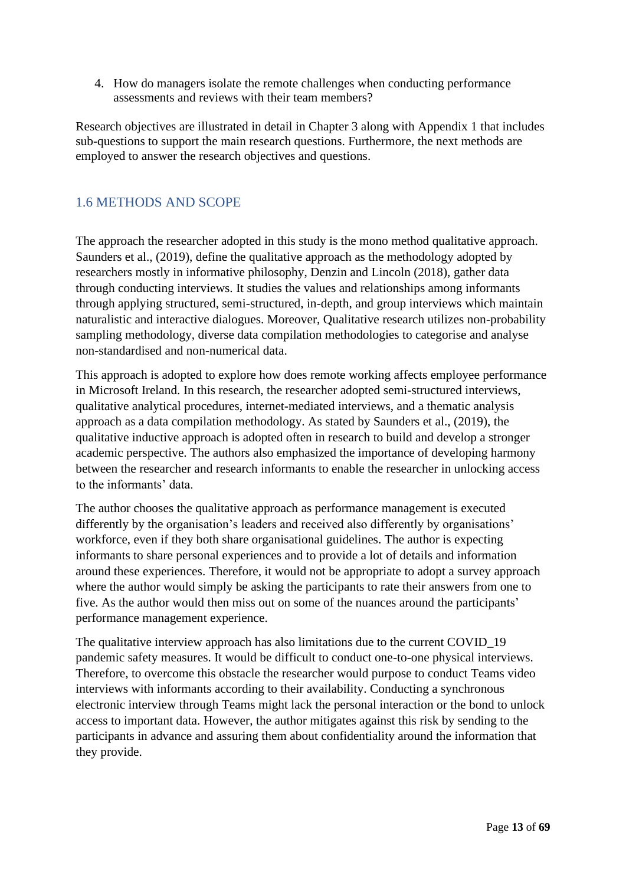4. How do managers isolate the remote challenges when conducting performance assessments and reviews with their team members?

Research objectives are illustrated in detail in Chapter 3 along with Appendix 1 that includes sub-questions to support the main research questions. Furthermore, the next methods are employed to answer the research objectives and questions.

## 1.6 METHODS AND SCOPE

The approach the researcher adopted in this study is the mono method qualitative approach. Saunders et al., (2019), define the qualitative approach as the methodology adopted by researchers mostly in informative philosophy, Denzin and Lincoln (2018), gather data through conducting interviews. It studies the values and relationships among informants through applying structured, semi-structured, in-depth, and group interviews which maintain naturalistic and interactive dialogues. Moreover, Qualitative research utilizes non-probability sampling methodology, diverse data compilation methodologies to categorise and analyse non-standardised and non-numerical data.

This approach is adopted to explore how does remote working affects employee performance in Microsoft Ireland. In this research, the researcher adopted semi-structured interviews, qualitative analytical procedures, internet-mediated interviews, and a thematic analysis approach as a data compilation methodology. As stated by Saunders et al., (2019), the qualitative inductive approach is adopted often in research to build and develop a stronger academic perspective. The authors also emphasized the importance of developing harmony between the researcher and research informants to enable the researcher in unlocking access to the informants' data.

The author chooses the qualitative approach as performance management is executed differently by the organisation's leaders and received also differently by organisations' workforce, even if they both share organisational guidelines. The author is expecting informants to share personal experiences and to provide a lot of details and information around these experiences. Therefore, it would not be appropriate to adopt a survey approach where the author would simply be asking the participants to rate their answers from one to five. As the author would then miss out on some of the nuances around the participants' performance management experience.

The qualitative interview approach has also limitations due to the current COVID_19 pandemic safety measures. It would be difficult to conduct one-to-one physical interviews. Therefore, to overcome this obstacle the researcher would purpose to conduct Teams video interviews with informants according to their availability. Conducting a synchronous electronic interview through Teams might lack the personal interaction or the bond to unlock access to important data. However, the author mitigates against this risk by sending to the participants in advance and assuring them about confidentiality around the information that they provide.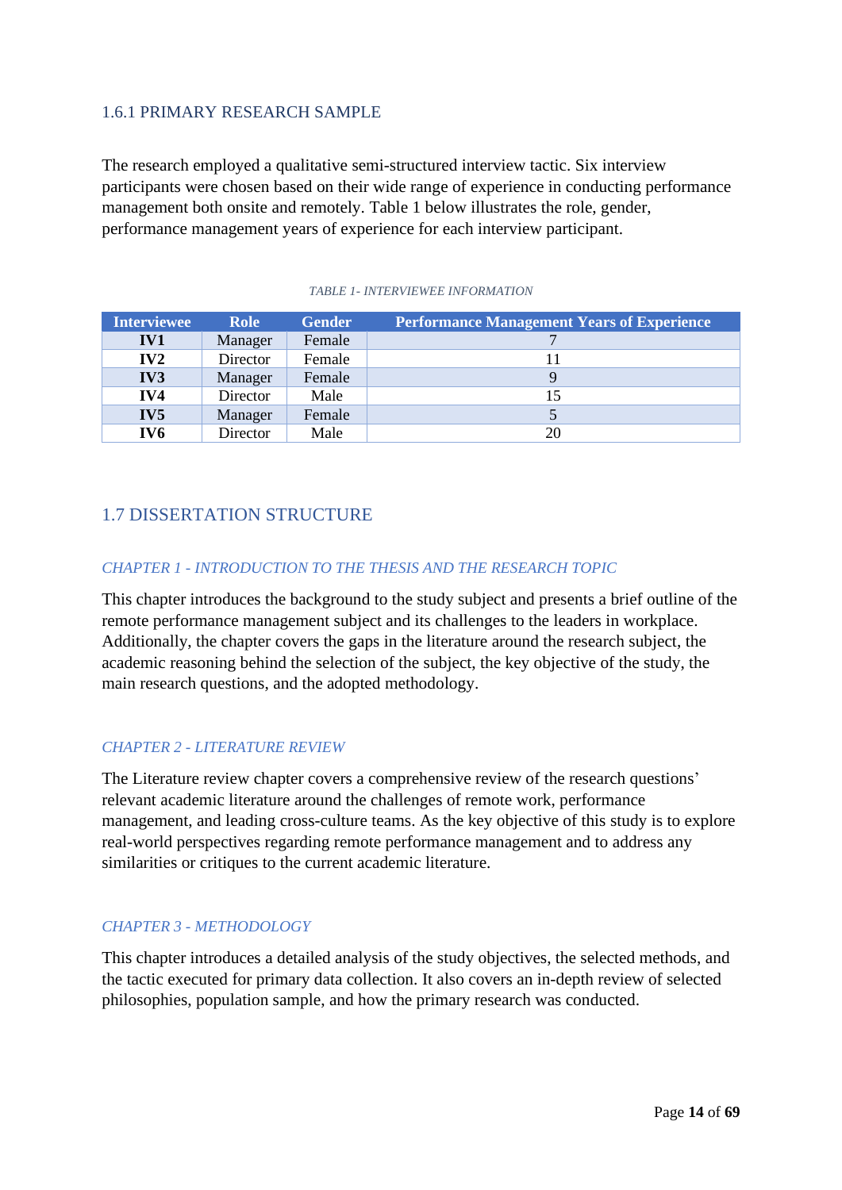### 1.6.1 PRIMARY RESEARCH SAMPLE

The research employed a qualitative semi-structured interview tactic. Six interview participants were chosen based on their wide range of experience in conducting performance management both onsite and remotely. Table 1 below illustrates the role, gender, performance management years of experience for each interview participant.

*TABLE 1- INTERVIEWEE INFORMATION*

| Interviewee | Role | Gender | Performance Management Years of Experience |
|---|---|---|---|
| **IV1** | Manager | Female | 7 |
| **IV2** | Director | Female | 11 |
| **IV3** | Manager | Female | 9 |
| **IV4** | Director | Male | 15 |
| **IV5** | Manager | Female | 5 |
| **IV6** | Director | Male | 20 |

## 1.7 DISSERTATION STRUCTURE

#### *CHAPTER 1 - INTRODUCTION TO THE THESIS AND THE RESEARCH TOPIC*

This chapter introduces the background to the study subject and presents a brief outline of the remote performance management subject and its challenges to the leaders in workplace. Additionally, the chapter covers the gaps in the literature around the research subject, the academic reasoning behind the selection of the subject, the key objective of the study, the main research questions, and the adopted methodology.

#### *CHAPTER 2 - LITERATURE REVIEW*

The Literature review chapter covers a comprehensive review of the research questions' relevant academic literature around the challenges of remote work, performance management, and leading cross-culture teams. As the key objective of this study is to explore real-world perspectives regarding remote performance management and to address any similarities or critiques to the current academic literature.

#### *CHAPTER 3 - METHODOLOGY*

This chapter introduces a detailed analysis of the study objectives, the selected methods, and the tactic executed for primary data collection. It also covers an in-depth review of selected philosophies, population sample, and how the primary research was conducted.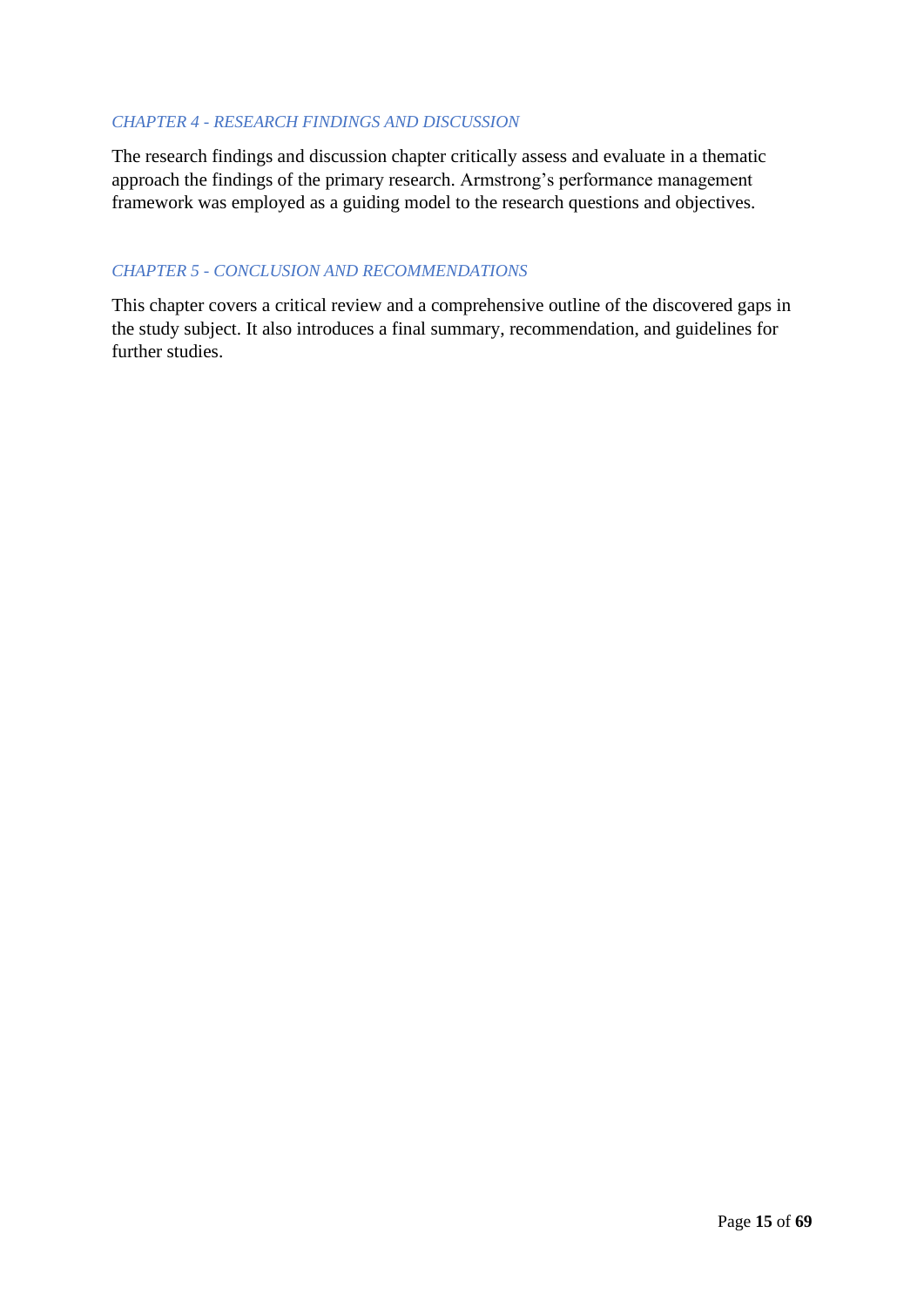### *CHAPTER 4 - RESEARCH FINDINGS AND DISCUSSION*

The research findings and discussion chapter critically assess and evaluate in a thematic approach the findings of the primary research. Armstrong's performance management framework was employed as a guiding model to the research questions and objectives.

### *CHAPTER 5 - CONCLUSION AND RECOMMENDATIONS*

This chapter covers a critical review and a comprehensive outline of the discovered gaps in the study subject. It also introduces a final summary, recommendation, and guidelines for further studies.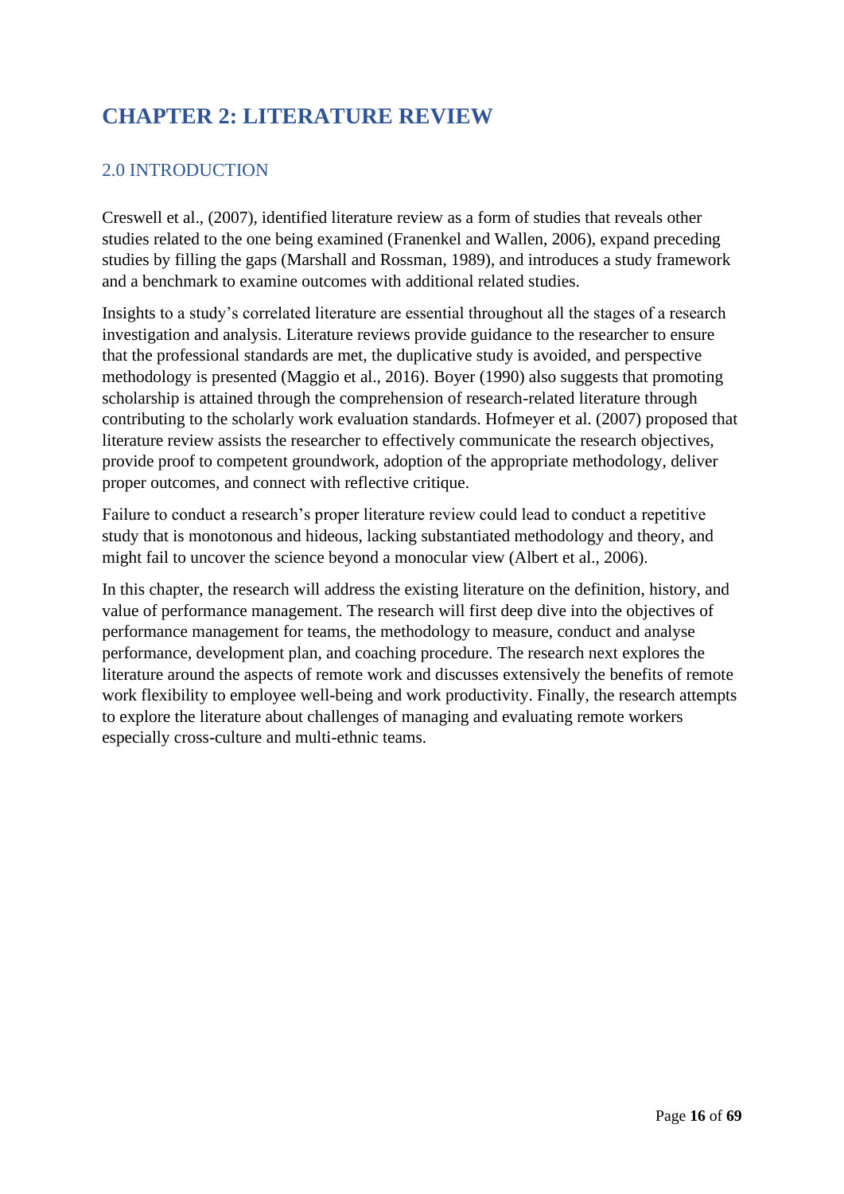# CHAPTER 2: LITERATURE REVIEW

## 2.0 INTRODUCTION

Creswell et al., (2007), identified literature review as a form of studies that reveals other studies related to the one being examined (Franenkel and Wallen, 2006), expand preceding studies by filling the gaps (Marshall and Rossman, 1989), and introduces a study framework and a benchmark to examine outcomes with additional related studies.

Insights to a study's correlated literature are essential throughout all the stages of a research investigation and analysis. Literature reviews provide guidance to the researcher to ensure that the professional standards are met, the duplicative study is avoided, and perspective methodology is presented (Maggio et al., 2016). Boyer (1990) also suggests that promoting scholarship is attained through the comprehension of research-related literature through contributing to the scholarly work evaluation standards. Hofmeyer et al. (2007) proposed that literature review assists the researcher to effectively communicate the research objectives, provide proof to competent groundwork, adoption of the appropriate methodology, deliver proper outcomes, and connect with reflective critique.

Failure to conduct a research's proper literature review could lead to conduct a repetitive study that is monotonous and hideous, lacking substantiated methodology and theory, and might fail to uncover the science beyond a monocular view (Albert et al., 2006).

In this chapter, the research will address the existing literature on the definition, history, and value of performance management. The research will first deep dive into the objectives of performance management for teams, the methodology to measure, conduct and analyse performance, development plan, and coaching procedure. The research next explores the literature around the aspects of remote work and discusses extensively the benefits of remote work flexibility to employee well-being and work productivity. Finally, the research attempts to explore the literature about challenges of managing and evaluating remote workers especially cross-culture and multi-ethnic teams.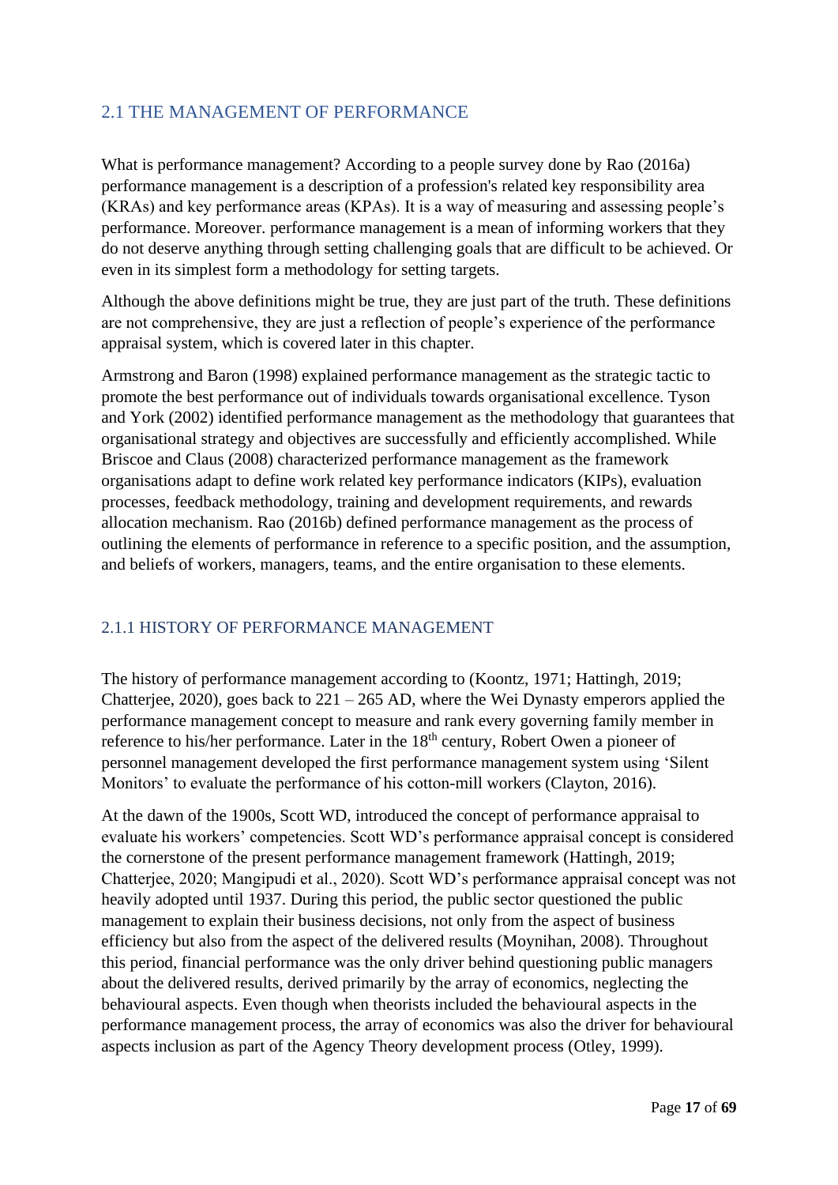## 2.1 THE MANAGEMENT OF PERFORMANCE

What is performance management? According to a people survey done by Rao (2016a) performance management is a description of a profession's related key responsibility area (KRAs) and key performance areas (KPAs). It is a way of measuring and assessing people's performance. Moreover. performance management is a mean of informing workers that they do not deserve anything through setting challenging goals that are difficult to be achieved. Or even in its simplest form a methodology for setting targets.

Although the above definitions might be true, they are just part of the truth. These definitions are not comprehensive, they are just a reflection of people's experience of the performance appraisal system, which is covered later in this chapter.

Armstrong and Baron (1998) explained performance management as the strategic tactic to promote the best performance out of individuals towards organisational excellence. Tyson and York (2002) identified performance management as the methodology that guarantees that organisational strategy and objectives are successfully and efficiently accomplished. While Briscoe and Claus (2008) characterized performance management as the framework organisations adapt to define work related key performance indicators (KIPs), evaluation processes, feedback methodology, training and development requirements, and rewards allocation mechanism. Rao (2016b) defined performance management as the process of outlining the elements of performance in reference to a specific position, and the assumption, and beliefs of workers, managers, teams, and the entire organisation to these elements.

### 2.1.1 HISTORY OF PERFORMANCE MANAGEMENT

The history of performance management according to (Koontz, 1971; Hattingh, 2019; Chatterjee, 2020), goes back to 221 – 265 AD, where the Wei Dynasty emperors applied the performance management concept to measure and rank every governing family member in reference to his/her performance. Later in the 18th century, Robert Owen a pioneer of personnel management developed the first performance management system using 'Silent Monitors' to evaluate the performance of his cotton-mill workers (Clayton, 2016).

At the dawn of the 1900s, Scott WD, introduced the concept of performance appraisal to evaluate his workers' competencies. Scott WD's performance appraisal concept is considered the cornerstone of the present performance management framework (Hattingh, 2019; Chatterjee, 2020; Mangipudi et al., 2020). Scott WD's performance appraisal concept was not heavily adopted until 1937. During this period, the public sector questioned the public management to explain their business decisions, not only from the aspect of business efficiency but also from the aspect of the delivered results (Moynihan, 2008). Throughout this period, financial performance was the only driver behind questioning public managers about the delivered results, derived primarily by the array of economics, neglecting the behavioural aspects. Even though when theorists included the behavioural aspects in the performance management process, the array of economics was also the driver for behavioural aspects inclusion as part of the Agency Theory development process (Otley, 1999).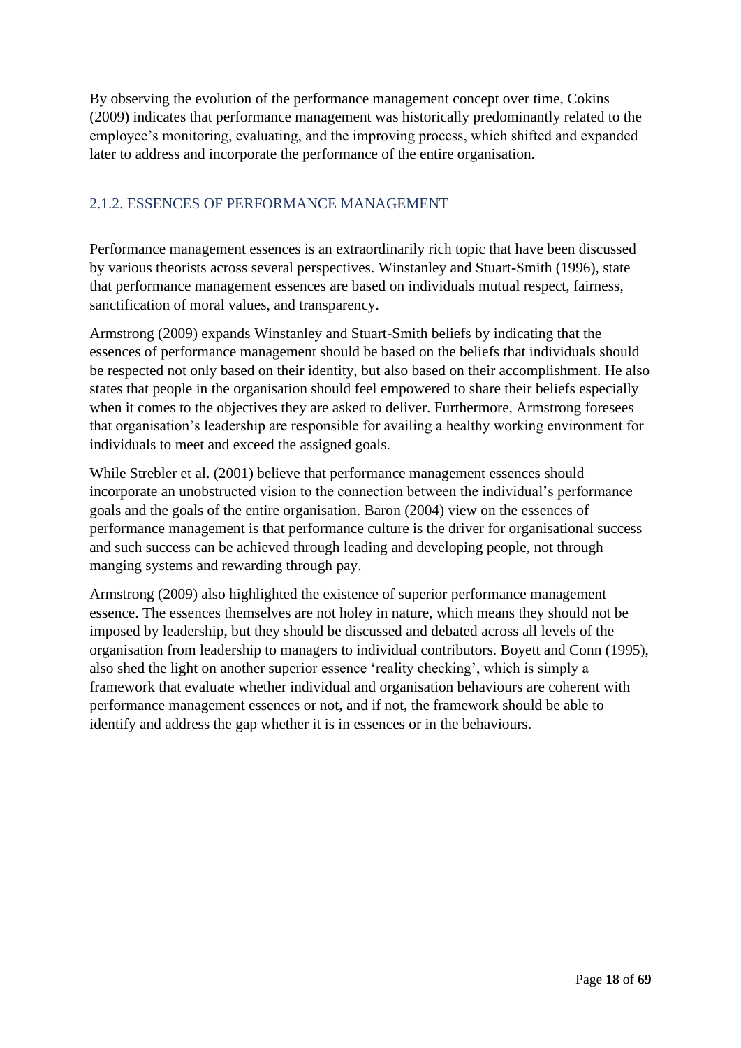By observing the evolution of the performance management concept over time, Cokins (2009) indicates that performance management was historically predominantly related to the employee's monitoring, evaluating, and the improving process, which shifted and expanded later to address and incorporate the performance of the entire organisation.

### 2.1.2. ESSENCES OF PERFORMANCE MANAGEMENT

Performance management essences is an extraordinarily rich topic that have been discussed by various theorists across several perspectives. Winstanley and Stuart-Smith (1996), state that performance management essences are based on individuals mutual respect, fairness, sanctification of moral values, and transparency.

Armstrong (2009) expands Winstanley and Stuart-Smith beliefs by indicating that the essences of performance management should be based on the beliefs that individuals should be respected not only based on their identity, but also based on their accomplishment. He also states that people in the organisation should feel empowered to share their beliefs especially when it comes to the objectives they are asked to deliver. Furthermore, Armstrong foresees that organisation's leadership are responsible for availing a healthy working environment for individuals to meet and exceed the assigned goals.

While Strebler et al. (2001) believe that performance management essences should incorporate an unobstructed vision to the connection between the individual's performance goals and the goals of the entire organisation. Baron (2004) view on the essences of performance management is that performance culture is the driver for organisational success and such success can be achieved through leading and developing people, not through manging systems and rewarding through pay.

Armstrong (2009) also highlighted the existence of superior performance management essence. The essences themselves are not holey in nature, which means they should not be imposed by leadership, but they should be discussed and debated across all levels of the organisation from leadership to managers to individual contributors. Boyett and Conn (1995), also shed the light on another superior essence 'reality checking', which is simply a framework that evaluate whether individual and organisation behaviours are coherent with performance management essences or not, and if not, the framework should be able to identify and address the gap whether it is in essences or in the behaviours.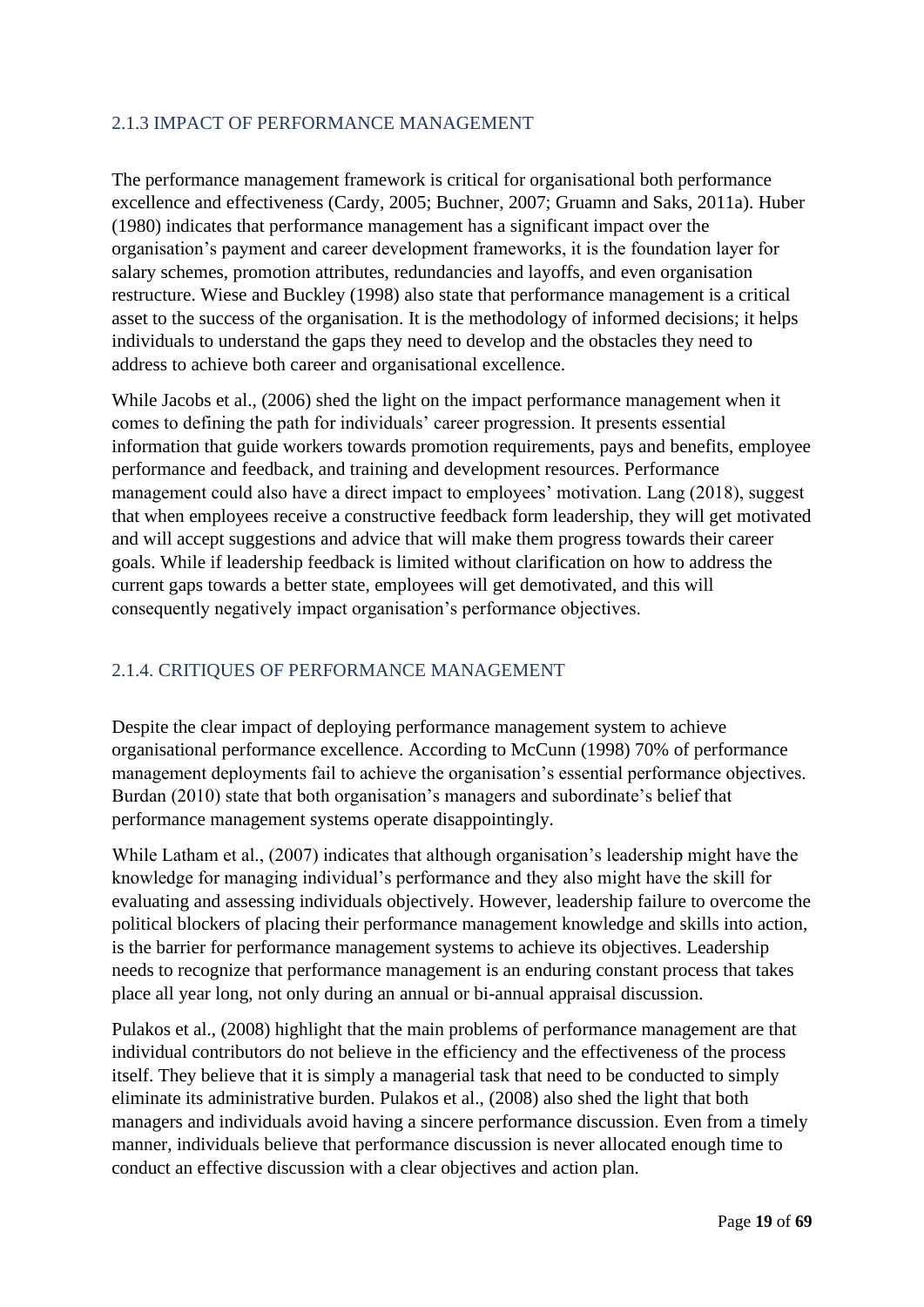### 2.1.3 IMPACT OF PERFORMANCE MANAGEMENT

The performance management framework is critical for organisational both performance excellence and effectiveness (Cardy, 2005; Buchner, 2007; Gruamn and Saks, 2011a). Huber (1980) indicates that performance management has a significant impact over the organisation's payment and career development frameworks, it is the foundation layer for salary schemes, promotion attributes, redundancies and layoffs, and even organisation restructure. Wiese and Buckley (1998) also state that performance management is a critical asset to the success of the organisation. It is the methodology of informed decisions; it helps individuals to understand the gaps they need to develop and the obstacles they need to address to achieve both career and organisational excellence.

While Jacobs et al., (2006) shed the light on the impact performance management when it comes to defining the path for individuals' career progression. It presents essential information that guide workers towards promotion requirements, pays and benefits, employee performance and feedback, and training and development resources. Performance management could also have a direct impact to employees' motivation. Lang (2018), suggest that when employees receive a constructive feedback form leadership, they will get motivated and will accept suggestions and advice that will make them progress towards their career goals. While if leadership feedback is limited without clarification on how to address the current gaps towards a better state, employees will get demotivated, and this will consequently negatively impact organisation's performance objectives.

### 2.1.4. CRITIQUES OF PERFORMANCE MANAGEMENT

Despite the clear impact of deploying performance management system to achieve organisational performance excellence. According to McCunn (1998) 70% of performance management deployments fail to achieve the organisation's essential performance objectives. Burdan (2010) state that both organisation's managers and subordinate's belief that performance management systems operate disappointingly.

While Latham et al., (2007) indicates that although organisation's leadership might have the knowledge for managing individual's performance and they also might have the skill for evaluating and assessing individuals objectively. However, leadership failure to overcome the political blockers of placing their performance management knowledge and skills into action, is the barrier for performance management systems to achieve its objectives. Leadership needs to recognize that performance management is an enduring constant process that takes place all year long, not only during an annual or bi-annual appraisal discussion.

Pulakos et al., (2008) highlight that the main problems of performance management are that individual contributors do not believe in the efficiency and the effectiveness of the process itself. They believe that it is simply a managerial task that need to be conducted to simply eliminate its administrative burden. Pulakos et al., (2008) also shed the light that both managers and individuals avoid having a sincere performance discussion. Even from a timely manner, individuals believe that performance discussion is never allocated enough time to conduct an effective discussion with a clear objectives and action plan.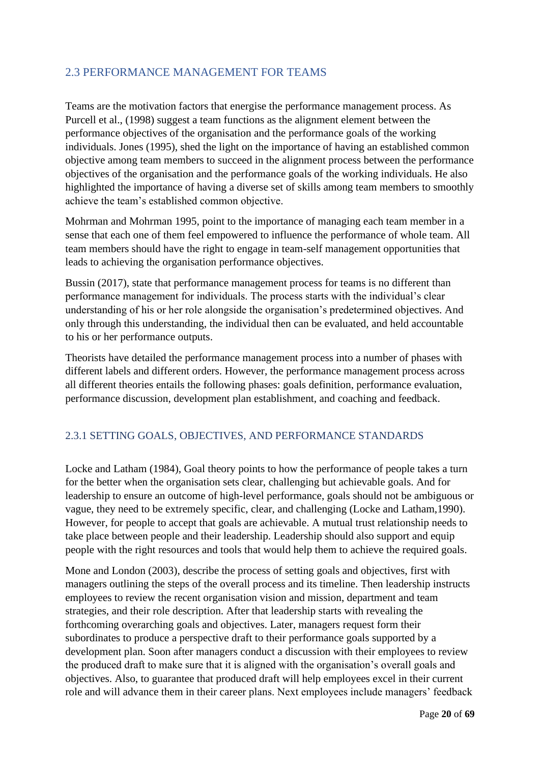## 2.3 PERFORMANCE MANAGEMENT FOR TEAMS

Teams are the motivation factors that energise the performance management process. As Purcell et al., (1998) suggest a team functions as the alignment element between the performance objectives of the organisation and the performance goals of the working individuals. Jones (1995), shed the light on the importance of having an established common objective among team members to succeed in the alignment process between the performance objectives of the organisation and the performance goals of the working individuals. He also highlighted the importance of having a diverse set of skills among team members to smoothly achieve the team's established common objective.

Mohrman and Mohrman 1995, point to the importance of managing each team member in a sense that each one of them feel empowered to influence the performance of whole team. All team members should have the right to engage in team-self management opportunities that leads to achieving the organisation performance objectives.

Bussin (2017), state that performance management process for teams is no different than performance management for individuals. The process starts with the individual's clear understanding of his or her role alongside the organisation's predetermined objectives. And only through this understanding, the individual then can be evaluated, and held accountable to his or her performance outputs.

Theorists have detailed the performance management process into a number of phases with different labels and different orders. However, the performance management process across all different theories entails the following phases: goals definition, performance evaluation, performance discussion, development plan establishment, and coaching and feedback.

### 2.3.1 SETTING GOALS, OBJECTIVES, AND PERFORMANCE STANDARDS

Locke and Latham (1984), Goal theory points to how the performance of people takes a turn for the better when the organisation sets clear, challenging but achievable goals. And for leadership to ensure an outcome of high-level performance, goals should not be ambiguous or vague, they need to be extremely specific, clear, and challenging (Locke and Latham,1990). However, for people to accept that goals are achievable. A mutual trust relationship needs to take place between people and their leadership. Leadership should also support and equip people with the right resources and tools that would help them to achieve the required goals.

Mone and London (2003), describe the process of setting goals and objectives, first with managers outlining the steps of the overall process and its timeline. Then leadership instructs employees to review the recent organisation vision and mission, department and team strategies, and their role description. After that leadership starts with revealing the forthcoming overarching goals and objectives. Later, managers request form their subordinates to produce a perspective draft to their performance goals supported by a development plan. Soon after managers conduct a discussion with their employees to review the produced draft to make sure that it is aligned with the organisation's overall goals and objectives. Also, to guarantee that produced draft will help employees excel in their current role and will advance them in their career plans. Next employees include managers' feedback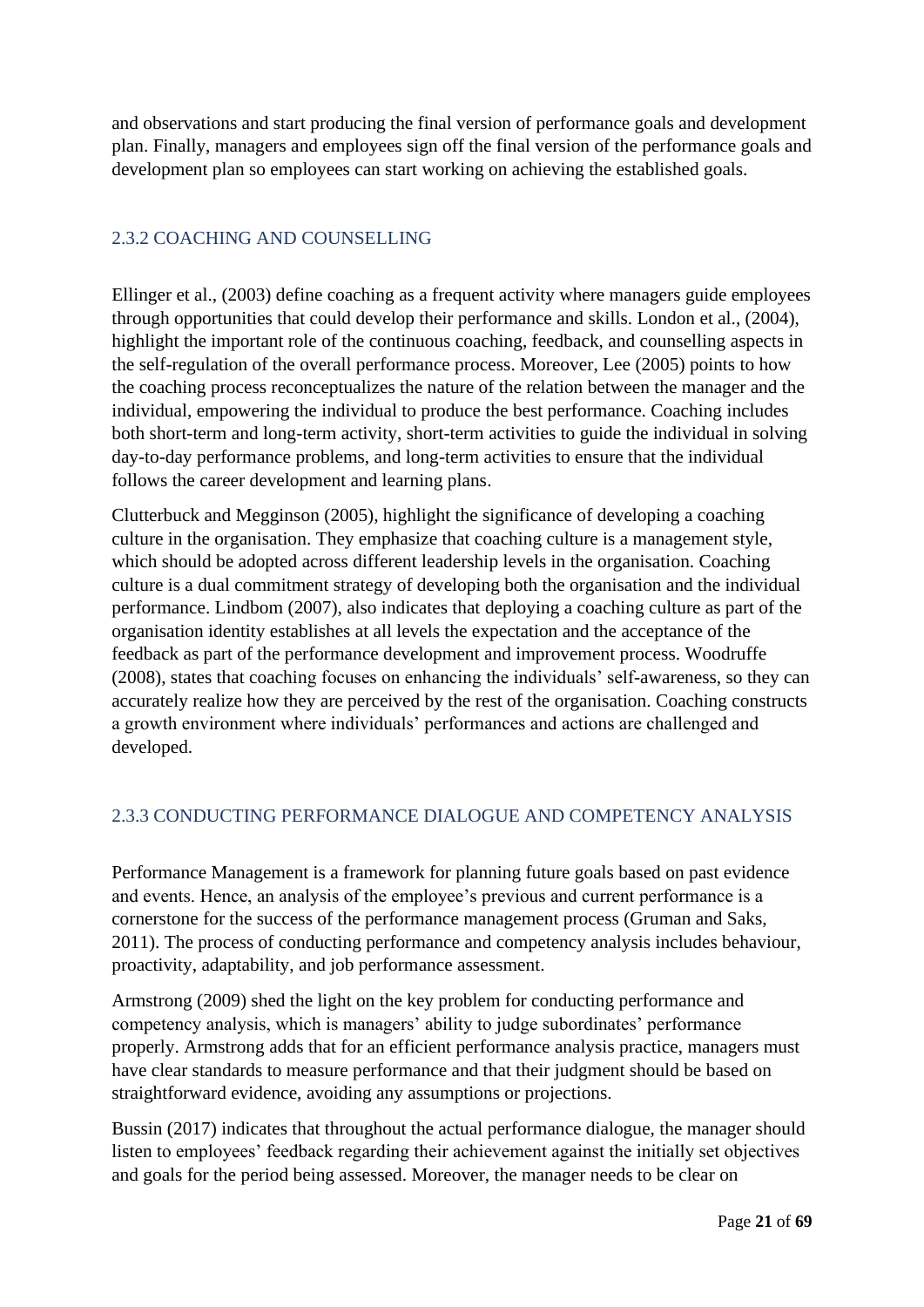and observations and start producing the final version of performance goals and development plan. Finally, managers and employees sign off the final version of the performance goals and development plan so employees can start working on achieving the established goals.

### 2.3.2 COACHING AND COUNSELLING

Ellinger et al., (2003) define coaching as a frequent activity where managers guide employees through opportunities that could develop their performance and skills. London et al., (2004), highlight the important role of the continuous coaching, feedback, and counselling aspects in the self-regulation of the overall performance process. Moreover, Lee (2005) points to how the coaching process reconceptualizes the nature of the relation between the manager and the individual, empowering the individual to produce the best performance. Coaching includes both short-term and long-term activity, short-term activities to guide the individual in solving day-to-day performance problems, and long-term activities to ensure that the individual follows the career development and learning plans.

Clutterbuck and Megginson (2005), highlight the significance of developing a coaching culture in the organisation. They emphasize that coaching culture is a management style, which should be adopted across different leadership levels in the organisation. Coaching culture is a dual commitment strategy of developing both the organisation and the individual performance. Lindbom (2007), also indicates that deploying a coaching culture as part of the organisation identity establishes at all levels the expectation and the acceptance of the feedback as part of the performance development and improvement process. Woodruffe (2008), states that coaching focuses on enhancing the individuals' self-awareness, so they can accurately realize how they are perceived by the rest of the organisation. Coaching constructs a growth environment where individuals' performances and actions are challenged and developed.

### 2.3.3 CONDUCTING PERFORMANCE DIALOGUE AND COMPETENCY ANALYSIS

Performance Management is a framework for planning future goals based on past evidence and events. Hence, an analysis of the employee's previous and current performance is a cornerstone for the success of the performance management process (Gruman and Saks, 2011). The process of conducting performance and competency analysis includes behaviour, proactivity, adaptability, and job performance assessment.

Armstrong (2009) shed the light on the key problem for conducting performance and competency analysis, which is managers' ability to judge subordinates' performance properly. Armstrong adds that for an efficient performance analysis practice, managers must have clear standards to measure performance and that their judgment should be based on straightforward evidence, avoiding any assumptions or projections.

Bussin (2017) indicates that throughout the actual performance dialogue, the manager should listen to employees' feedback regarding their achievement against the initially set objectives and goals for the period being assessed. Moreover, the manager needs to be clear on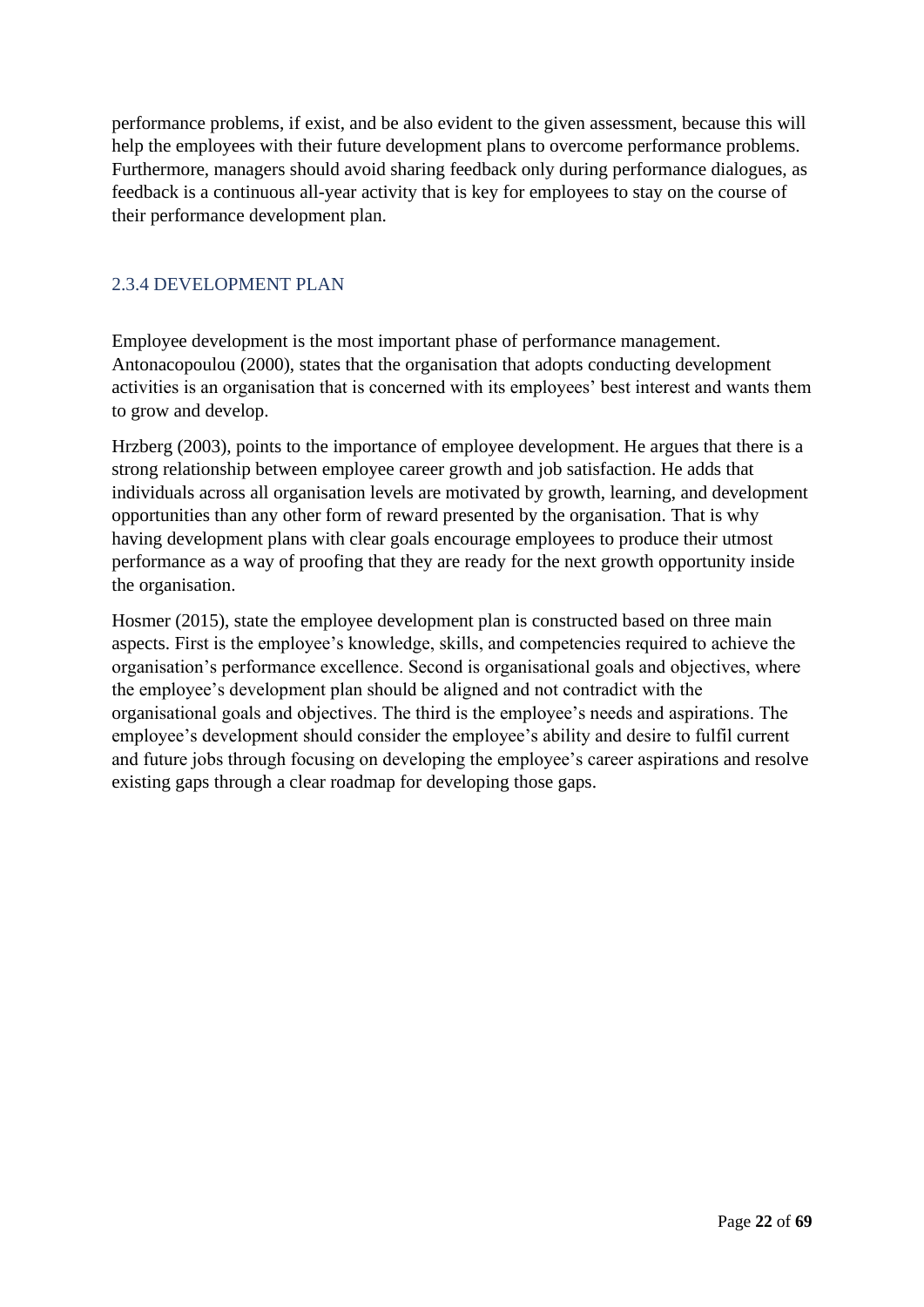performance problems, if exist, and be also evident to the given assessment, because this will help the employees with their future development plans to overcome performance problems. Furthermore, managers should avoid sharing feedback only during performance dialogues, as feedback is a continuous all-year activity that is key for employees to stay on the course of their performance development plan.

### 2.3.4 DEVELOPMENT PLAN

Employee development is the most important phase of performance management. Antonacopoulou (2000), states that the organisation that adopts conducting development activities is an organisation that is concerned with its employees' best interest and wants them to grow and develop.

Hrzberg (2003), points to the importance of employee development. He argues that there is a strong relationship between employee career growth and job satisfaction. He adds that individuals across all organisation levels are motivated by growth, learning, and development opportunities than any other form of reward presented by the organisation. That is why having development plans with clear goals encourage employees to produce their utmost performance as a way of proofing that they are ready for the next growth opportunity inside the organisation.

Hosmer (2015), state the employee development plan is constructed based on three main aspects. First is the employee's knowledge, skills, and competencies required to achieve the organisation's performance excellence. Second is organisational goals and objectives, where the employee's development plan should be aligned and not contradict with the organisational goals and objectives. The third is the employee's needs and aspirations. The employee's development should consider the employee's ability and desire to fulfil current and future jobs through focusing on developing the employee's career aspirations and resolve existing gaps through a clear roadmap for developing those gaps.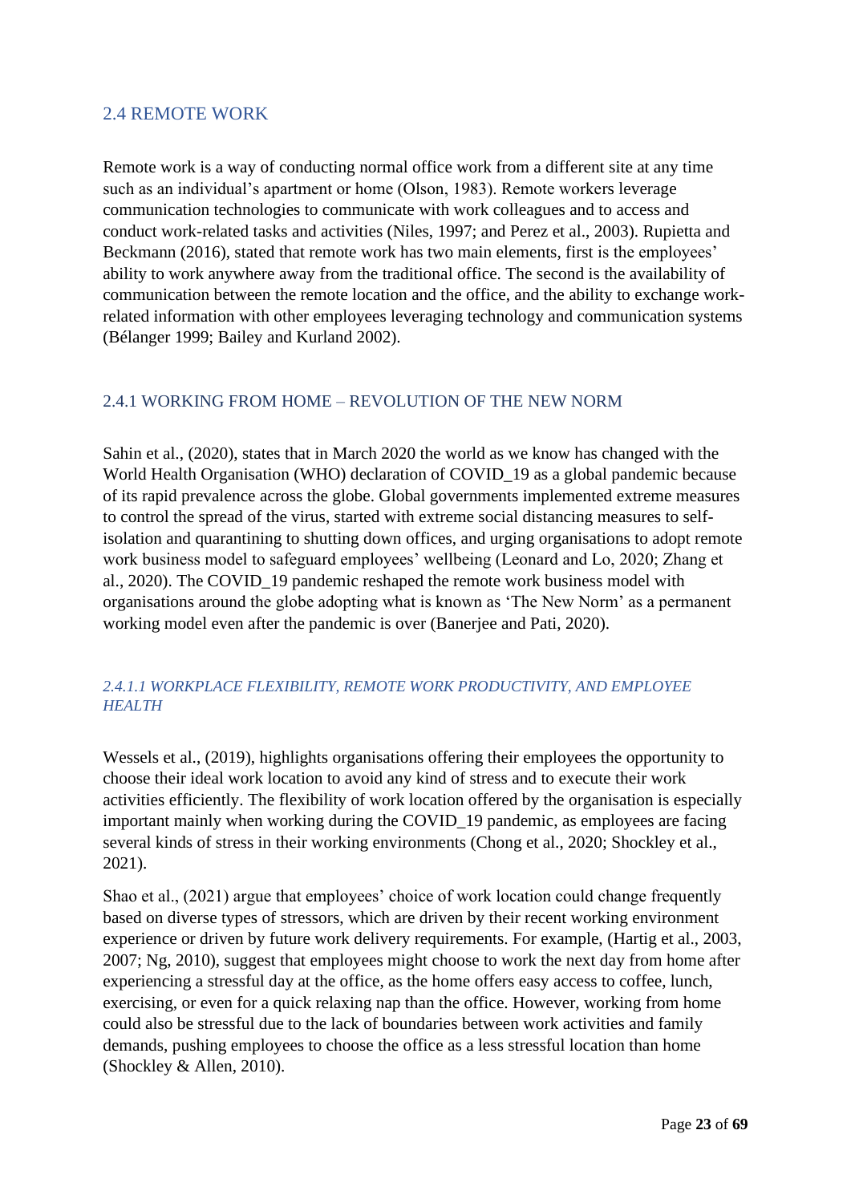## 2.4 REMOTE WORK

Remote work is a way of conducting normal office work from a different site at any time such as an individual's apartment or home (Olson, 1983). Remote workers leverage communication technologies to communicate with work colleagues and to access and conduct work-related tasks and activities (Niles, 1997; and Perez et al., 2003). Rupietta and Beckmann (2016), stated that remote work has two main elements, first is the employees' ability to work anywhere away from the traditional office. The second is the availability of communication between the remote location and the office, and the ability to exchange work-related information with other employees leveraging technology and communication systems (Bélanger 1999; Bailey and Kurland 2002).

### 2.4.1 WORKING FROM HOME – REVOLUTION OF THE NEW NORM

Sahin et al., (2020), states that in March 2020 the world as we know has changed with the World Health Organisation (WHO) declaration of COVID_19 as a global pandemic because of its rapid prevalence across the globe. Global governments implemented extreme measures to control the spread of the virus, started with extreme social distancing measures to self-isolation and quarantining to shutting down offices, and urging organisations to adopt remote work business model to safeguard employees' wellbeing (Leonard and Lo, 2020; Zhang et al., 2020). The COVID_19 pandemic reshaped the remote work business model with organisations around the globe adopting what is known as 'The New Norm' as a permanent working model even after the pandemic is over (Banerjee and Pati, 2020).

#### *2.4.1.1 WORKPLACE FLEXIBILITY, REMOTE WORK PRODUCTIVITY, AND EMPLOYEE HEALTH*

Wessels et al., (2019), highlights organisations offering their employees the opportunity to choose their ideal work location to avoid any kind of stress and to execute their work activities efficiently. The flexibility of work location offered by the organisation is especially important mainly when working during the COVID_19 pandemic, as employees are facing several kinds of stress in their working environments (Chong et al., 2020; Shockley et al., 2021).

Shao et al., (2021) argue that employees' choice of work location could change frequently based on diverse types of stressors, which are driven by their recent working environment experience or driven by future work delivery requirements. For example, (Hartig et al., 2003, 2007; Ng, 2010), suggest that employees might choose to work the next day from home after experiencing a stressful day at the office, as the home offers easy access to coffee, lunch, exercising, or even for a quick relaxing nap than the office. However, working from home could also be stressful due to the lack of boundaries between work activities and family demands, pushing employees to choose the office as a less stressful location than home (Shockley & Allen, 2010).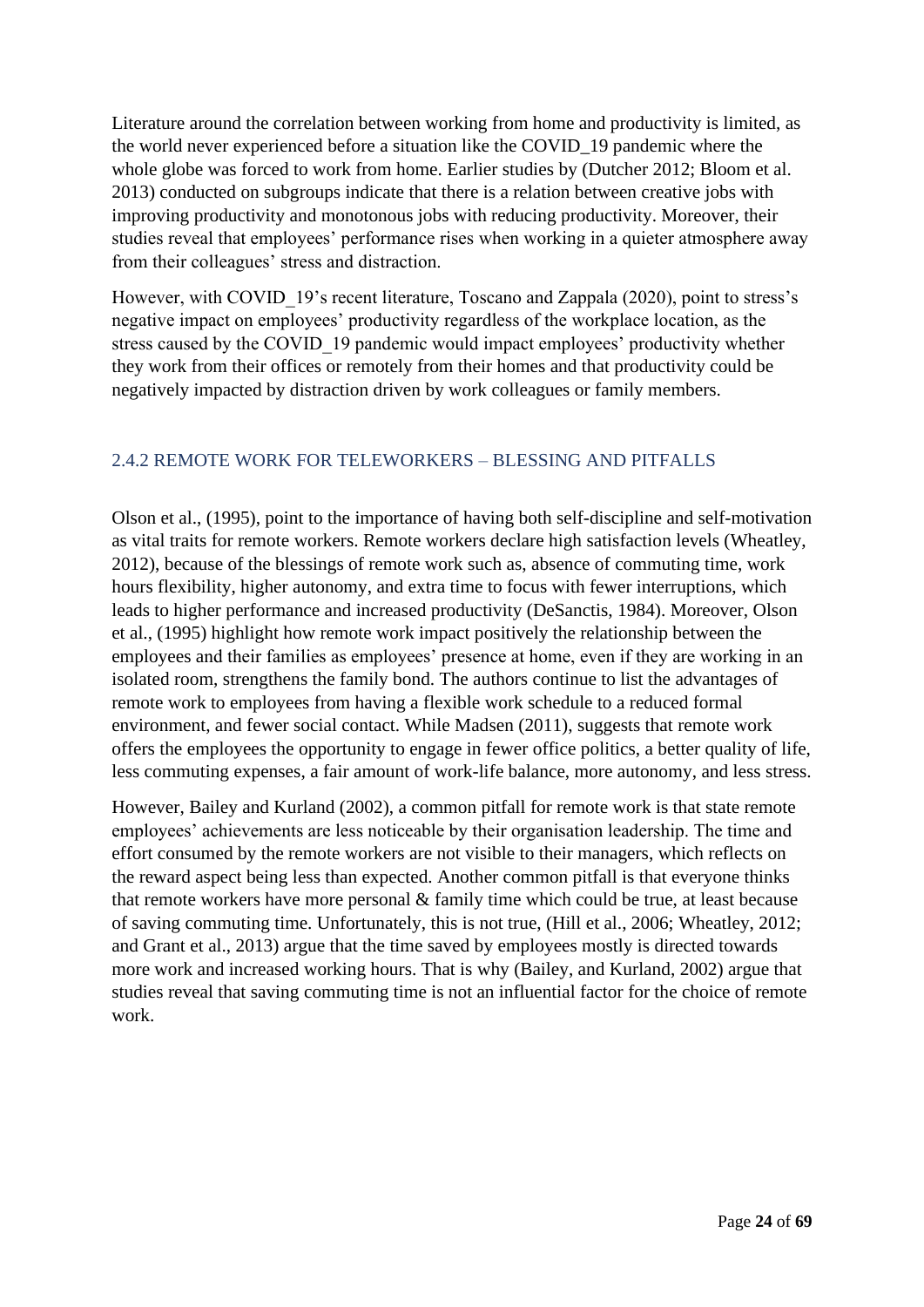Literature around the correlation between working from home and productivity is limited, as the world never experienced before a situation like the COVID_19 pandemic where the whole globe was forced to work from home. Earlier studies by (Dutcher 2012; Bloom et al. 2013) conducted on subgroups indicate that there is a relation between creative jobs with improving productivity and monotonous jobs with reducing productivity. Moreover, their studies reveal that employees' performance rises when working in a quieter atmosphere away from their colleagues' stress and distraction.

However, with COVID_19's recent literature, Toscano and Zappala (2020), point to stress's negative impact on employees' productivity regardless of the workplace location, as the stress caused by the COVID_19 pandemic would impact employees' productivity whether they work from their offices or remotely from their homes and that productivity could be negatively impacted by distraction driven by work colleagues or family members.

### 2.4.2 REMOTE WORK FOR TELEWORKERS – BLESSING AND PITFALLS

Olson et al., (1995), point to the importance of having both self-discipline and self-motivation as vital traits for remote workers. Remote workers declare high satisfaction levels (Wheatley, 2012), because of the blessings of remote work such as, absence of commuting time, work hours flexibility, higher autonomy, and extra time to focus with fewer interruptions, which leads to higher performance and increased productivity (DeSanctis, 1984). Moreover, Olson et al., (1995) highlight how remote work impact positively the relationship between the employees and their families as employees' presence at home, even if they are working in an isolated room, strengthens the family bond. The authors continue to list the advantages of remote work to employees from having a flexible work schedule to a reduced formal environment, and fewer social contact. While Madsen (2011), suggests that remote work offers the employees the opportunity to engage in fewer office politics, a better quality of life, less commuting expenses, a fair amount of work-life balance, more autonomy, and less stress.

However, Bailey and Kurland (2002), a common pitfall for remote work is that state remote employees' achievements are less noticeable by their organisation leadership. The time and effort consumed by the remote workers are not visible to their managers, which reflects on the reward aspect being less than expected. Another common pitfall is that everyone thinks that remote workers have more personal & family time which could be true, at least because of saving commuting time. Unfortunately, this is not true, (Hill et al., 2006; Wheatley, 2012; and Grant et al., 2013) argue that the time saved by employees mostly is directed towards more work and increased working hours. That is why (Bailey, and Kurland, 2002) argue that studies reveal that saving commuting time is not an influential factor for the choice of remote work.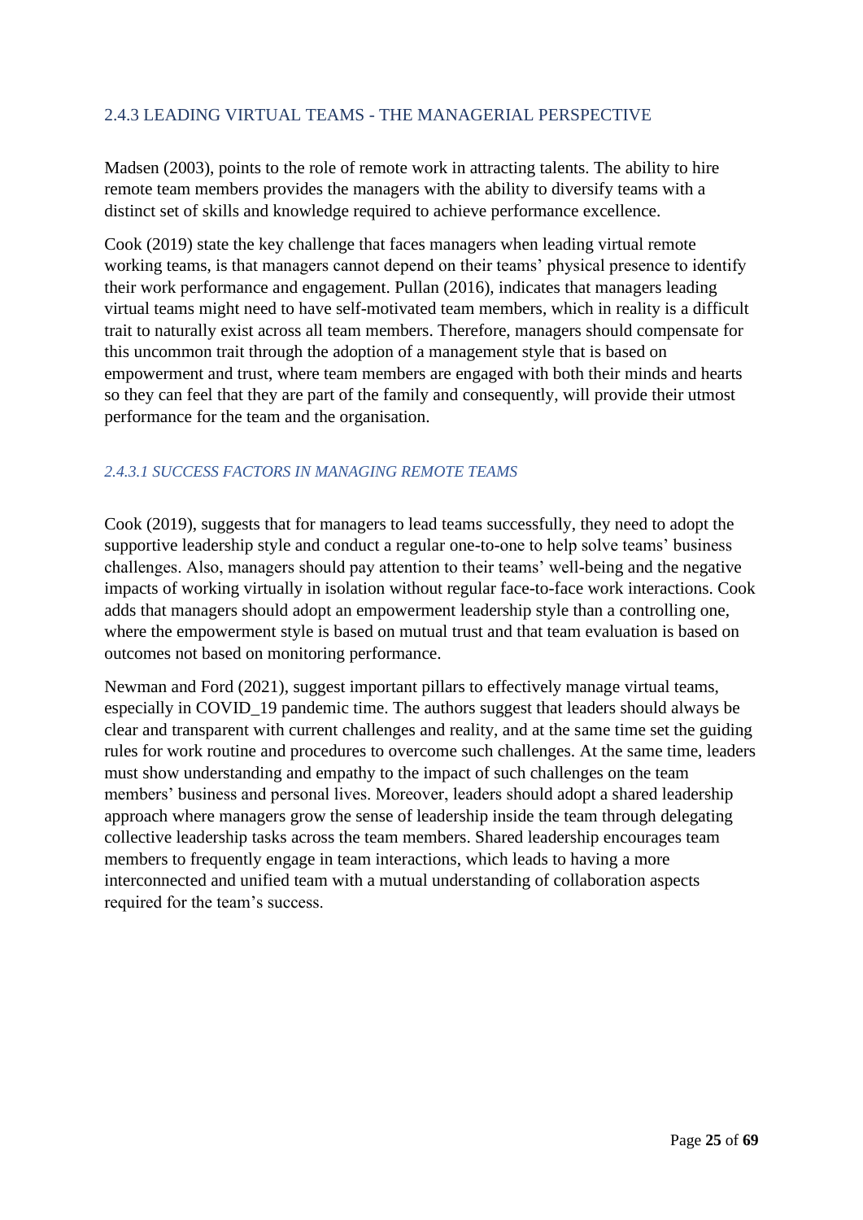### 2.4.3 LEADING VIRTUAL TEAMS - THE MANAGERIAL PERSPECTIVE

Madsen (2003), points to the role of remote work in attracting talents. The ability to hire remote team members provides the managers with the ability to diversify teams with a distinct set of skills and knowledge required to achieve performance excellence.

Cook (2019) state the key challenge that faces managers when leading virtual remote working teams, is that managers cannot depend on their teams' physical presence to identify their work performance and engagement. Pullan (2016), indicates that managers leading virtual teams might need to have self-motivated team members, which in reality is a difficult trait to naturally exist across all team members. Therefore, managers should compensate for this uncommon trait through the adoption of a management style that is based on empowerment and trust, where team members are engaged with both their minds and hearts so they can feel that they are part of the family and consequently, will provide their utmost performance for the team and the organisation.

#### *2.4.3.1 SUCCESS FACTORS IN MANAGING REMOTE TEAMS*

Cook (2019), suggests that for managers to lead teams successfully, they need to adopt the supportive leadership style and conduct a regular one-to-one to help solve teams' business challenges. Also, managers should pay attention to their teams' well-being and the negative impacts of working virtually in isolation without regular face-to-face work interactions. Cook adds that managers should adopt an empowerment leadership style than a controlling one, where the empowerment style is based on mutual trust and that team evaluation is based on outcomes not based on monitoring performance.

Newman and Ford (2021), suggest important pillars to effectively manage virtual teams, especially in COVID_19 pandemic time. The authors suggest that leaders should always be clear and transparent with current challenges and reality, and at the same time set the guiding rules for work routine and procedures to overcome such challenges. At the same time, leaders must show understanding and empathy to the impact of such challenges on the team members' business and personal lives. Moreover, leaders should adopt a shared leadership approach where managers grow the sense of leadership inside the team through delegating collective leadership tasks across the team members. Shared leadership encourages team members to frequently engage in team interactions, which leads to having a more interconnected and unified team with a mutual understanding of collaboration aspects required for the team's success.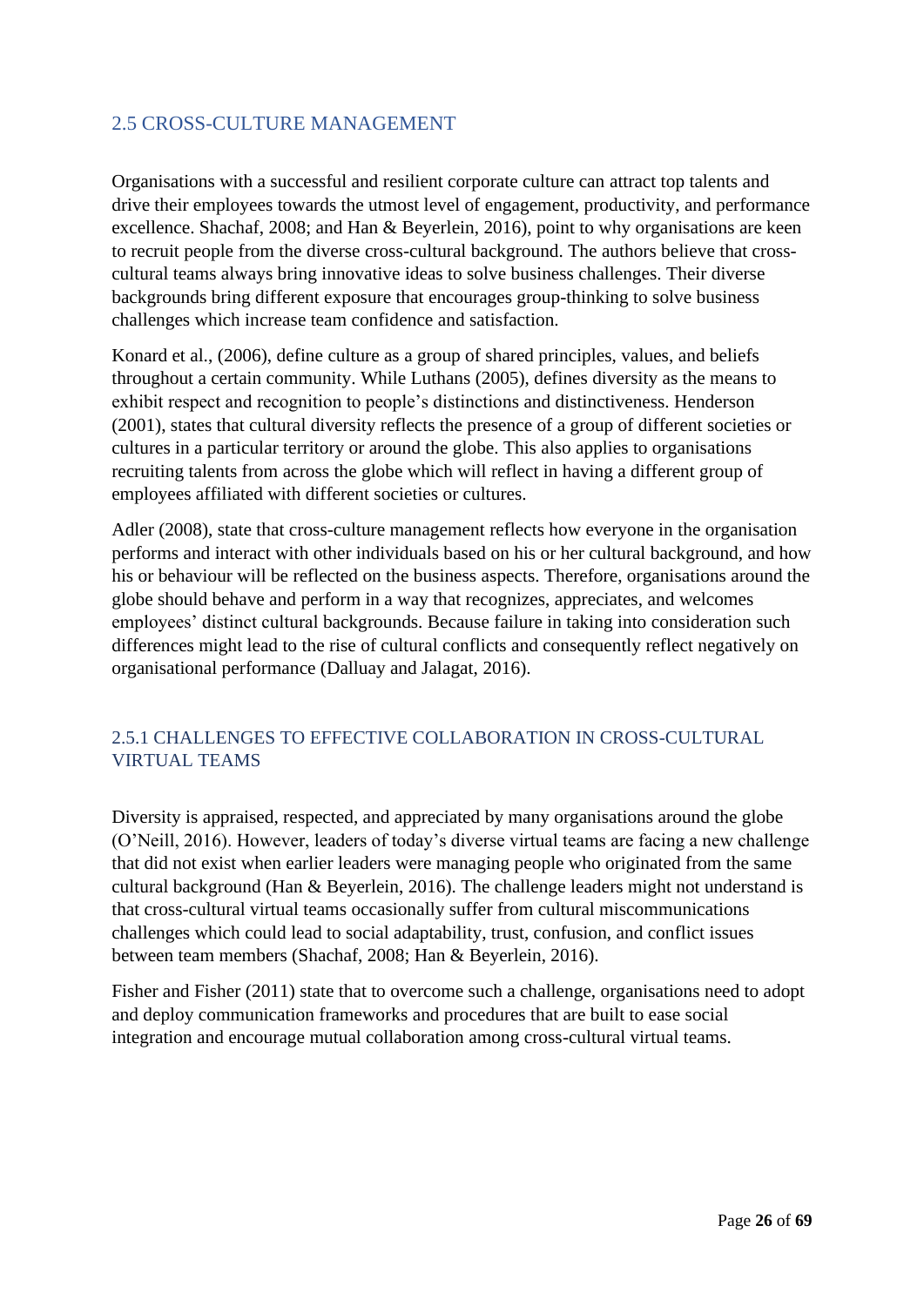## 2.5 CROSS-CULTURE MANAGEMENT

Organisations with a successful and resilient corporate culture can attract top talents and drive their employees towards the utmost level of engagement, productivity, and performance excellence. Shachaf, 2008; and Han & Beyerlein, 2016), point to why organisations are keen to recruit people from the diverse cross-cultural background. The authors believe that cross-cultural teams always bring innovative ideas to solve business challenges. Their diverse backgrounds bring different exposure that encourages group-thinking to solve business challenges which increase team confidence and satisfaction.

Konard et al., (2006), define culture as a group of shared principles, values, and beliefs throughout a certain community. While Luthans (2005), defines diversity as the means to exhibit respect and recognition to people's distinctions and distinctiveness. Henderson (2001), states that cultural diversity reflects the presence of a group of different societies or cultures in a particular territory or around the globe. This also applies to organisations recruiting talents from across the globe which will reflect in having a different group of employees affiliated with different societies or cultures.

Adler (2008), state that cross-culture management reflects how everyone in the organisation performs and interact with other individuals based on his or her cultural background, and how his or behaviour will be reflected on the business aspects. Therefore, organisations around the globe should behave and perform in a way that recognizes, appreciates, and welcomes employees' distinct cultural backgrounds. Because failure in taking into consideration such differences might lead to the rise of cultural conflicts and consequently reflect negatively on organisational performance (Dalluay and Jalagat, 2016).

### 2.5.1 CHALLENGES TO EFFECTIVE COLLABORATION IN CROSS-CULTURAL VIRTUAL TEAMS

Diversity is appraised, respected, and appreciated by many organisations around the globe (O'Neill, 2016). However, leaders of today's diverse virtual teams are facing a new challenge that did not exist when earlier leaders were managing people who originated from the same cultural background (Han & Beyerlein, 2016). The challenge leaders might not understand is that cross-cultural virtual teams occasionally suffer from cultural miscommunications challenges which could lead to social adaptability, trust, confusion, and conflict issues between team members (Shachaf, 2008; Han & Beyerlein, 2016).

Fisher and Fisher (2011) state that to overcome such a challenge, organisations need to adopt and deploy communication frameworks and procedures that are built to ease social integration and encourage mutual collaboration among cross-cultural virtual teams.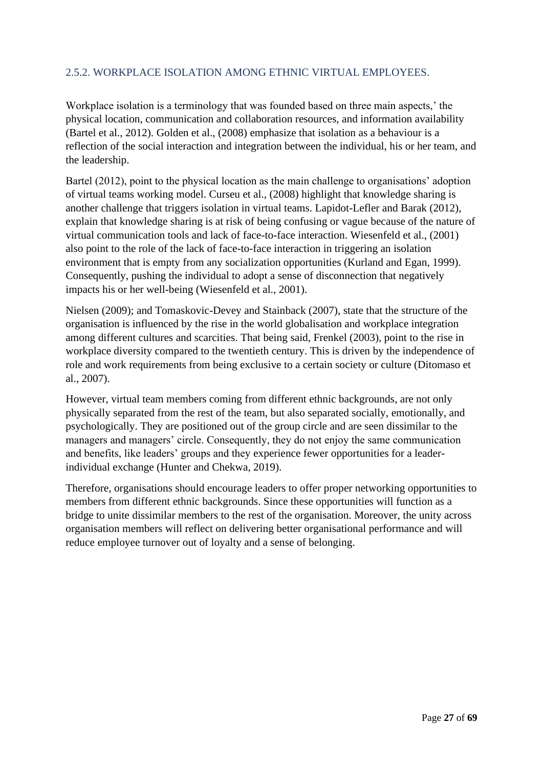### 2.5.2. WORKPLACE ISOLATION AMONG ETHNIC VIRTUAL EMPLOYEES.

Workplace isolation is a terminology that was founded based on three main aspects,' the physical location, communication and collaboration resources, and information availability (Bartel et al., 2012). Golden et al., (2008) emphasize that isolation as a behaviour is a reflection of the social interaction and integration between the individual, his or her team, and the leadership.

Bartel (2012), point to the physical location as the main challenge to organisations' adoption of virtual teams working model. Curseu et al., (2008) highlight that knowledge sharing is another challenge that triggers isolation in virtual teams. Lapidot-Lefler and Barak (2012), explain that knowledge sharing is at risk of being confusing or vague because of the nature of virtual communication tools and lack of face-to-face interaction. Wiesenfeld et al., (2001) also point to the role of the lack of face-to-face interaction in triggering an isolation environment that is empty from any socialization opportunities (Kurland and Egan, 1999). Consequently, pushing the individual to adopt a sense of disconnection that negatively impacts his or her well-being (Wiesenfeld et al., 2001).

Nielsen (2009); and Tomaskovic-Devey and Stainback (2007), state that the structure of the organisation is influenced by the rise in the world globalisation and workplace integration among different cultures and scarcities. That being said, Frenkel (2003), point to the rise in workplace diversity compared to the twentieth century. This is driven by the independence of role and work requirements from being exclusive to a certain society or culture (Ditomaso et al., 2007).

However, virtual team members coming from different ethnic backgrounds, are not only physically separated from the rest of the team, but also separated socially, emotionally, and psychologically. They are positioned out of the group circle and are seen dissimilar to the managers and managers' circle. Consequently, they do not enjoy the same communication and benefits, like leaders' groups and they experience fewer opportunities for a leader-individual exchange (Hunter and Chekwa, 2019).

Therefore, organisations should encourage leaders to offer proper networking opportunities to members from different ethnic backgrounds. Since these opportunities will function as a bridge to unite dissimilar members to the rest of the organisation. Moreover, the unity across organisation members will reflect on delivering better organisational performance and will reduce employee turnover out of loyalty and a sense of belonging.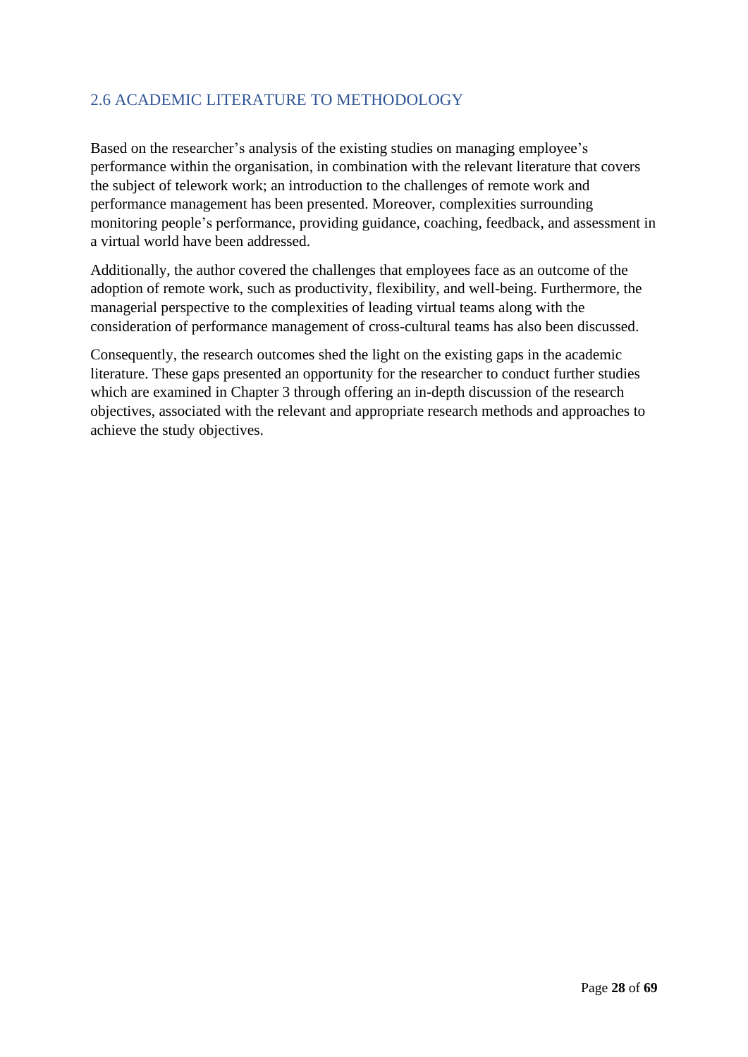## 2.6 ACADEMIC LITERATURE TO METHODOLOGY

Based on the researcher's analysis of the existing studies on managing employee's performance within the organisation, in combination with the relevant literature that covers the subject of telework work; an introduction to the challenges of remote work and performance management has been presented. Moreover, complexities surrounding monitoring people's performance, providing guidance, coaching, feedback, and assessment in a virtual world have been addressed.

Additionally, the author covered the challenges that employees face as an outcome of the adoption of remote work, such as productivity, flexibility, and well-being. Furthermore, the managerial perspective to the complexities of leading virtual teams along with the consideration of performance management of cross-cultural teams has also been discussed.

Consequently, the research outcomes shed the light on the existing gaps in the academic literature. These gaps presented an opportunity for the researcher to conduct further studies which are examined in Chapter 3 through offering an in-depth discussion of the research objectives, associated with the relevant and appropriate research methods and approaches to achieve the study objectives.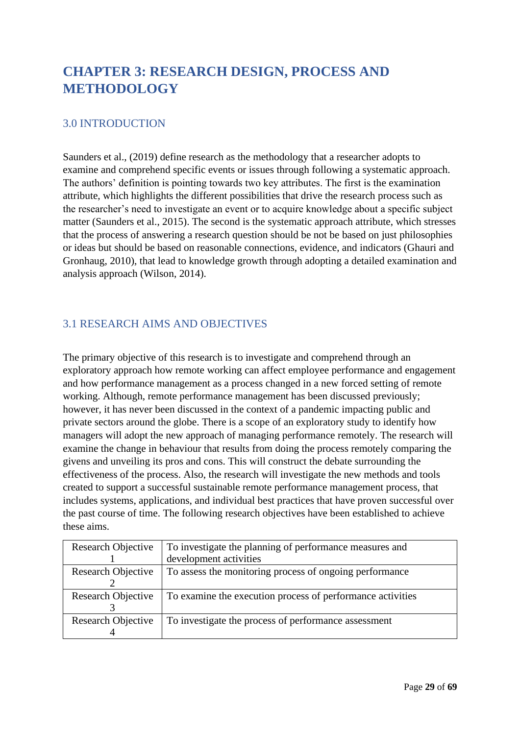# CHAPTER 3: RESEARCH DESIGN, PROCESS AND METHODOLOGY

## 3.0 INTRODUCTION

Saunders et al., (2019) define research as the methodology that a researcher adopts to examine and comprehend specific events or issues through following a systematic approach. The authors' definition is pointing towards two key attributes. The first is the examination attribute, which highlights the different possibilities that drive the research process such as the researcher's need to investigate an event or to acquire knowledge about a specific subject matter (Saunders et al., 2015). The second is the systematic approach attribute, which stresses that the process of answering a research question should be not be based on just philosophies or ideas but should be based on reasonable connections, evidence, and indicators (Ghauri and Gronhaug, 2010), that lead to knowledge growth through adopting a detailed examination and analysis approach (Wilson, 2014).

## 3.1 RESEARCH AIMS AND OBJECTIVES

The primary objective of this research is to investigate and comprehend through an exploratory approach how remote working can affect employee performance and engagement and how performance management as a process changed in a new forced setting of remote working. Although, remote performance management has been discussed previously; however, it has never been discussed in the context of a pandemic impacting public and private sectors around the globe. There is a scope of an exploratory study to identify how managers will adopt the new approach of managing performance remotely. The research will examine the change in behaviour that results from doing the process remotely comparing the givens and unveiling its pros and cons. This will construct the debate surrounding the effectiveness of the process. Also, the research will investigate the new methods and tools created to support a successful sustainable remote performance management process, that includes systems, applications, and individual best practices that have proven successful over the past course of time. The following research objectives have been established to achieve these aims.

| | |
|---|---|
| Research Objective 1 | To investigate the planning of performance measures and development activities |
| Research Objective 2 | To assess the monitoring process of ongoing performance |
| Research Objective 3 | To examine the execution process of performance activities |
| Research Objective 4 | To investigate the process of performance assessment |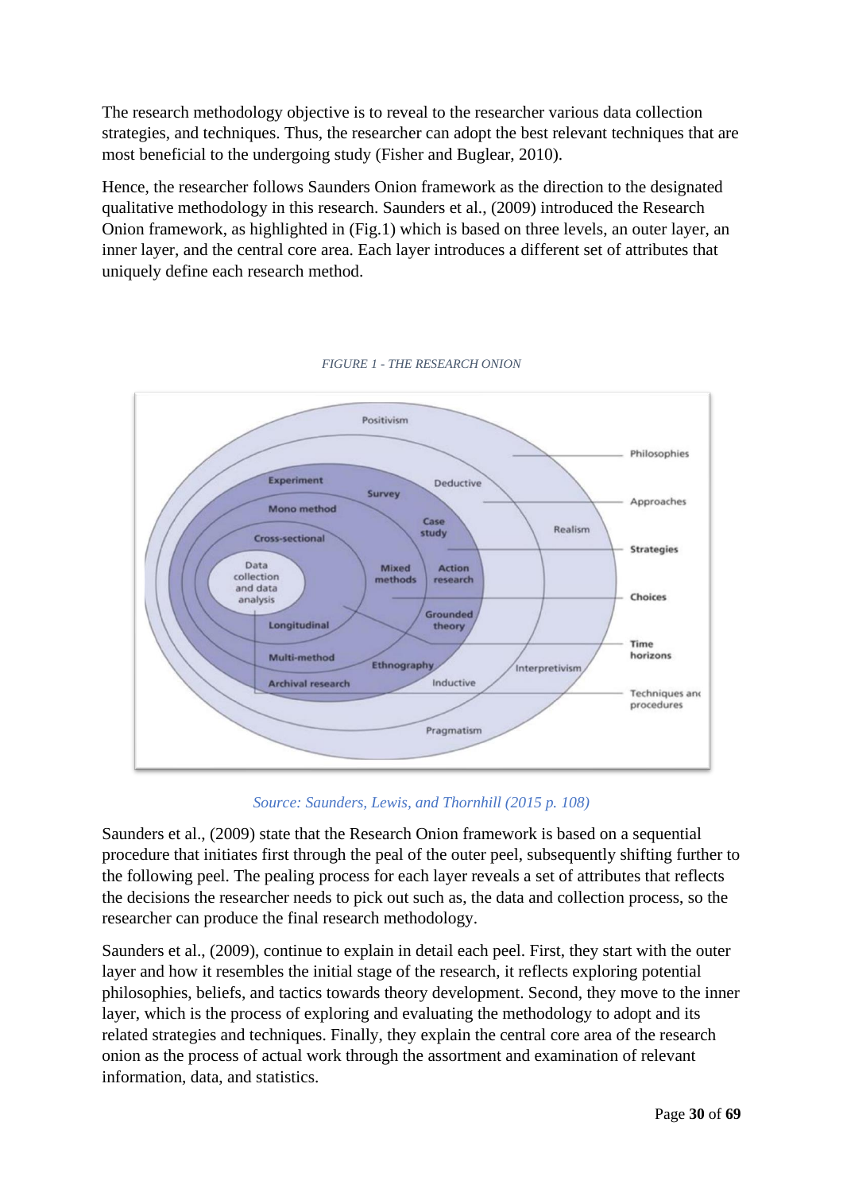The research methodology objective is to reveal to the researcher various data collection strategies, and techniques. Thus, the researcher can adopt the best relevant techniques that are most beneficial to the undergoing study (Fisher and Buglear, 2010).

Hence, the researcher follows Saunders Onion framework as the direction to the designated qualitative methodology in this research. Saunders et al., (2009) introduced the Research Onion framework, as highlighted in (Fig.1) which is based on three levels, an outer layer, an inner layer, and the central core area. Each layer introduces a different set of attributes that uniquely define each research method.

*FIGURE 1 - THE RESEARCH ONION*

*Source: Saunders, Lewis, and Thornhill (2015 p. 108)*

Saunders et al., (2009) state that the Research Onion framework is based on a sequential procedure that initiates first through the peal of the outer peel, subsequently shifting further to the following peel. The pealing process for each layer reveals a set of attributes that reflects the decisions the researcher needs to pick out such as, the data and collection process, so the researcher can produce the final research methodology.

Saunders et al., (2009), continue to explain in detail each peel. First, they start with the outer layer and how it resembles the initial stage of the research, it reflects exploring potential philosophies, beliefs, and tactics towards theory development. Second, they move to the inner layer, which is the process of exploring and evaluating the methodology to adopt and its related strategies and techniques. Finally, they explain the central core area of the research onion as the process of actual work through the assortment and examination of relevant information, data, and statistics.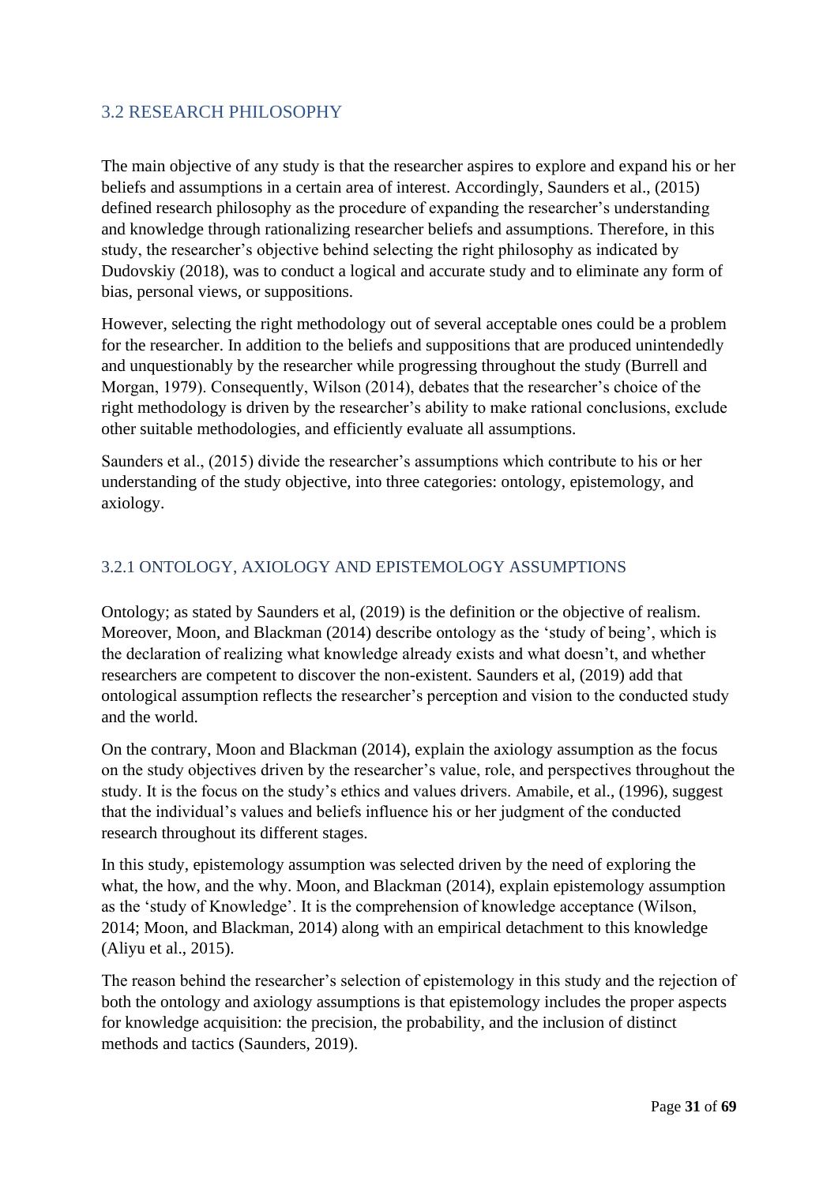## 3.2 RESEARCH PHILOSOPHY

The main objective of any study is that the researcher aspires to explore and expand his or her beliefs and assumptions in a certain area of interest. Accordingly, Saunders et al., (2015) defined research philosophy as the procedure of expanding the researcher's understanding and knowledge through rationalizing researcher beliefs and assumptions. Therefore, in this study, the researcher's objective behind selecting the right philosophy as indicated by Dudovskiy (2018), was to conduct a logical and accurate study and to eliminate any form of bias, personal views, or suppositions.

However, selecting the right methodology out of several acceptable ones could be a problem for the researcher. In addition to the beliefs and suppositions that are produced unintendedly and unquestionably by the researcher while progressing throughout the study (Burrell and Morgan, 1979). Consequently, Wilson (2014), debates that the researcher's choice of the right methodology is driven by the researcher's ability to make rational conclusions, exclude other suitable methodologies, and efficiently evaluate all assumptions.

Saunders et al., (2015) divide the researcher's assumptions which contribute to his or her understanding of the study objective, into three categories: ontology, epistemology, and axiology.

### 3.2.1 ONTOLOGY, AXIOLOGY AND EPISTEMOLOGY ASSUMPTIONS

Ontology; as stated by Saunders et al, (2019) is the definition or the objective of realism. Moreover, Moon, and Blackman (2014) describe ontology as the 'study of being', which is the declaration of realizing what knowledge already exists and what doesn't, and whether researchers are competent to discover the non-existent. Saunders et al, (2019) add that ontological assumption reflects the researcher's perception and vision to the conducted study and the world.

On the contrary, Moon and Blackman (2014), explain the axiology assumption as the focus on the study objectives driven by the researcher's value, role, and perspectives throughout the study. It is the focus on the study's ethics and values drivers. Amabile, et al., (1996), suggest that the individual's values and beliefs influence his or her judgment of the conducted research throughout its different stages.

In this study, epistemology assumption was selected driven by the need of exploring the what, the how, and the why. Moon, and Blackman (2014), explain epistemology assumption as the 'study of Knowledge'. It is the comprehension of knowledge acceptance (Wilson, 2014; Moon, and Blackman, 2014) along with an empirical detachment to this knowledge (Aliyu et al., 2015).

The reason behind the researcher's selection of epistemology in this study and the rejection of both the ontology and axiology assumptions is that epistemology includes the proper aspects for knowledge acquisition: the precision, the probability, and the inclusion of distinct methods and tactics (Saunders, 2019).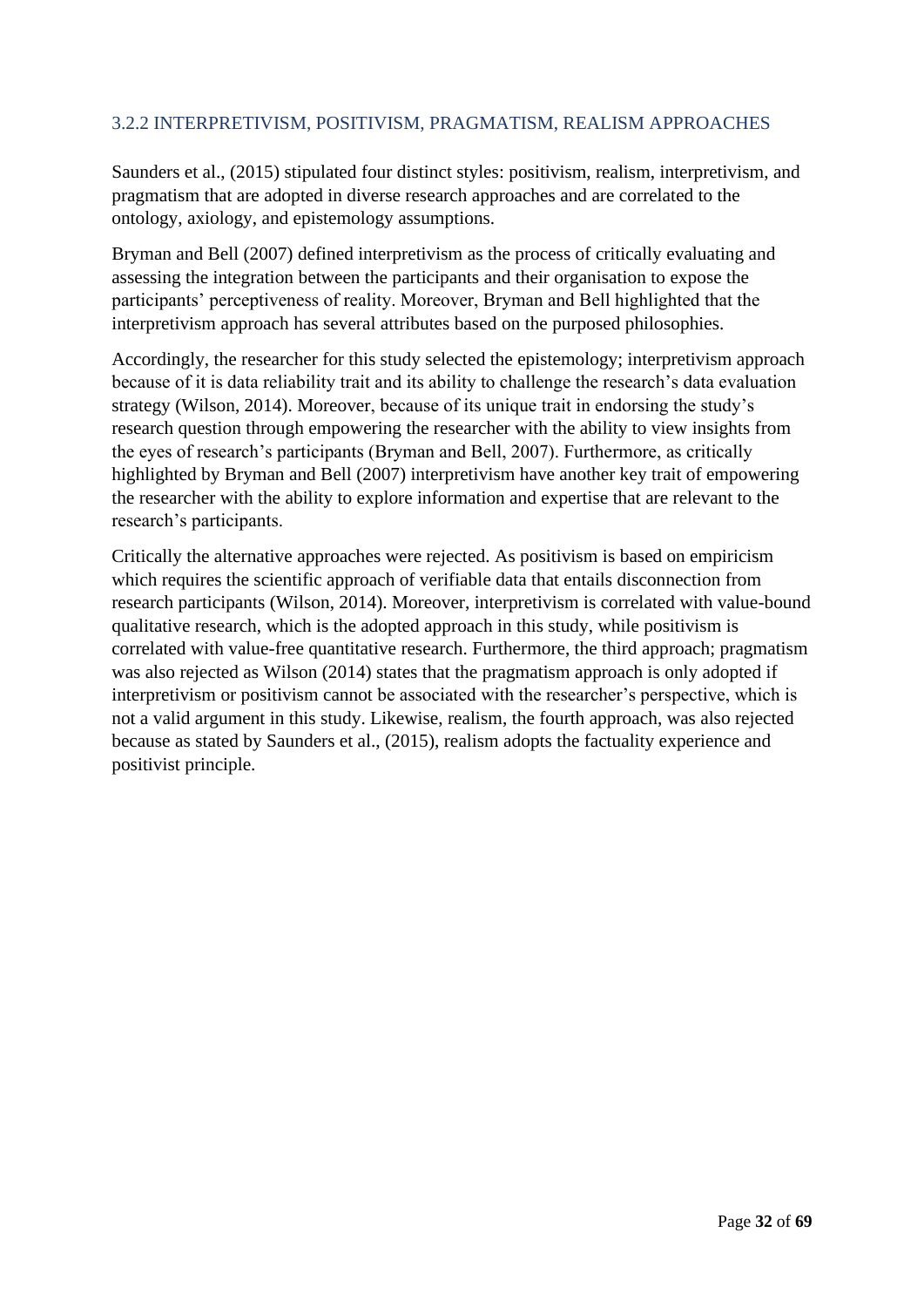### 3.2.2 INTERPRETIVISM, POSITIVISM, PRAGMATISM, REALISM APPROACHES

Saunders et al., (2015) stipulated four distinct styles: positivism, realism, interpretivism, and pragmatism that are adopted in diverse research approaches and are correlated to the ontology, axiology, and epistemology assumptions.

Bryman and Bell (2007) defined interpretivism as the process of critically evaluating and assessing the integration between the participants and their organisation to expose the participants' perceptiveness of reality. Moreover, Bryman and Bell highlighted that the interpretivism approach has several attributes based on the purposed philosophies.

Accordingly, the researcher for this study selected the epistemology; interpretivism approach because of it is data reliability trait and its ability to challenge the research's data evaluation strategy (Wilson, 2014). Moreover, because of its unique trait in endorsing the study's research question through empowering the researcher with the ability to view insights from the eyes of research's participants (Bryman and Bell, 2007). Furthermore, as critically highlighted by Bryman and Bell (2007) interpretivism have another key trait of empowering the researcher with the ability to explore information and expertise that are relevant to the research's participants.

Critically the alternative approaches were rejected. As positivism is based on empiricism which requires the scientific approach of verifiable data that entails disconnection from research participants (Wilson, 2014). Moreover, interpretivism is correlated with value-bound qualitative research, which is the adopted approach in this study, while positivism is correlated with value-free quantitative research. Furthermore, the third approach; pragmatism was also rejected as Wilson (2014) states that the pragmatism approach is only adopted if interpretivism or positivism cannot be associated with the researcher's perspective, which is not a valid argument in this study. Likewise, realism, the fourth approach, was also rejected because as stated by Saunders et al., (2015), realism adopts the factuality experience and positivist principle.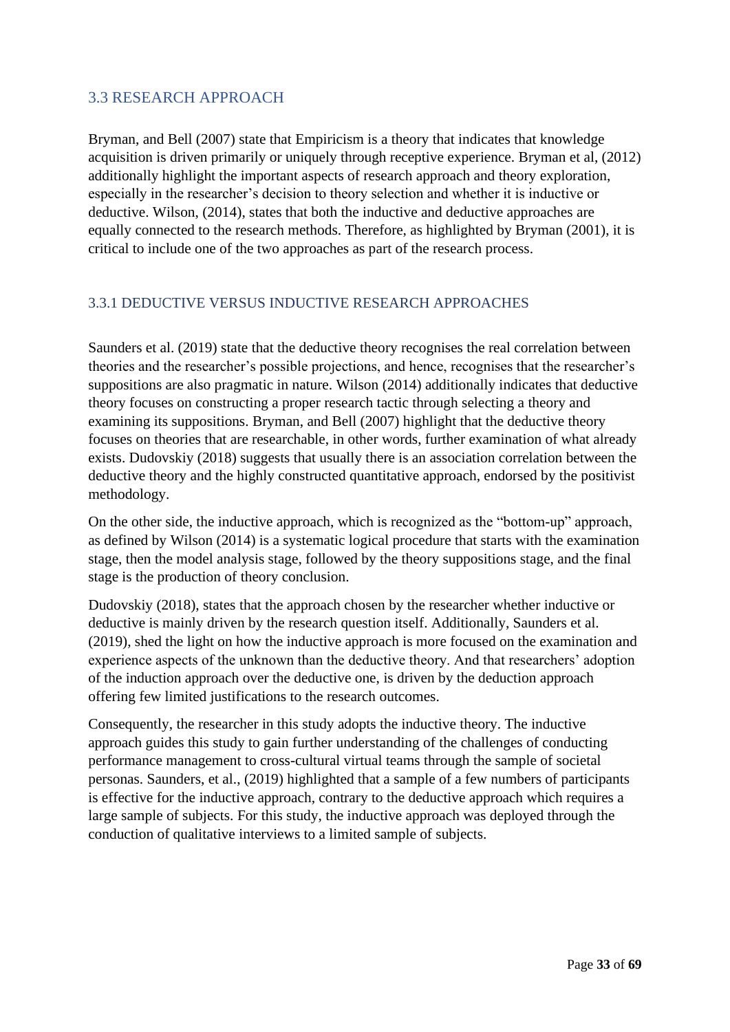## 3.3 RESEARCH APPROACH

Bryman, and Bell (2007) state that Empiricism is a theory that indicates that knowledge acquisition is driven primarily or uniquely through receptive experience. Bryman et al, (2012) additionally highlight the important aspects of research approach and theory exploration, especially in the researcher's decision to theory selection and whether it is inductive or deductive. Wilson, (2014), states that both the inductive and deductive approaches are equally connected to the research methods. Therefore, as highlighted by Bryman (2001), it is critical to include one of the two approaches as part of the research process.

### 3.3.1 DEDUCTIVE VERSUS INDUCTIVE RESEARCH APPROACHES

Saunders et al. (2019) state that the deductive theory recognises the real correlation between theories and the researcher's possible projections, and hence, recognises that the researcher's suppositions are also pragmatic in nature. Wilson (2014) additionally indicates that deductive theory focuses on constructing a proper research tactic through selecting a theory and examining its suppositions. Bryman, and Bell (2007) highlight that the deductive theory focuses on theories that are researchable, in other words, further examination of what already exists. Dudovskiy (2018) suggests that usually there is an association correlation between the deductive theory and the highly constructed quantitative approach, endorsed by the positivist methodology.

On the other side, the inductive approach, which is recognized as the "bottom-up" approach, as defined by Wilson (2014) is a systematic logical procedure that starts with the examination stage, then the model analysis stage, followed by the theory suppositions stage, and the final stage is the production of theory conclusion.

Dudovskiy (2018), states that the approach chosen by the researcher whether inductive or deductive is mainly driven by the research question itself. Additionally, Saunders et al. (2019), shed the light on how the inductive approach is more focused on the examination and experience aspects of the unknown than the deductive theory. And that researchers' adoption of the induction approach over the deductive one, is driven by the deduction approach offering few limited justifications to the research outcomes.

Consequently, the researcher in this study adopts the inductive theory. The inductive approach guides this study to gain further understanding of the challenges of conducting performance management to cross-cultural virtual teams through the sample of societal personas. Saunders, et al., (2019) highlighted that a sample of a few numbers of participants is effective for the inductive approach, contrary to the deductive approach which requires a large sample of subjects. For this study, the inductive approach was deployed through the conduction of qualitative interviews to a limited sample of subjects.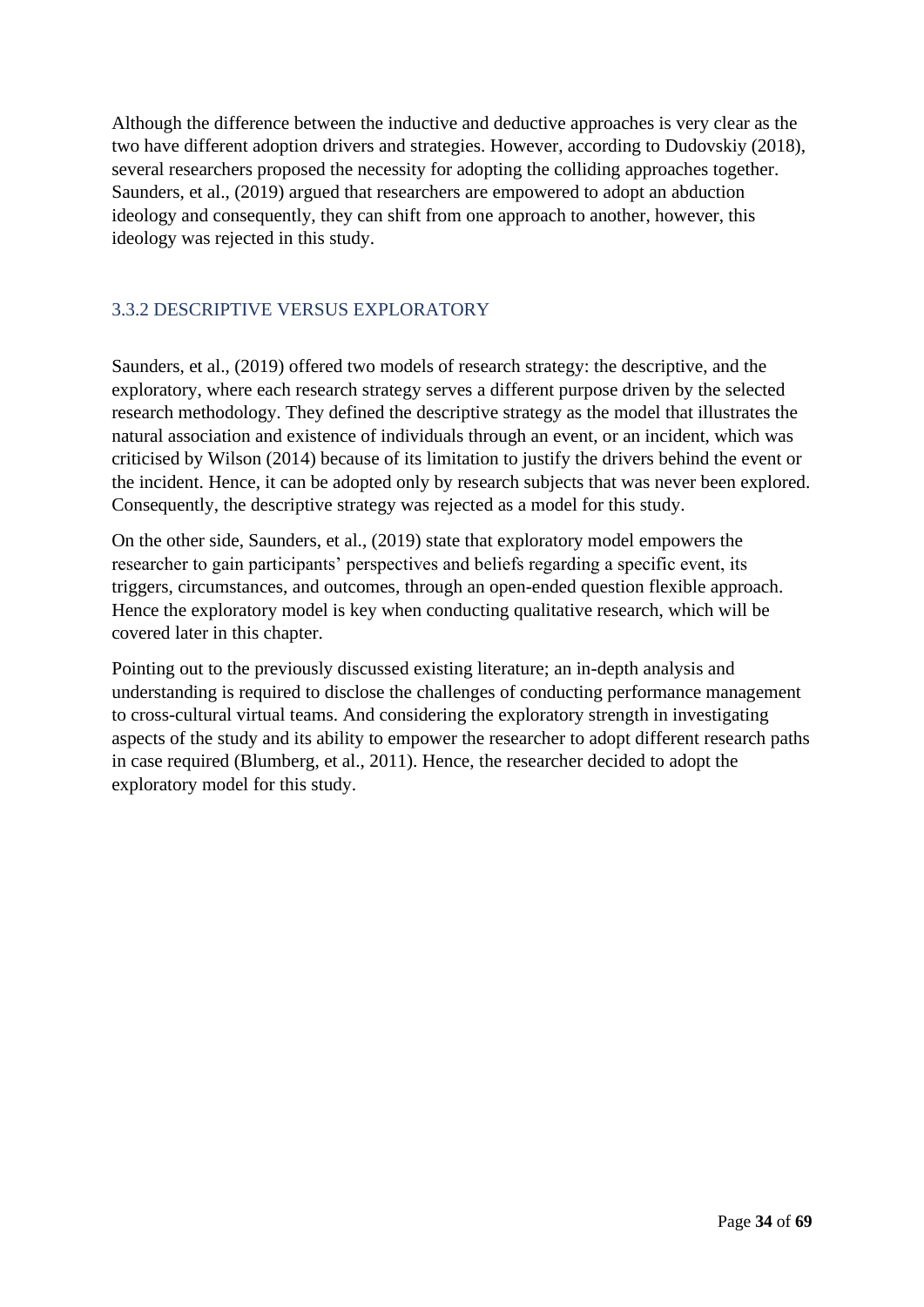Although the difference between the inductive and deductive approaches is very clear as the two have different adoption drivers and strategies. However, according to Dudovskiy (2018), several researchers proposed the necessity for adopting the colliding approaches together. Saunders, et al., (2019) argued that researchers are empowered to adopt an abduction ideology and consequently, they can shift from one approach to another, however, this ideology was rejected in this study.

### 3.3.2 DESCRIPTIVE VERSUS EXPLORATORY

Saunders, et al., (2019) offered two models of research strategy: the descriptive, and the exploratory, where each research strategy serves a different purpose driven by the selected research methodology. They defined the descriptive strategy as the model that illustrates the natural association and existence of individuals through an event, or an incident, which was criticised by Wilson (2014) because of its limitation to justify the drivers behind the event or the incident. Hence, it can be adopted only by research subjects that was never been explored. Consequently, the descriptive strategy was rejected as a model for this study.

On the other side, Saunders, et al., (2019) state that exploratory model empowers the researcher to gain participants' perspectives and beliefs regarding a specific event, its triggers, circumstances, and outcomes, through an open-ended question flexible approach. Hence the exploratory model is key when conducting qualitative research, which will be covered later in this chapter.

Pointing out to the previously discussed existing literature; an in-depth analysis and understanding is required to disclose the challenges of conducting performance management to cross-cultural virtual teams. And considering the exploratory strength in investigating aspects of the study and its ability to empower the researcher to adopt different research paths in case required (Blumberg, et al., 2011). Hence, the researcher decided to adopt the exploratory model for this study.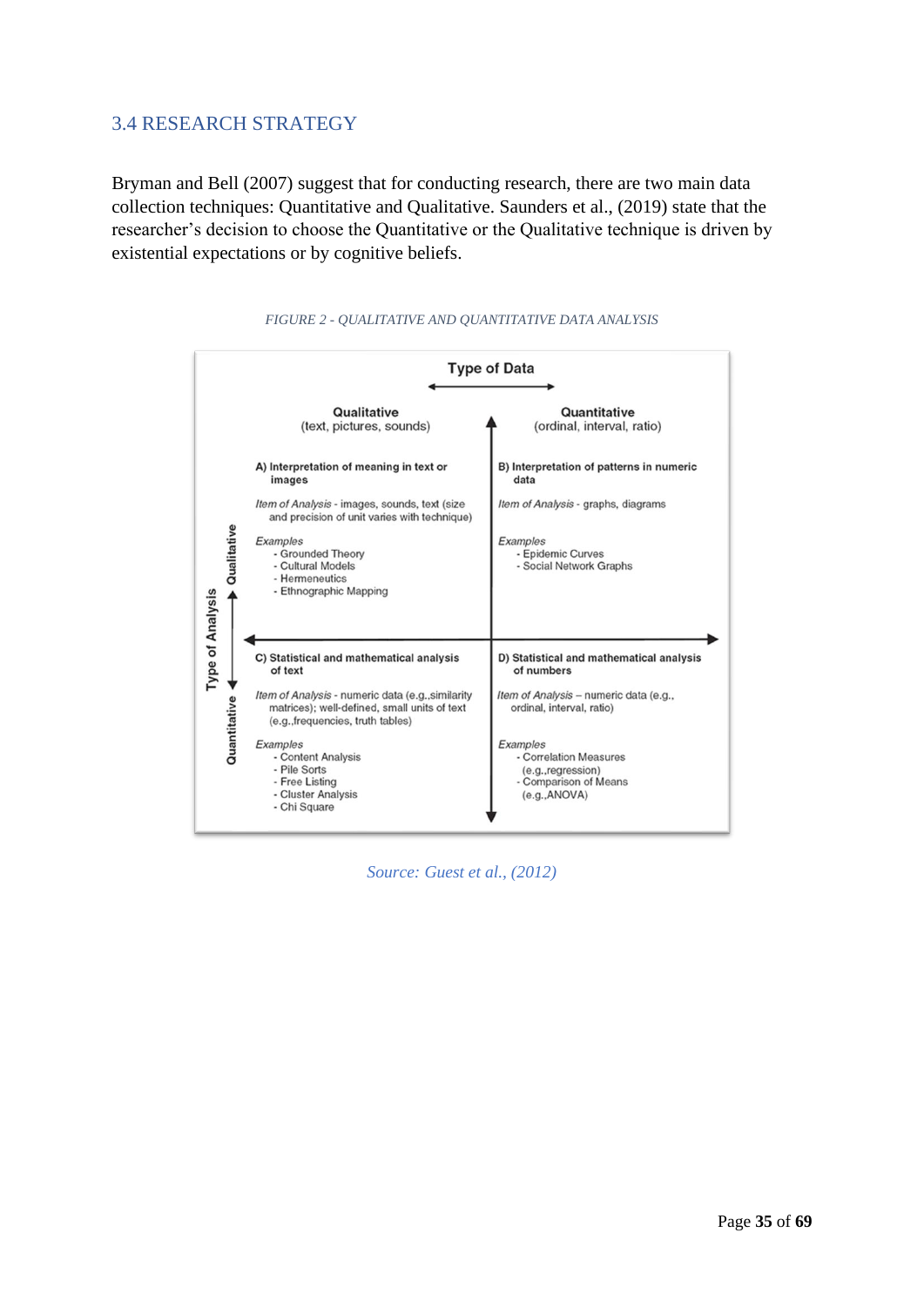## 3.4 RESEARCH STRATEGY

Bryman and Bell (2007) suggest that for conducting research, there are two main data collection techniques: Quantitative and Qualitative. Saunders et al., (2019) state that the researcher's decision to choose the Quantitative or the Qualitative technique is driven by existential expectations or by cognitive beliefs.

*FIGURE 2 - QUALITATIVE AND QUANTITATIVE DATA ANALYSIS*

| Type of Analysis \ Type of Data | Qualitative (text, pictures, sounds) | Quantitative (ordinal, interval, ratio) |
|---|---|---|
| Qualitative | **A) Interpretation of meaning in text or images**<br>*Item of Analysis* - images, sounds, text (size and precision of unit varies with technique)<br>*Examples*<br>- Grounded Theory<br>- Cultural Models<br>- Hermeneutics<br>- Ethnographic Mapping | **B) Interpretation of patterns in numeric data**<br>*Item of Analysis* - graphs, diagrams<br>*Examples*<br>- Epidemic Curves<br>- Social Network Graphs |
| Quantitative | **C) Statistical and mathematical analysis of text**<br>*Item of Analysis* - numeric data (e.g.,similarity matrices); well-defined, small units of text (e.g.,frequencies, truth tables)<br>*Examples*<br>- Content Analysis<br>- Pile Sorts<br>- Free Listing<br>- Cluster Analysis<br>- Chi Square | **D) Statistical and mathematical analysis of numbers**<br>*Item of Analysis* – numeric data (e.g., ordinal, interval, ratio)<br>*Examples*<br>- Correlation Measures (e.g.,regression)<br>- Comparison of Means (e.g.,ANOVA) |

*Source: Guest et al., (2012)*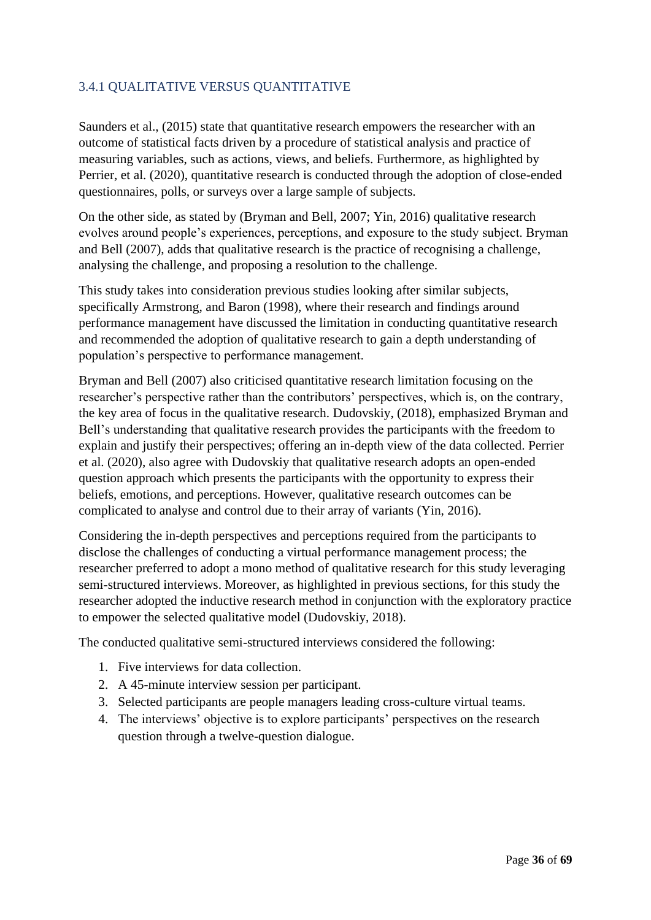### 3.4.1 QUALITATIVE VERSUS QUANTITATIVE

Saunders et al., (2015) state that quantitative research empowers the researcher with an outcome of statistical facts driven by a procedure of statistical analysis and practice of measuring variables, such as actions, views, and beliefs. Furthermore, as highlighted by Perrier, et al. (2020), quantitative research is conducted through the adoption of close-ended questionnaires, polls, or surveys over a large sample of subjects.

On the other side, as stated by (Bryman and Bell, 2007; Yin, 2016) qualitative research evolves around people's experiences, perceptions, and exposure to the study subject. Bryman and Bell (2007), adds that qualitative research is the practice of recognising a challenge, analysing the challenge, and proposing a resolution to the challenge.

This study takes into consideration previous studies looking after similar subjects, specifically Armstrong, and Baron (1998), where their research and findings around performance management have discussed the limitation in conducting quantitative research and recommended the adoption of qualitative research to gain a depth understanding of population's perspective to performance management.

Bryman and Bell (2007) also criticised quantitative research limitation focusing on the researcher's perspective rather than the contributors' perspectives, which is, on the contrary, the key area of focus in the qualitative research. Dudovskiy, (2018), emphasized Bryman and Bell's understanding that qualitative research provides the participants with the freedom to explain and justify their perspectives; offering an in-depth view of the data collected. Perrier et al. (2020), also agree with Dudovskiy that qualitative research adopts an open-ended question approach which presents the participants with the opportunity to express their beliefs, emotions, and perceptions. However, qualitative research outcomes can be complicated to analyse and control due to their array of variants (Yin, 2016).

Considering the in-depth perspectives and perceptions required from the participants to disclose the challenges of conducting a virtual performance management process; the researcher preferred to adopt a mono method of qualitative research for this study leveraging semi-structured interviews. Moreover, as highlighted in previous sections, for this study the researcher adopted the inductive research method in conjunction with the exploratory practice to empower the selected qualitative model (Dudovskiy, 2018).

The conducted qualitative semi-structured interviews considered the following:

1. Five interviews for data collection.
2. A 45-minute interview session per participant.
3. Selected participants are people managers leading cross-culture virtual teams.
4. The interviews' objective is to explore participants' perspectives on the research question through a twelve-question dialogue.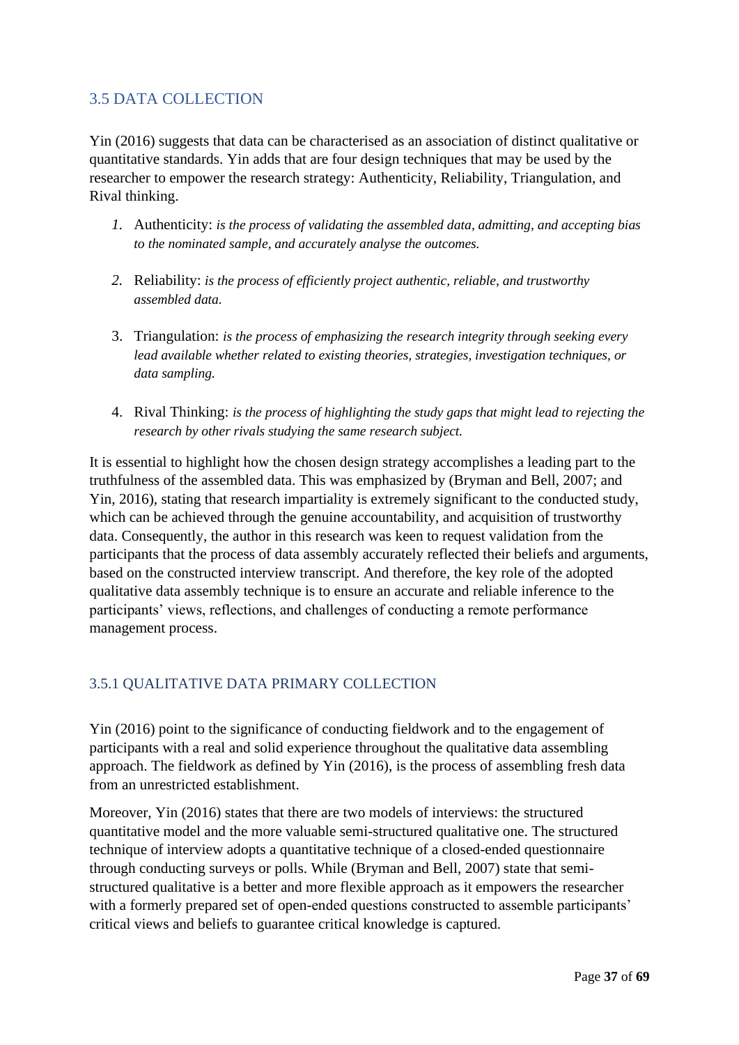## 3.5 DATA COLLECTION

Yin (2016) suggests that data can be characterised as an association of distinct qualitative or quantitative standards. Yin adds that are four design techniques that may be used by the researcher to empower the research strategy: Authenticity, Reliability, Triangulation, and Rival thinking.

1. Authenticity: *is the process of validating the assembled data, admitting, and accepting bias to the nominated sample, and accurately analyse the outcomes.*

2. Reliability: *is the process of efficiently project authentic, reliable, and trustworthy assembled data.*

3. Triangulation: *is the process of emphasizing the research integrity through seeking every lead available whether related to existing theories, strategies, investigation techniques, or data sampling.*

4. Rival Thinking: *is the process of highlighting the study gaps that might lead to rejecting the research by other rivals studying the same research subject.*

It is essential to highlight how the chosen design strategy accomplishes a leading part to the truthfulness of the assembled data. This was emphasized by (Bryman and Bell, 2007; and Yin, 2016), stating that research impartiality is extremely significant to the conducted study, which can be achieved through the genuine accountability, and acquisition of trustworthy data. Consequently, the author in this research was keen to request validation from the participants that the process of data assembly accurately reflected their beliefs and arguments, based on the constructed interview transcript. And therefore, the key role of the adopted qualitative data assembly technique is to ensure an accurate and reliable inference to the participants' views, reflections, and challenges of conducting a remote performance management process.

### 3.5.1 QUALITATIVE DATA PRIMARY COLLECTION

Yin (2016) point to the significance of conducting fieldwork and to the engagement of participants with a real and solid experience throughout the qualitative data assembling approach. The fieldwork as defined by Yin (2016), is the process of assembling fresh data from an unrestricted establishment.

Moreover, Yin (2016) states that there are two models of interviews: the structured quantitative model and the more valuable semi-structured qualitative one. The structured technique of interview adopts a quantitative technique of a closed-ended questionnaire through conducting surveys or polls. While (Bryman and Bell, 2007) state that semi-structured qualitative is a better and more flexible approach as it empowers the researcher with a formerly prepared set of open-ended questions constructed to assemble participants' critical views and beliefs to guarantee critical knowledge is captured.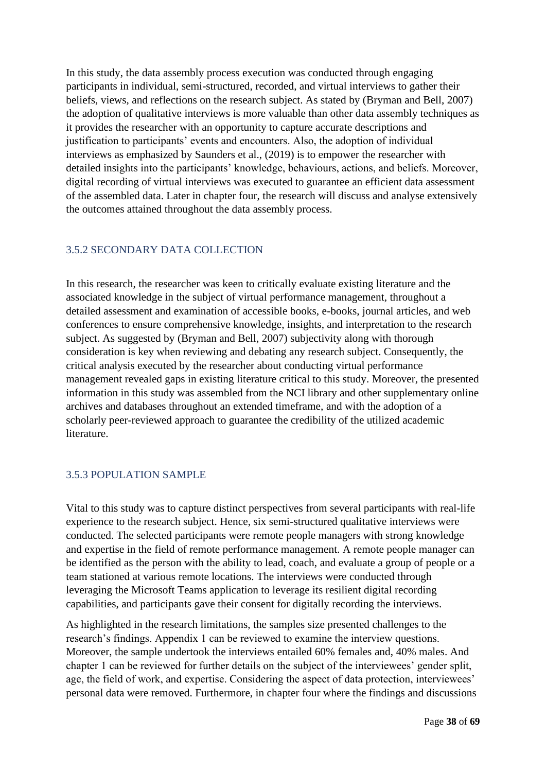In this study, the data assembly process execution was conducted through engaging participants in individual, semi-structured, recorded, and virtual interviews to gather their beliefs, views, and reflections on the research subject. As stated by (Bryman and Bell, 2007) the adoption of qualitative interviews is more valuable than other data assembly techniques as it provides the researcher with an opportunity to capture accurate descriptions and justification to participants' events and encounters. Also, the adoption of individual interviews as emphasized by Saunders et al., (2019) is to empower the researcher with detailed insights into the participants' knowledge, behaviours, actions, and beliefs. Moreover, digital recording of virtual interviews was executed to guarantee an efficient data assessment of the assembled data. Later in chapter four, the research will discuss and analyse extensively the outcomes attained throughout the data assembly process.

### 3.5.2 SECONDARY DATA COLLECTION

In this research, the researcher was keen to critically evaluate existing literature and the associated knowledge in the subject of virtual performance management, throughout a detailed assessment and examination of accessible books, e-books, journal articles, and web conferences to ensure comprehensive knowledge, insights, and interpretation to the research subject. As suggested by (Bryman and Bell, 2007) subjectivity along with thorough consideration is key when reviewing and debating any research subject. Consequently, the critical analysis executed by the researcher about conducting virtual performance management revealed gaps in existing literature critical to this study. Moreover, the presented information in this study was assembled from the NCI library and other supplementary online archives and databases throughout an extended timeframe, and with the adoption of a scholarly peer-reviewed approach to guarantee the credibility of the utilized academic literature.

### 3.5.3 POPULATION SAMPLE

Vital to this study was to capture distinct perspectives from several participants with real-life experience to the research subject. Hence, six semi-structured qualitative interviews were conducted. The selected participants were remote people managers with strong knowledge and expertise in the field of remote performance management. A remote people manager can be identified as the person with the ability to lead, coach, and evaluate a group of people or a team stationed at various remote locations. The interviews were conducted through leveraging the Microsoft Teams application to leverage its resilient digital recording capabilities, and participants gave their consent for digitally recording the interviews.

As highlighted in the research limitations, the samples size presented challenges to the research's findings. Appendix 1 can be reviewed to examine the interview questions. Moreover, the sample undertook the interviews entailed 60% females and, 40% males. And chapter 1 can be reviewed for further details on the subject of the interviewees' gender split, age, the field of work, and expertise. Considering the aspect of data protection, interviewees' personal data were removed. Furthermore, in chapter four where the findings and discussions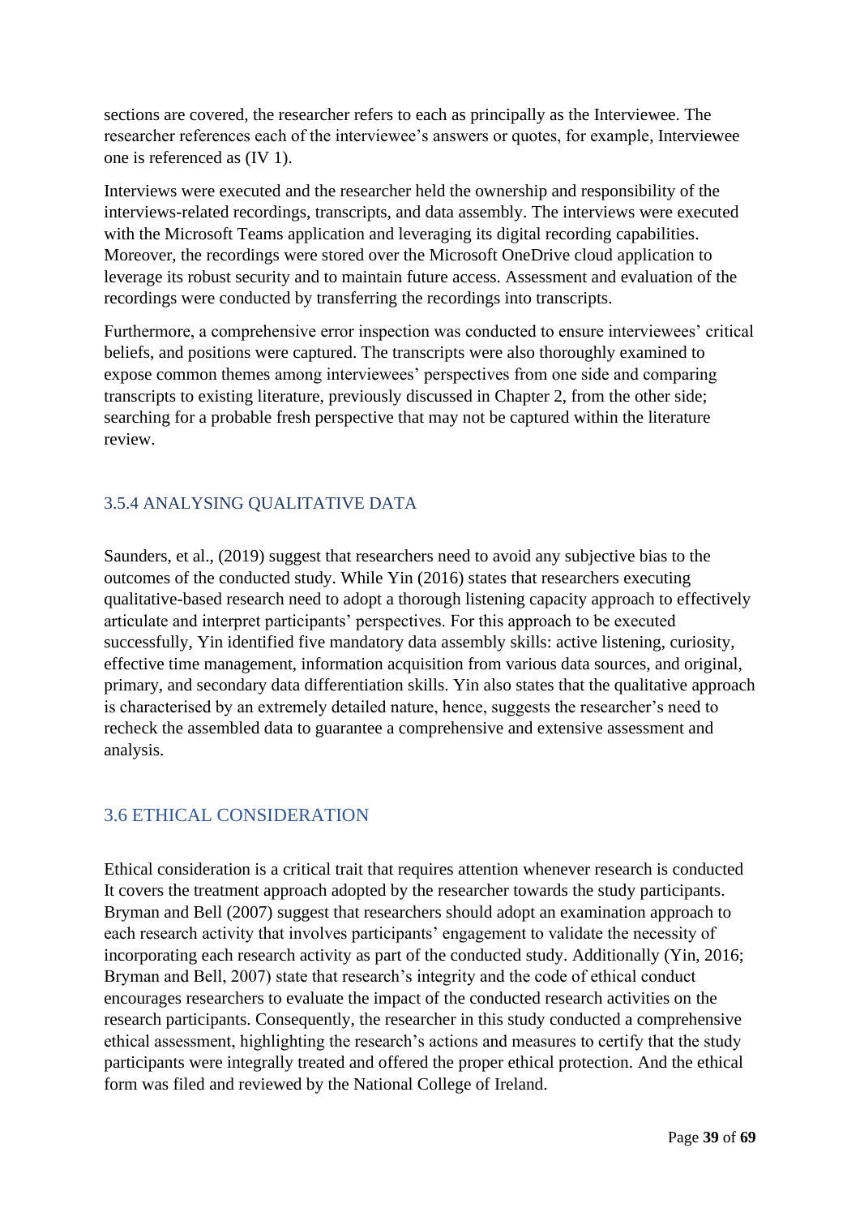sections are covered, the researcher refers to each as principally as the Interviewee. The researcher references each of the interviewee's answers or quotes, for example, Interviewee one is referenced as (IV 1).

Interviews were executed and the researcher held the ownership and responsibility of the interviews-related recordings, transcripts, and data assembly. The interviews were executed with the Microsoft Teams application and leveraging its digital recording capabilities. Moreover, the recordings were stored over the Microsoft OneDrive cloud application to leverage its robust security and to maintain future access. Assessment and evaluation of the recordings were conducted by transferring the recordings into transcripts.

Furthermore, a comprehensive error inspection was conducted to ensure interviewees' critical beliefs, and positions were captured. The transcripts were also thoroughly examined to expose common themes among interviewees' perspectives from one side and comparing transcripts to existing literature, previously discussed in Chapter 2, from the other side; searching for a probable fresh perspective that may not be captured within the literature review.

### 3.5.4 ANALYSING QUALITATIVE DATA

Saunders, et al., (2019) suggest that researchers need to avoid any subjective bias to the outcomes of the conducted study. While Yin (2016) states that researchers executing qualitative-based research need to adopt a thorough listening capacity approach to effectively articulate and interpret participants' perspectives. For this approach to be executed successfully, Yin identified five mandatory data assembly skills: active listening, curiosity, effective time management, information acquisition from various data sources, and original, primary, and secondary data differentiation skills. Yin also states that the qualitative approach is characterised by an extremely detailed nature, hence, suggests the researcher's need to recheck the assembled data to guarantee a comprehensive and extensive assessment and analysis.

## 3.6 ETHICAL CONSIDERATION

Ethical consideration is a critical trait that requires attention whenever research is conducted It covers the treatment approach adopted by the researcher towards the study participants. Bryman and Bell (2007) suggest that researchers should adopt an examination approach to each research activity that involves participants' engagement to validate the necessity of incorporating each research activity as part of the conducted study. Additionally (Yin, 2016; Bryman and Bell, 2007) state that research's integrity and the code of ethical conduct encourages researchers to evaluate the impact of the conducted research activities on the research participants. Consequently, the researcher in this study conducted a comprehensive ethical assessment, highlighting the research's actions and measures to certify that the study participants were integrally treated and offered the proper ethical protection. And the ethical form was filed and reviewed by the National College of Ireland.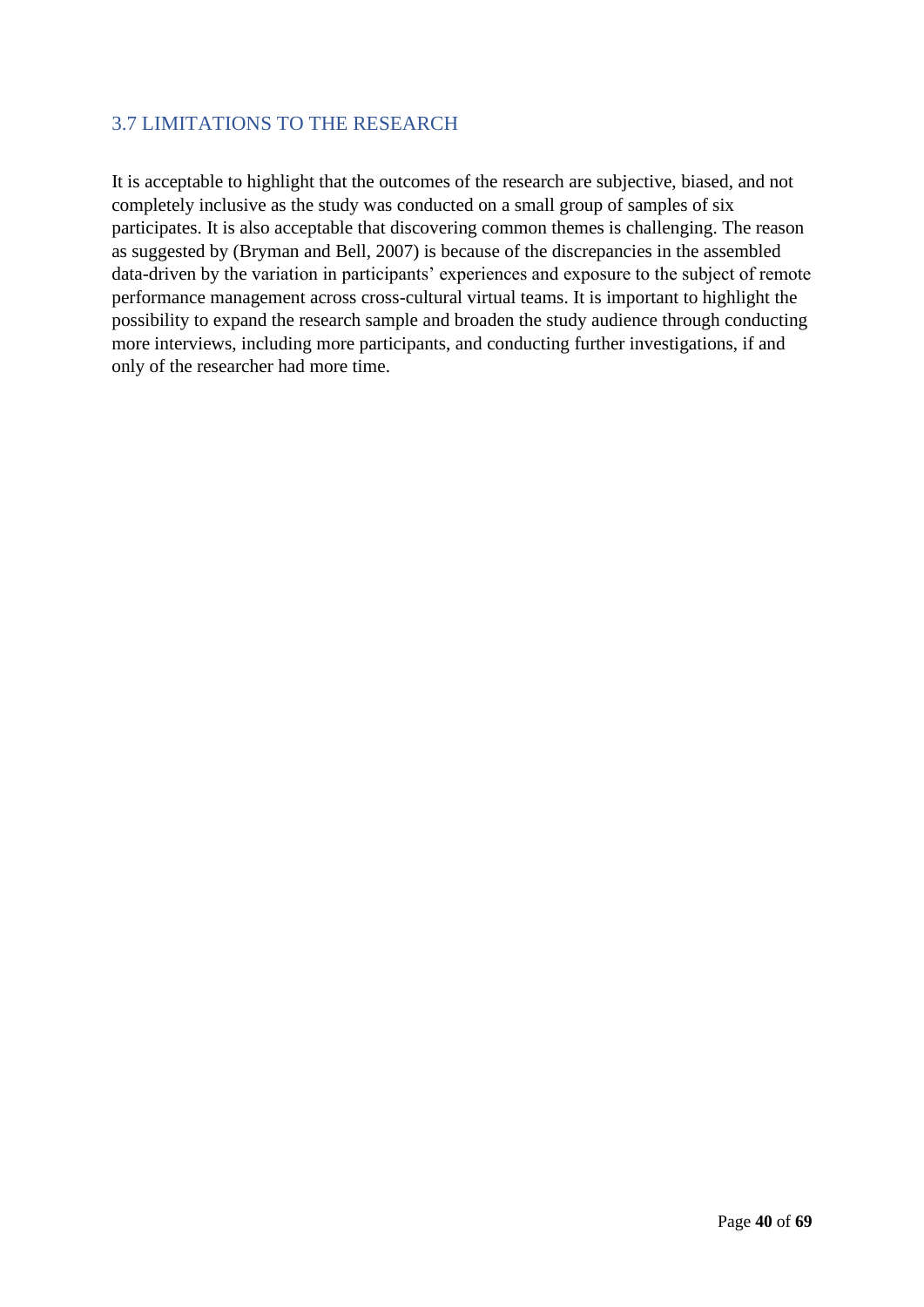## 3.7 LIMITATIONS TO THE RESEARCH

It is acceptable to highlight that the outcomes of the research are subjective, biased, and not completely inclusive as the study was conducted on a small group of samples of six participates. It is also acceptable that discovering common themes is challenging. The reason as suggested by (Bryman and Bell, 2007) is because of the discrepancies in the assembled data-driven by the variation in participants' experiences and exposure to the subject of remote performance management across cross-cultural virtual teams. It is important to highlight the possibility to expand the research sample and broaden the study audience through conducting more interviews, including more participants, and conducting further investigations, if and only of the researcher had more time.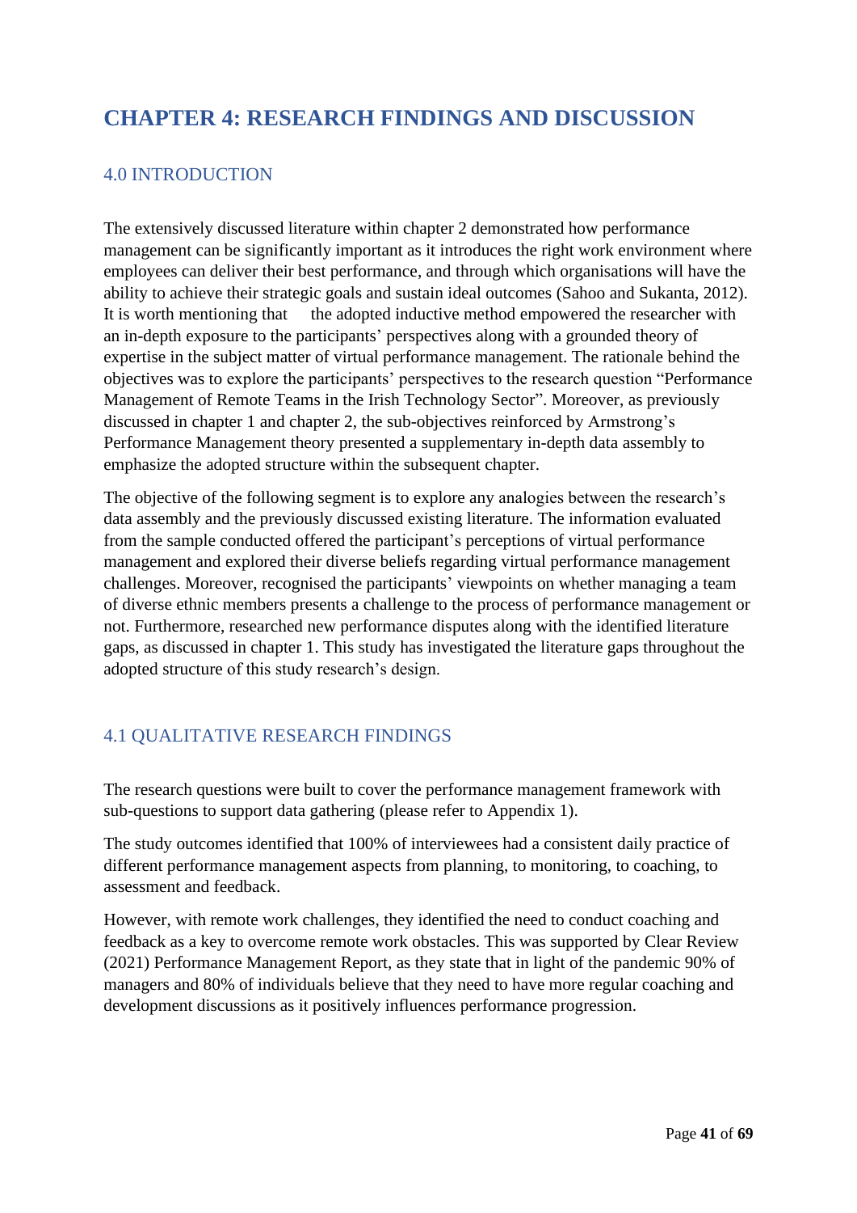# CHAPTER 4: RESEARCH FINDINGS AND DISCUSSION

## 4.0 INTRODUCTION

The extensively discussed literature within chapter 2 demonstrated how performance management can be significantly important as it introduces the right work environment where employees can deliver their best performance, and through which organisations will have the ability to achieve their strategic goals and sustain ideal outcomes (Sahoo and Sukanta, 2012). It is worth mentioning that the adopted inductive method empowered the researcher with an in-depth exposure to the participants' perspectives along with a grounded theory of expertise in the subject matter of virtual performance management. The rationale behind the objectives was to explore the participants' perspectives to the research question "Performance Management of Remote Teams in the Irish Technology Sector". Moreover, as previously discussed in chapter 1 and chapter 2, the sub-objectives reinforced by Armstrong's Performance Management theory presented a supplementary in-depth data assembly to emphasize the adopted structure within the subsequent chapter.

The objective of the following segment is to explore any analogies between the research's data assembly and the previously discussed existing literature. The information evaluated from the sample conducted offered the participant's perceptions of virtual performance management and explored their diverse beliefs regarding virtual performance management challenges. Moreover, recognised the participants' viewpoints on whether managing a team of diverse ethnic members presents a challenge to the process of performance management or not. Furthermore, researched new performance disputes along with the identified literature gaps, as discussed in chapter 1. This study has investigated the literature gaps throughout the adopted structure of this study research's design.

## 4.1 QUALITATIVE RESEARCH FINDINGS

The research questions were built to cover the performance management framework with sub-questions to support data gathering (please refer to Appendix 1).

The study outcomes identified that 100% of interviewees had a consistent daily practice of different performance management aspects from planning, to monitoring, to coaching, to assessment and feedback.

However, with remote work challenges, they identified the need to conduct coaching and feedback as a key to overcome remote work obstacles. This was supported by Clear Review (2021) Performance Management Report, as they state that in light of the pandemic 90% of managers and 80% of individuals believe that they need to have more regular coaching and development discussions as it positively influences performance progression.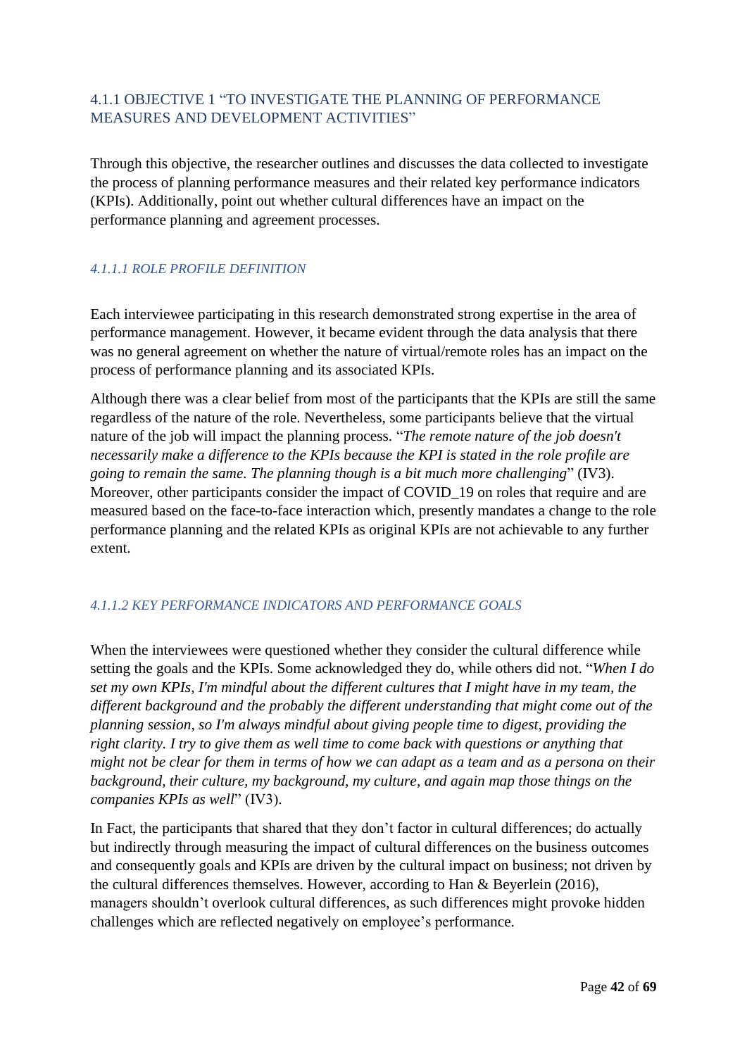### 4.1.1 OBJECTIVE 1 "TO INVESTIGATE THE PLANNING OF PERFORMANCE MEASURES AND DEVELOPMENT ACTIVITIES"

Through this objective, the researcher outlines and discusses the data collected to investigate the process of planning performance measures and their related key performance indicators (KPIs). Additionally, point out whether cultural differences have an impact on the performance planning and agreement processes.

#### *4.1.1.1 ROLE PROFILE DEFINITION*

Each interviewee participating in this research demonstrated strong expertise in the area of performance management. However, it became evident through the data analysis that there was no general agreement on whether the nature of virtual/remote roles has an impact on the process of performance planning and its associated KPIs.

Although there was a clear belief from most of the participants that the KPIs are still the same regardless of the nature of the role. Nevertheless, some participants believe that the virtual nature of the job will impact the planning process. "*The remote nature of the job doesn't necessarily make a difference to the KPIs because the KPI is stated in the role profile are going to remain the same. The planning though is a bit much more challenging*" (IV3). Moreover, other participants consider the impact of COVID_19 on roles that require and are measured based on the face-to-face interaction which, presently mandates a change to the role performance planning and the related KPIs as original KPIs are not achievable to any further extent.

#### *4.1.1.2 KEY PERFORMANCE INDICATORS AND PERFORMANCE GOALS*

When the interviewees were questioned whether they consider the cultural difference while setting the goals and the KPIs. Some acknowledged they do, while others did not. "*When I do set my own KPIs, I'm mindful about the different cultures that I might have in my team, the different background and the probably the different understanding that might come out of the planning session, so I'm always mindful about giving people time to digest, providing the right clarity. I try to give them as well time to come back with questions or anything that might not be clear for them in terms of how we can adapt as a team and as a persona on their background, their culture, my background, my culture, and again map those things on the companies KPIs as well*" (IV3).

In Fact, the participants that shared that they don't factor in cultural differences; do actually but indirectly through measuring the impact of cultural differences on the business outcomes and consequently goals and KPIs are driven by the cultural impact on business; not driven by the cultural differences themselves. However, according to Han & Beyerlein (2016), managers shouldn't overlook cultural differences, as such differences might provoke hidden challenges which are reflected negatively on employee's performance.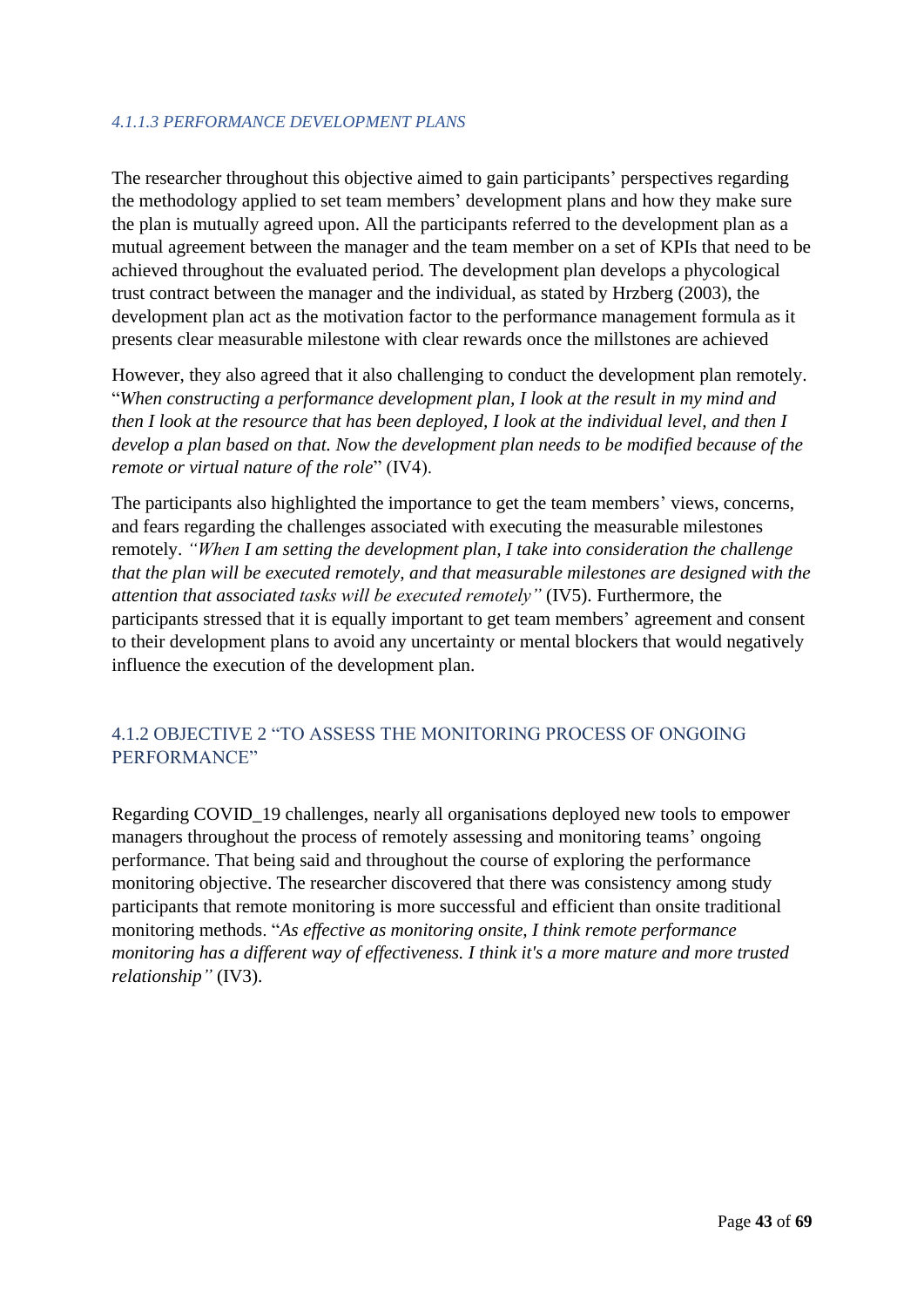#### *4.1.1.3 PERFORMANCE DEVELOPMENT PLANS*

The researcher throughout this objective aimed to gain participants' perspectives regarding the methodology applied to set team members' development plans and how they make sure the plan is mutually agreed upon. All the participants referred to the development plan as a mutual agreement between the manager and the team member on a set of KPIs that need to be achieved throughout the evaluated period. The development plan develops a phycological trust contract between the manager and the individual, as stated by Hrzberg (2003), the development plan act as the motivation factor to the performance management formula as it presents clear measurable milestone with clear rewards once the millstones are achieved

However, they also agreed that it also challenging to conduct the development plan remotely. "*When constructing a performance development plan, I look at the result in my mind and then I look at the resource that has been deployed, I look at the individual level, and then I develop a plan based on that. Now the development plan needs to be modified because of the remote or virtual nature of the role*" (IV4).

The participants also highlighted the importance to get the team members' views, concerns, and fears regarding the challenges associated with executing the measurable milestones remotely. *"When I am setting the development plan, I take into consideration the challenge that the plan will be executed remotely, and that measurable milestones are designed with the attention that associated tasks will be executed remotely"* (IV5). Furthermore, the participants stressed that it is equally important to get team members' agreement and consent to their development plans to avoid any uncertainty or mental blockers that would negatively influence the execution of the development plan.

### 4.1.2 OBJECTIVE 2 "TO ASSESS THE MONITORING PROCESS OF ONGOING PERFORMANCE"

Regarding COVID_19 challenges, nearly all organisations deployed new tools to empower managers throughout the process of remotely assessing and monitoring teams' ongoing performance. That being said and throughout the course of exploring the performance monitoring objective. The researcher discovered that there was consistency among study participants that remote monitoring is more successful and efficient than onsite traditional monitoring methods. "*As effective as monitoring onsite, I think remote performance monitoring has a different way of effectiveness. I think it's a more mature and more trusted relationship"* (IV3).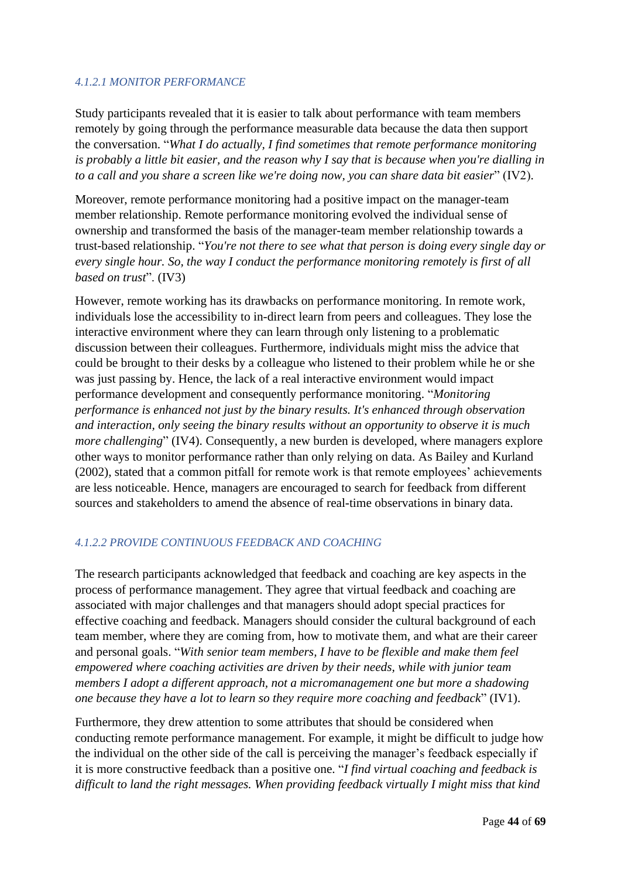#### *4.1.2.1 MONITOR PERFORMANCE*

Study participants revealed that it is easier to talk about performance with team members remotely by going through the performance measurable data because the data then support the conversation. "*What I do actually, I find sometimes that remote performance monitoring is probably a little bit easier, and the reason why I say that is because when you're dialling in to a call and you share a screen like we're doing now, you can share data bit easier*" (IV2).

Moreover, remote performance monitoring had a positive impact on the manager-team member relationship. Remote performance monitoring evolved the individual sense of ownership and transformed the basis of the manager-team member relationship towards a trust-based relationship. "*You're not there to see what that person is doing every single day or every single hour. So, the way I conduct the performance monitoring remotely is first of all based on trust*". (IV3)

However, remote working has its drawbacks on performance monitoring. In remote work, individuals lose the accessibility to in-direct learn from peers and colleagues. They lose the interactive environment where they can learn through only listening to a problematic discussion between their colleagues. Furthermore, individuals might miss the advice that could be brought to their desks by a colleague who listened to their problem while he or she was just passing by. Hence, the lack of a real interactive environment would impact performance development and consequently performance monitoring. "*Monitoring performance is enhanced not just by the binary results. It's enhanced through observation and interaction, only seeing the binary results without an opportunity to observe it is much more challenging*" (IV4). Consequently, a new burden is developed, where managers explore other ways to monitor performance rather than only relying on data. As Bailey and Kurland (2002), stated that a common pitfall for remote work is that remote employees' achievements are less noticeable. Hence, managers are encouraged to search for feedback from different sources and stakeholders to amend the absence of real-time observations in binary data.

#### *4.1.2.2 PROVIDE CONTINUOUS FEEDBACK AND COACHING*

The research participants acknowledged that feedback and coaching are key aspects in the process of performance management. They agree that virtual feedback and coaching are associated with major challenges and that managers should adopt special practices for effective coaching and feedback. Managers should consider the cultural background of each team member, where they are coming from, how to motivate them, and what are their career and personal goals. "*With senior team members, I have to be flexible and make them feel empowered where coaching activities are driven by their needs, while with junior team members I adopt a different approach, not a micromanagement one but more a shadowing one because they have a lot to learn so they require more coaching and feedback*" (IV1).

Furthermore, they drew attention to some attributes that should be considered when conducting remote performance management. For example, it might be difficult to judge how the individual on the other side of the call is perceiving the manager's feedback especially if it is more constructive feedback than a positive one. "*I find virtual coaching and feedback is difficult to land the right messages. When providing feedback virtually I might miss that kind*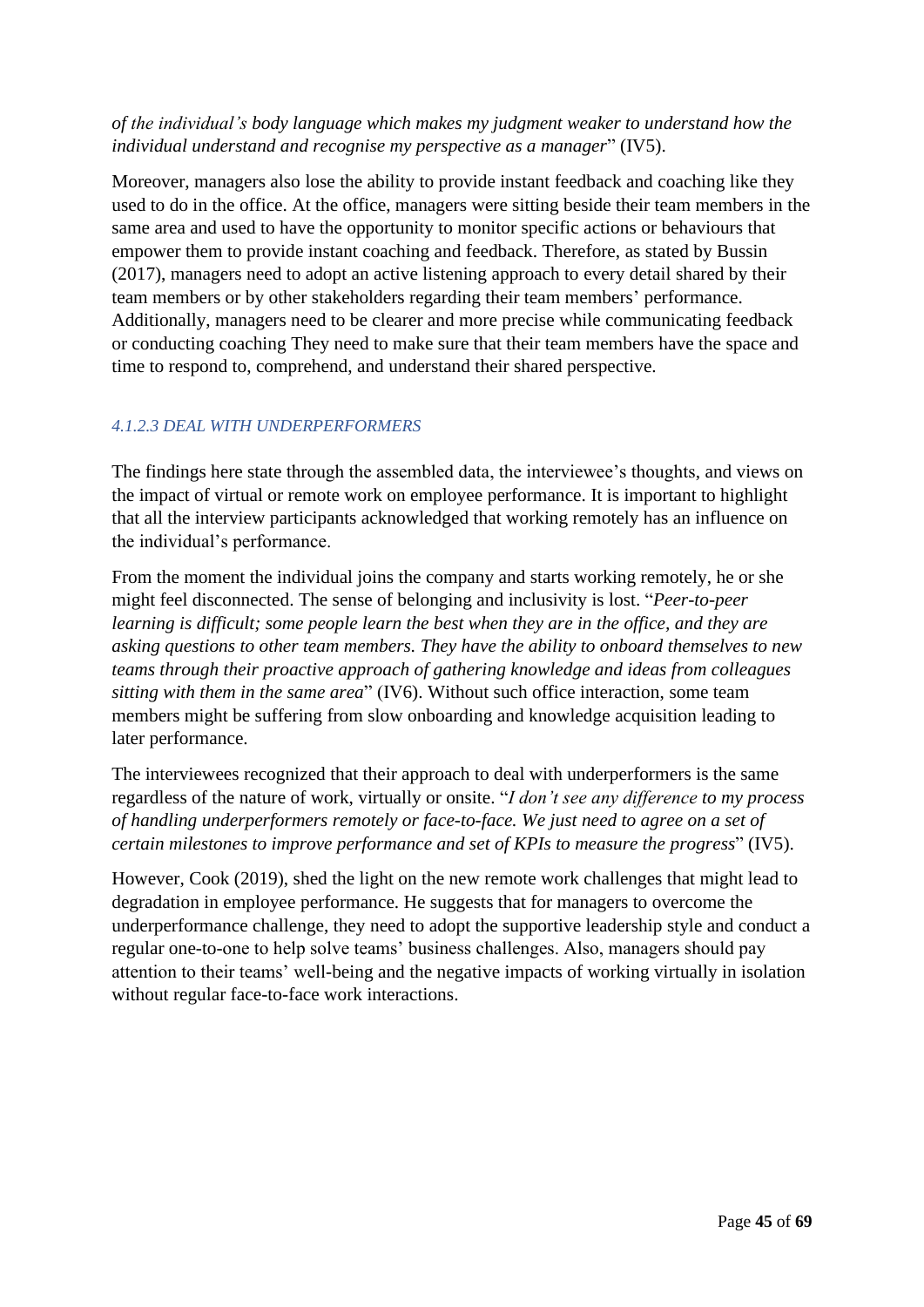*of the individual's body language which makes my judgment weaker to understand how the individual understand and recognise my perspective as a manager*" (IV5).

Moreover, managers also lose the ability to provide instant feedback and coaching like they used to do in the office. At the office, managers were sitting beside their team members in the same area and used to have the opportunity to monitor specific actions or behaviours that empower them to provide instant coaching and feedback. Therefore, as stated by Bussin (2017), managers need to adopt an active listening approach to every detail shared by their team members or by other stakeholders regarding their team members' performance. Additionally, managers need to be clearer and more precise while communicating feedback or conducting coaching They need to make sure that their team members have the space and time to respond to, comprehend, and understand their shared perspective.

#### *4.1.2.3 DEAL WITH UNDERPERFORMERS*

The findings here state through the assembled data, the interviewee's thoughts, and views on the impact of virtual or remote work on employee performance. It is important to highlight that all the interview participants acknowledged that working remotely has an influence on the individual's performance.

From the moment the individual joins the company and starts working remotely, he or she might feel disconnected. The sense of belonging and inclusivity is lost. "*Peer-to-peer learning is difficult; some people learn the best when they are in the office, and they are asking questions to other team members. They have the ability to onboard themselves to new teams through their proactive approach of gathering knowledge and ideas from colleagues sitting with them in the same area*" (IV6). Without such office interaction, some team members might be suffering from slow onboarding and knowledge acquisition leading to later performance.

The interviewees recognized that their approach to deal with underperformers is the same regardless of the nature of work, virtually or onsite. "*I don't see any difference to my process of handling underperformers remotely or face-to-face. We just need to agree on a set of certain milestones to improve performance and set of KPIs to measure the progress*" (IV5).

However, Cook (2019), shed the light on the new remote work challenges that might lead to degradation in employee performance. He suggests that for managers to overcome the underperformance challenge, they need to adopt the supportive leadership style and conduct a regular one-to-one to help solve teams' business challenges. Also, managers should pay attention to their teams' well-being and the negative impacts of working virtually in isolation without regular face-to-face work interactions.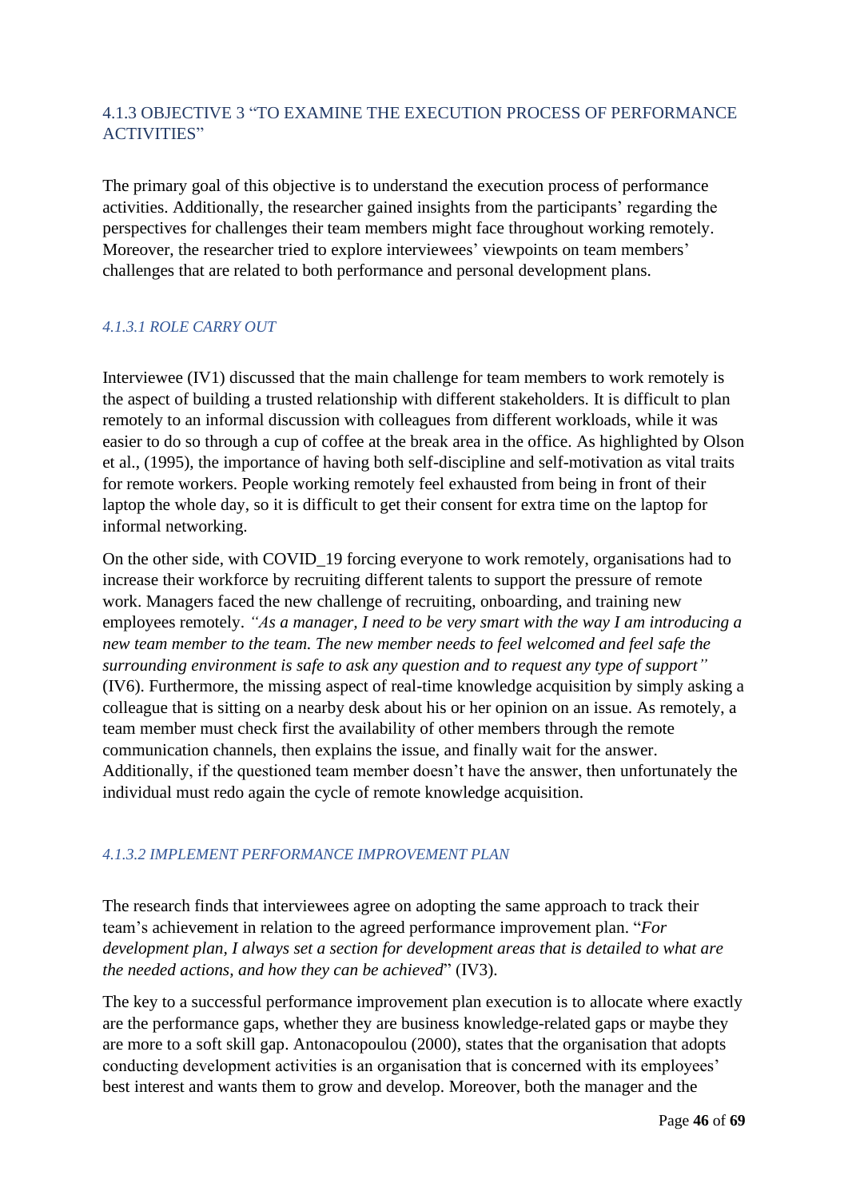### 4.1.3 OBJECTIVE 3 "TO EXAMINE THE EXECUTION PROCESS OF PERFORMANCE ACTIVITIES"

The primary goal of this objective is to understand the execution process of performance activities. Additionally, the researcher gained insights from the participants' regarding the perspectives for challenges their team members might face throughout working remotely. Moreover, the researcher tried to explore interviewees' viewpoints on team members' challenges that are related to both performance and personal development plans.

#### *4.1.3.1 ROLE CARRY OUT*

Interviewee (IV1) discussed that the main challenge for team members to work remotely is the aspect of building a trusted relationship with different stakeholders. It is difficult to plan remotely to an informal discussion with colleagues from different workloads, while it was easier to do so through a cup of coffee at the break area in the office. As highlighted by Olson et al., (1995), the importance of having both self-discipline and self-motivation as vital traits for remote workers. People working remotely feel exhausted from being in front of their laptop the whole day, so it is difficult to get their consent for extra time on the laptop for informal networking.

On the other side, with COVID_19 forcing everyone to work remotely, organisations had to increase their workforce by recruiting different talents to support the pressure of remote work. Managers faced the new challenge of recruiting, onboarding, and training new employees remotely. *"As a manager, I need to be very smart with the way I am introducing a new team member to the team. The new member needs to feel welcomed and feel safe the surrounding environment is safe to ask any question and to request any type of support"* (IV6). Furthermore, the missing aspect of real-time knowledge acquisition by simply asking a colleague that is sitting on a nearby desk about his or her opinion on an issue. As remotely, a team member must check first the availability of other members through the remote communication channels, then explains the issue, and finally wait for the answer. Additionally, if the questioned team member doesn't have the answer, then unfortunately the individual must redo again the cycle of remote knowledge acquisition.

#### *4.1.3.2 IMPLEMENT PERFORMANCE IMPROVEMENT PLAN*

The research finds that interviewees agree on adopting the same approach to track their team's achievement in relation to the agreed performance improvement plan. "*For development plan, I always set a section for development areas that is detailed to what are the needed actions, and how they can be achieved*" (IV3).

The key to a successful performance improvement plan execution is to allocate where exactly are the performance gaps, whether they are business knowledge-related gaps or maybe they are more to a soft skill gap. Antonacopoulou (2000), states that the organisation that adopts conducting development activities is an organisation that is concerned with its employees' best interest and wants them to grow and develop. Moreover, both the manager and the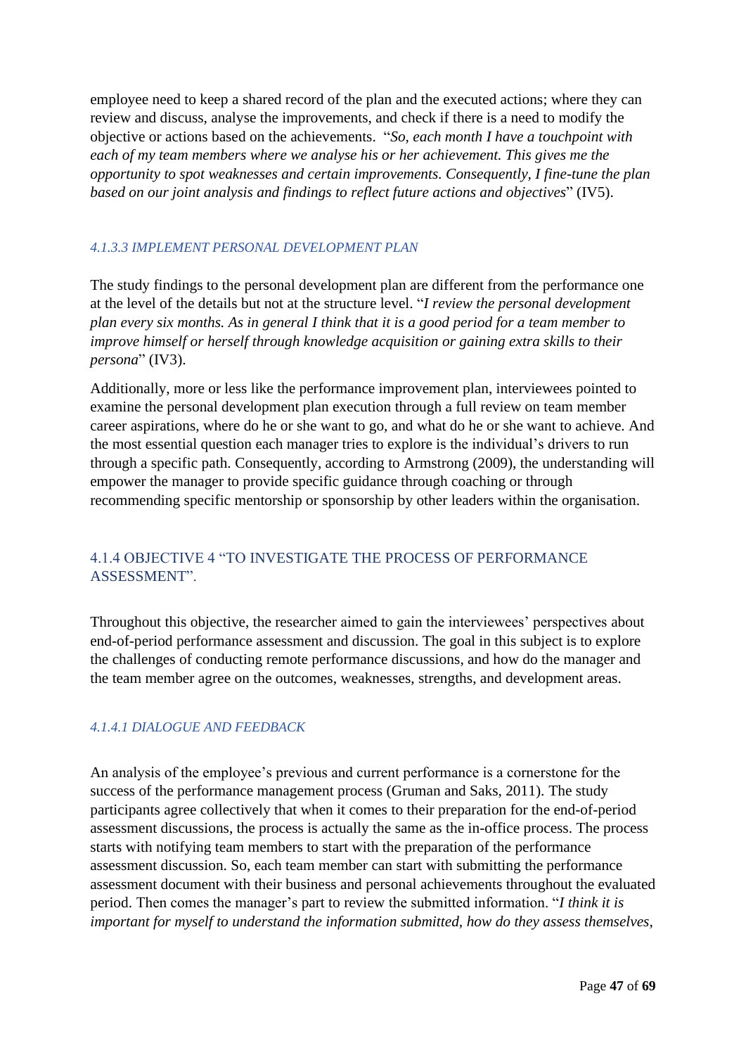employee need to keep a shared record of the plan and the executed actions; where they can review and discuss, analyse the improvements, and check if there is a need to modify the objective or actions based on the achievements. "*So, each month I have a touchpoint with each of my team members where we analyse his or her achievement. This gives me the opportunity to spot weaknesses and certain improvements. Consequently, I fine-tune the plan based on our joint analysis and findings to reflect future actions and objectives*" (IV5).

#### *4.1.3.3 IMPLEMENT PERSONAL DEVELOPMENT PLAN*

The study findings to the personal development plan are different from the performance one at the level of the details but not at the structure level. "*I review the personal development plan every six months. As in general I think that it is a good period for a team member to improve himself or herself through knowledge acquisition or gaining extra skills to their persona*" (IV3).

Additionally, more or less like the performance improvement plan, interviewees pointed to examine the personal development plan execution through a full review on team member career aspirations, where do he or she want to go, and what do he or she want to achieve. And the most essential question each manager tries to explore is the individual's drivers to run through a specific path. Consequently, according to Armstrong (2009), the understanding will empower the manager to provide specific guidance through coaching or through recommending specific mentorship or sponsorship by other leaders within the organisation.

### 4.1.4 OBJECTIVE 4 "TO INVESTIGATE THE PROCESS OF PERFORMANCE ASSESSMENT".

Throughout this objective, the researcher aimed to gain the interviewees' perspectives about end-of-period performance assessment and discussion. The goal in this subject is to explore the challenges of conducting remote performance discussions, and how do the manager and the team member agree on the outcomes, weaknesses, strengths, and development areas.

#### *4.1.4.1 DIALOGUE AND FEEDBACK*

An analysis of the employee's previous and current performance is a cornerstone for the success of the performance management process (Gruman and Saks, 2011). The study participants agree collectively that when it comes to their preparation for the end-of-period assessment discussions, the process is actually the same as the in-office process. The process starts with notifying team members to start with the preparation of the performance assessment discussion. So, each team member can start with submitting the performance assessment document with their business and personal achievements throughout the evaluated period. Then comes the manager's part to review the submitted information. "*I think it is important for myself to understand the information submitted, how do they assess themselves,*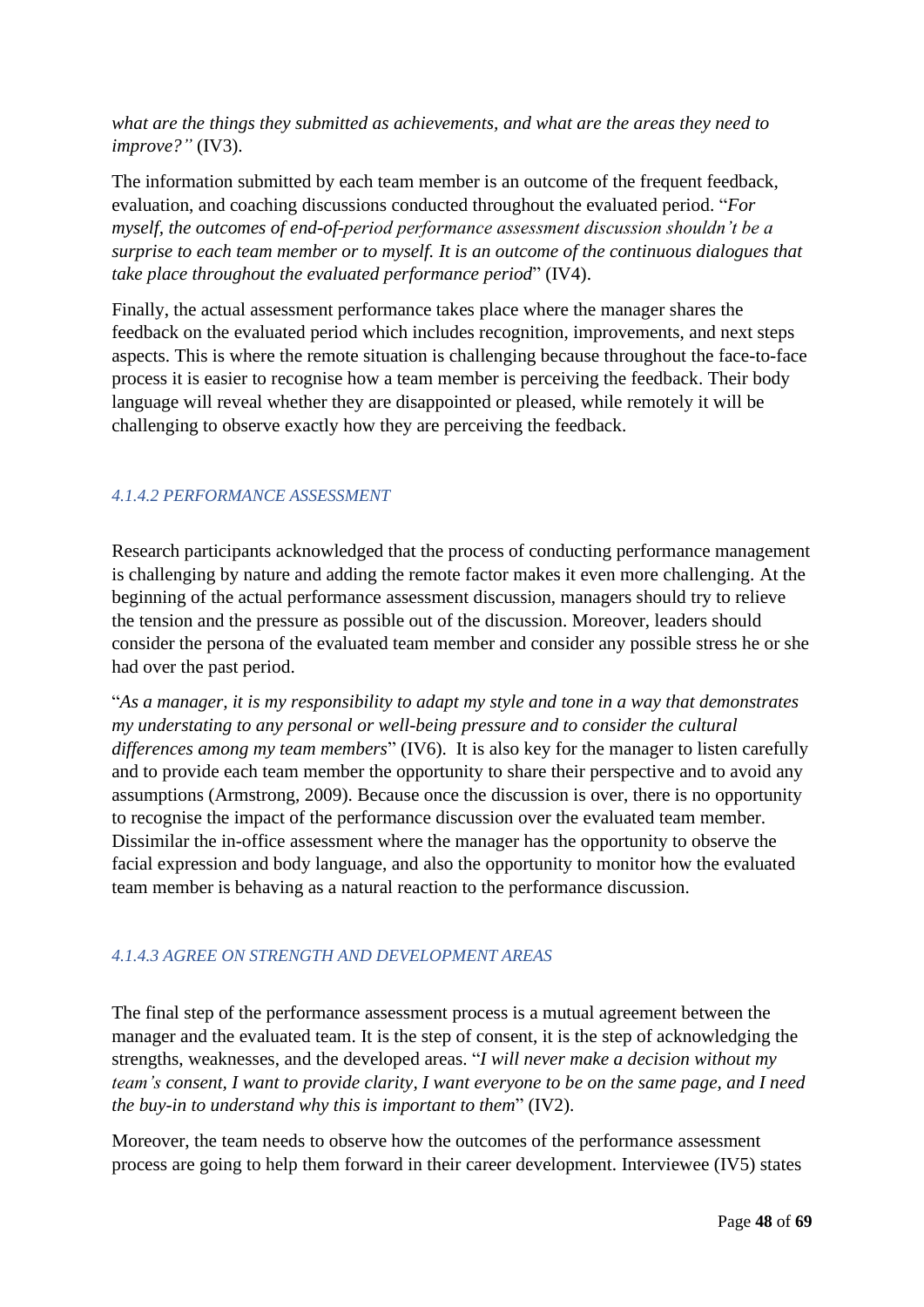*what are the things they submitted as achievements, and what are the areas they need to improve?"* (IV3).

The information submitted by each team member is an outcome of the frequent feedback, evaluation, and coaching discussions conducted throughout the evaluated period. "*For myself, the outcomes of end-of-period performance assessment discussion shouldn't be a surprise to each team member or to myself. It is an outcome of the continuous dialogues that take place throughout the evaluated performance period*" (IV4).

Finally, the actual assessment performance takes place where the manager shares the feedback on the evaluated period which includes recognition, improvements, and next steps aspects. This is where the remote situation is challenging because throughout the face-to-face process it is easier to recognise how a team member is perceiving the feedback. Their body language will reveal whether they are disappointed or pleased, while remotely it will be challenging to observe exactly how they are perceiving the feedback.

#### *4.1.4.2 PERFORMANCE ASSESSMENT*

Research participants acknowledged that the process of conducting performance management is challenging by nature and adding the remote factor makes it even more challenging. At the beginning of the actual performance assessment discussion, managers should try to relieve the tension and the pressure as possible out of the discussion. Moreover, leaders should consider the persona of the evaluated team member and consider any possible stress he or she had over the past period.

"*As a manager, it is my responsibility to adapt my style and tone in a way that demonstrates my understating to any personal or well-being pressure and to consider the cultural differences among my team members*" (IV6). It is also key for the manager to listen carefully and to provide each team member the opportunity to share their perspective and to avoid any assumptions (Armstrong, 2009). Because once the discussion is over, there is no opportunity to recognise the impact of the performance discussion over the evaluated team member. Dissimilar the in-office assessment where the manager has the opportunity to observe the facial expression and body language, and also the opportunity to monitor how the evaluated team member is behaving as a natural reaction to the performance discussion.

#### *4.1.4.3 AGREE ON STRENGTH AND DEVELOPMENT AREAS*

The final step of the performance assessment process is a mutual agreement between the manager and the evaluated team. It is the step of consent, it is the step of acknowledging the strengths, weaknesses, and the developed areas. "*I will never make a decision without my team's consent, I want to provide clarity, I want everyone to be on the same page, and I need the buy-in to understand why this is important to them*" (IV2).

Moreover, the team needs to observe how the outcomes of the performance assessment process are going to help them forward in their career development. Interviewee (IV5) states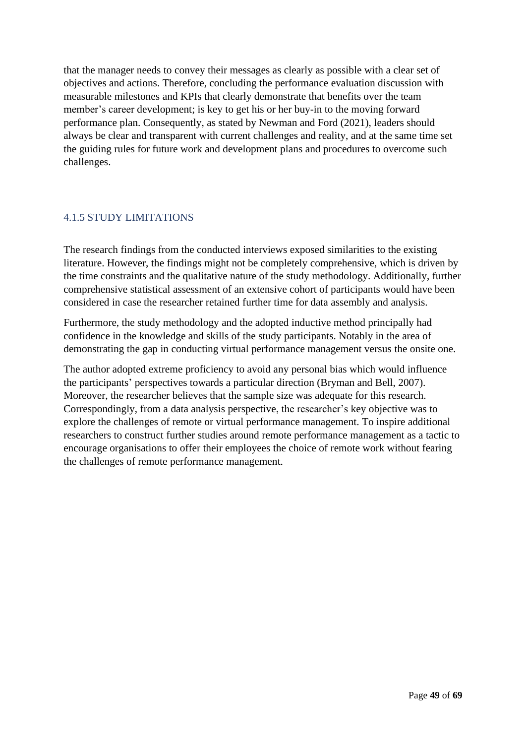that the manager needs to convey their messages as clearly as possible with a clear set of objectives and actions. Therefore, concluding the performance evaluation discussion with measurable milestones and KPIs that clearly demonstrate that benefits over the team member's career development; is key to get his or her buy-in to the moving forward performance plan. Consequently, as stated by Newman and Ford (2021), leaders should always be clear and transparent with current challenges and reality, and at the same time set the guiding rules for future work and development plans and procedures to overcome such challenges.

### 4.1.5 STUDY LIMITATIONS

The research findings from the conducted interviews exposed similarities to the existing literature. However, the findings might not be completely comprehensive, which is driven by the time constraints and the qualitative nature of the study methodology. Additionally, further comprehensive statistical assessment of an extensive cohort of participants would have been considered in case the researcher retained further time for data assembly and analysis.

Furthermore, the study methodology and the adopted inductive method principally had confidence in the knowledge and skills of the study participants. Notably in the area of demonstrating the gap in conducting virtual performance management versus the onsite one.

The author adopted extreme proficiency to avoid any personal bias which would influence the participants' perspectives towards a particular direction (Bryman and Bell, 2007). Moreover, the researcher believes that the sample size was adequate for this research. Correspondingly, from a data analysis perspective, the researcher's key objective was to explore the challenges of remote or virtual performance management. To inspire additional researchers to construct further studies around remote performance management as a tactic to encourage organisations to offer their employees the choice of remote work without fearing the challenges of remote performance management.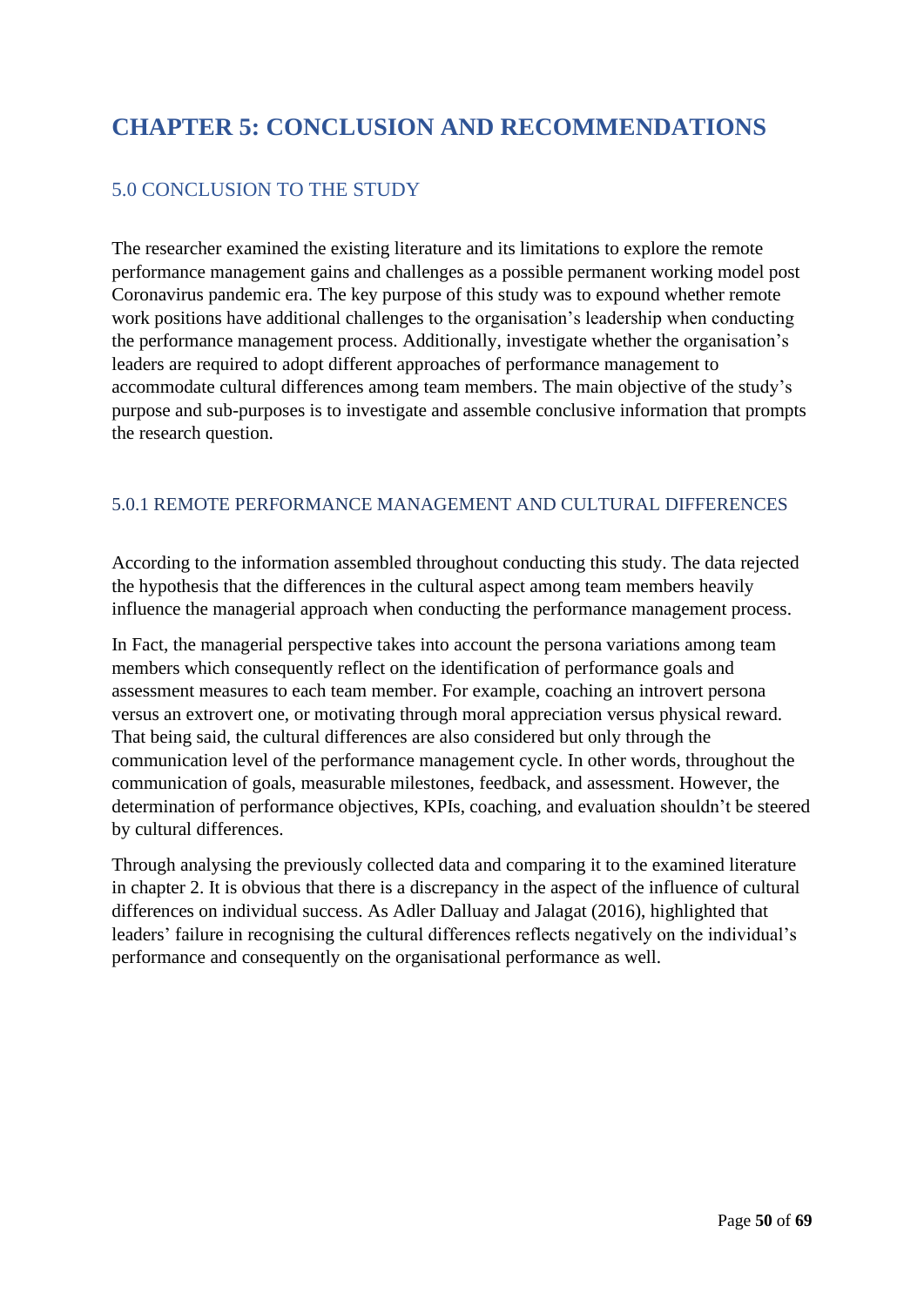# CHAPTER 5: CONCLUSION AND RECOMMENDATIONS

## 5.0 CONCLUSION TO THE STUDY

The researcher examined the existing literature and its limitations to explore the remote performance management gains and challenges as a possible permanent working model post Coronavirus pandemic era. The key purpose of this study was to expound whether remote work positions have additional challenges to the organisation's leadership when conducting the performance management process. Additionally, investigate whether the organisation's leaders are required to adopt different approaches of performance management to accommodate cultural differences among team members. The main objective of the study's purpose and sub-purposes is to investigate and assemble conclusive information that prompts the research question.

### 5.0.1 REMOTE PERFORMANCE MANAGEMENT AND CULTURAL DIFFERENCES

According to the information assembled throughout conducting this study. The data rejected the hypothesis that the differences in the cultural aspect among team members heavily influence the managerial approach when conducting the performance management process.

In Fact, the managerial perspective takes into account the persona variations among team members which consequently reflect on the identification of performance goals and assessment measures to each team member. For example, coaching an introvert persona versus an extrovert one, or motivating through moral appreciation versus physical reward. That being said, the cultural differences are also considered but only through the communication level of the performance management cycle. In other words, throughout the communication of goals, measurable milestones, feedback, and assessment. However, the determination of performance objectives, KPIs, coaching, and evaluation shouldn't be steered by cultural differences.

Through analysing the previously collected data and comparing it to the examined literature in chapter 2. It is obvious that there is a discrepancy in the aspect of the influence of cultural differences on individual success. As Adler Dalluay and Jalagat (2016), highlighted that leaders' failure in recognising the cultural differences reflects negatively on the individual's performance and consequently on the organisational performance as well.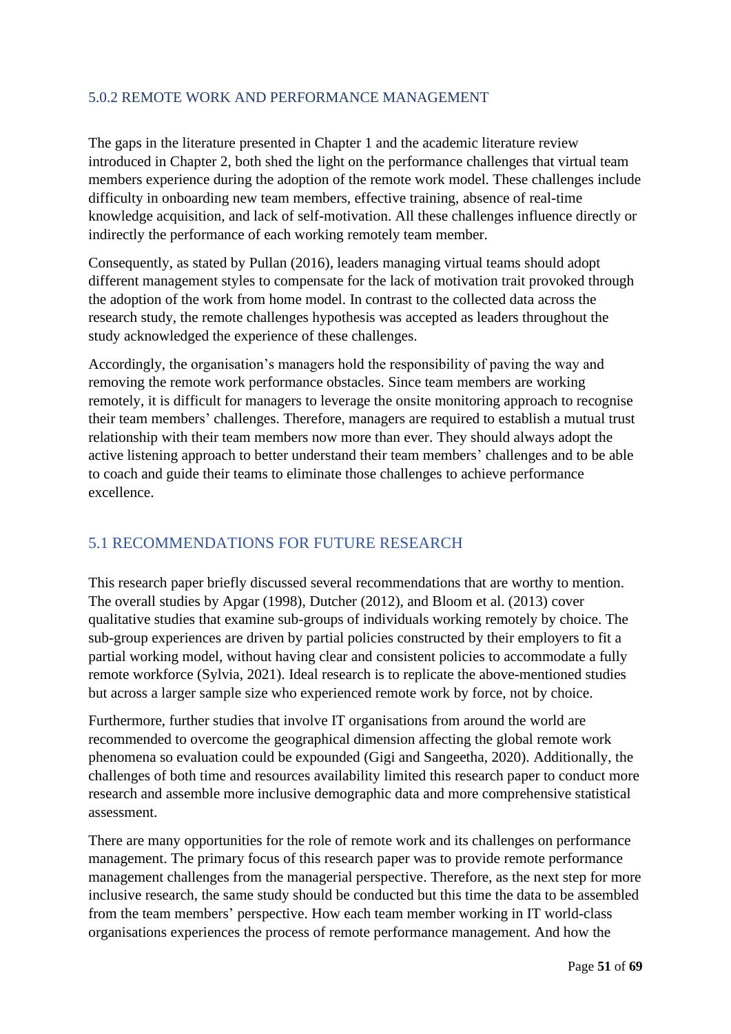### 5.0.2 REMOTE WORK AND PERFORMANCE MANAGEMENT

The gaps in the literature presented in Chapter 1 and the academic literature review introduced in Chapter 2, both shed the light on the performance challenges that virtual team members experience during the adoption of the remote work model. These challenges include difficulty in onboarding new team members, effective training, absence of real-time knowledge acquisition, and lack of self-motivation. All these challenges influence directly or indirectly the performance of each working remotely team member.

Consequently, as stated by Pullan (2016), leaders managing virtual teams should adopt different management styles to compensate for the lack of motivation trait provoked through the adoption of the work from home model. In contrast to the collected data across the research study, the remote challenges hypothesis was accepted as leaders throughout the study acknowledged the experience of these challenges.

Accordingly, the organisation's managers hold the responsibility of paving the way and removing the remote work performance obstacles. Since team members are working remotely, it is difficult for managers to leverage the onsite monitoring approach to recognise their team members' challenges. Therefore, managers are required to establish a mutual trust relationship with their team members now more than ever. They should always adopt the active listening approach to better understand their team members' challenges and to be able to coach and guide their teams to eliminate those challenges to achieve performance excellence.

## 5.1 RECOMMENDATIONS FOR FUTURE RESEARCH

This research paper briefly discussed several recommendations that are worthy to mention. The overall studies by Apgar (1998), Dutcher (2012), and Bloom et al. (2013) cover qualitative studies that examine sub-groups of individuals working remotely by choice. The sub-group experiences are driven by partial policies constructed by their employers to fit a partial working model, without having clear and consistent policies to accommodate a fully remote workforce (Sylvia, 2021). Ideal research is to replicate the above-mentioned studies but across a larger sample size who experienced remote work by force, not by choice.

Furthermore, further studies that involve IT organisations from around the world are recommended to overcome the geographical dimension affecting the global remote work phenomena so evaluation could be expounded (Gigi and Sangeetha, 2020). Additionally, the challenges of both time and resources availability limited this research paper to conduct more research and assemble more inclusive demographic data and more comprehensive statistical assessment.

There are many opportunities for the role of remote work and its challenges on performance management. The primary focus of this research paper was to provide remote performance management challenges from the managerial perspective. Therefore, as the next step for more inclusive research, the same study should be conducted but this time the data to be assembled from the team members' perspective. How each team member working in IT world-class organisations experiences the process of remote performance management. And how the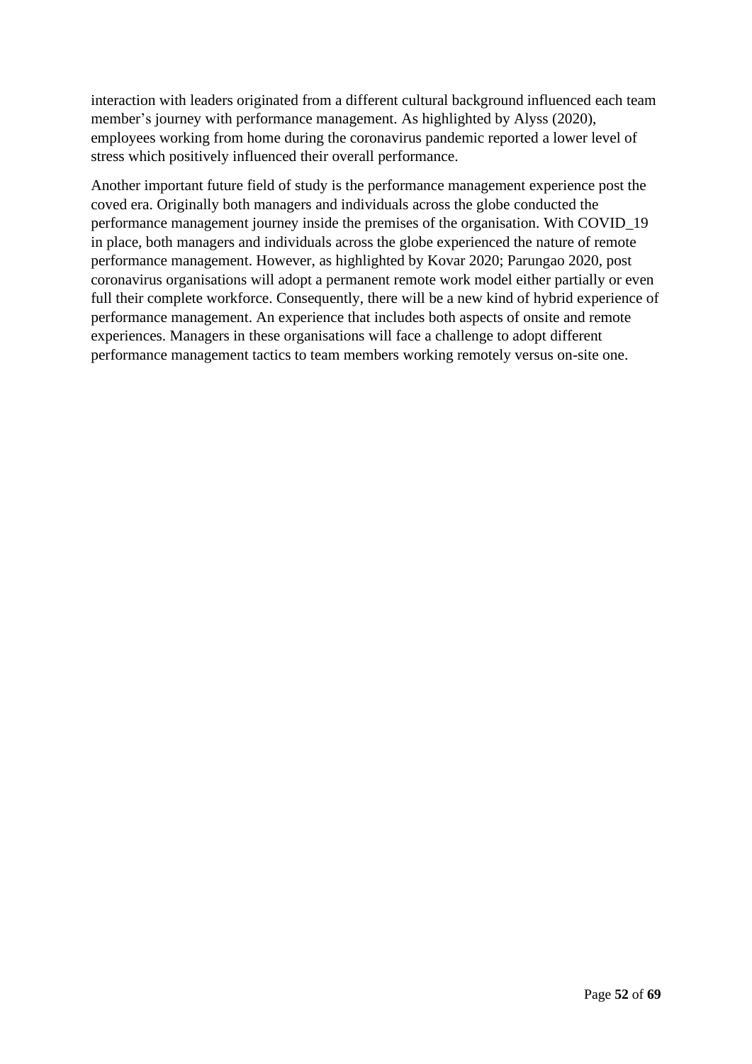interaction with leaders originated from a different cultural background influenced each team member's journey with performance management. As highlighted by Alyss (2020), employees working from home during the coronavirus pandemic reported a lower level of stress which positively influenced their overall performance.

Another important future field of study is the performance management experience post the coved era. Originally both managers and individuals across the globe conducted the performance management journey inside the premises of the organisation. With COVID_19 in place, both managers and individuals across the globe experienced the nature of remote performance management. However, as highlighted by Kovar 2020; Parungao 2020, post coronavirus organisations will adopt a permanent remote work model either partially or even full their complete workforce. Consequently, there will be a new kind of hybrid experience of performance management. An experience that includes both aspects of onsite and remote experiences. Managers in these organisations will face a challenge to adopt different performance management tactics to team members working remotely versus on-site one.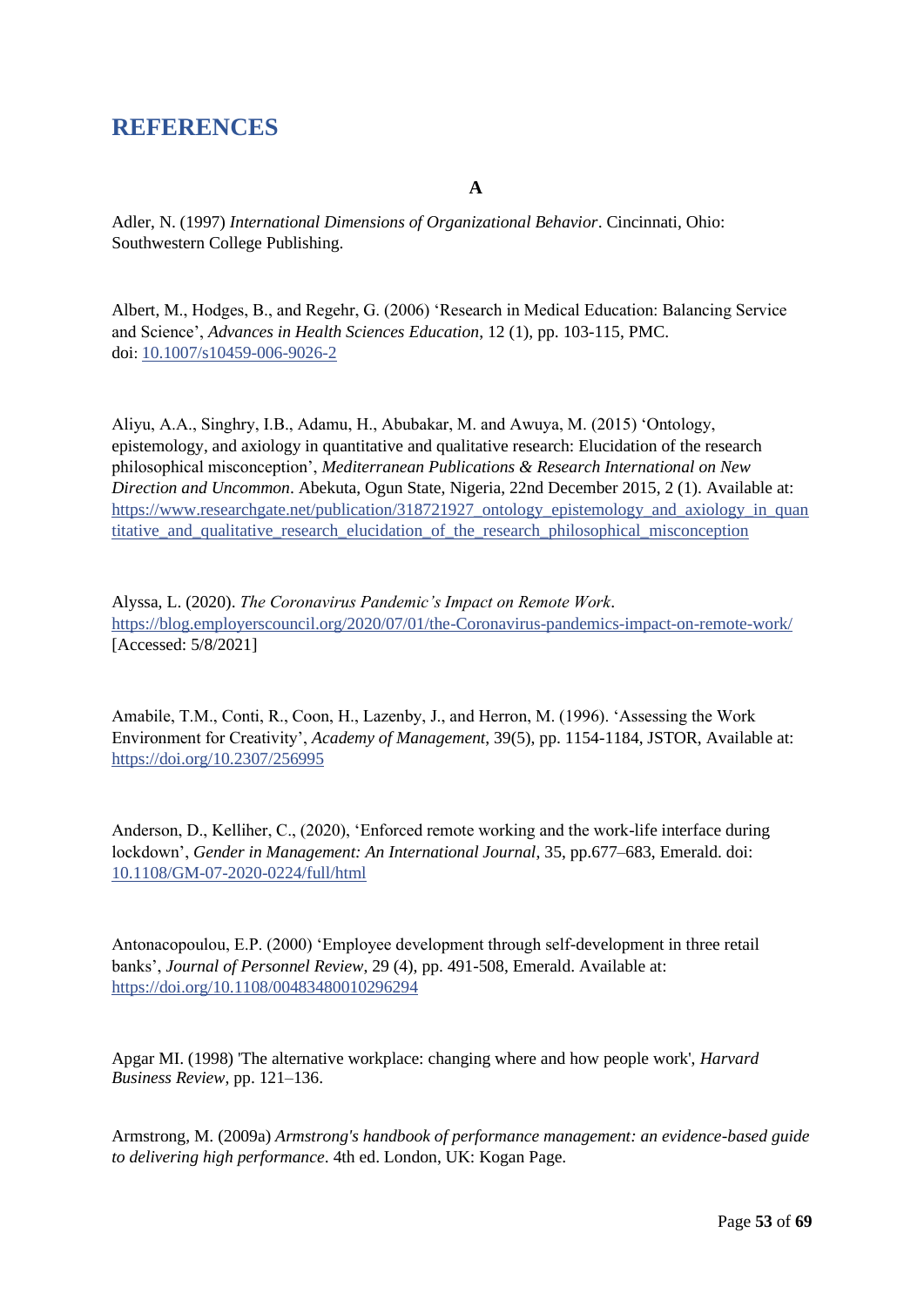## REFERENCES

**A**

Adler, N. (1997) *International Dimensions of Organizational Behavior*. Cincinnati, Ohio: Southwestern College Publishing.

Albert, M., Hodges, B., and Regehr, G. (2006) 'Research in Medical Education: Balancing Service and Science', *Advances in Health Sciences Education*, 12 (1), pp. 103-115, PMC. doi: 10.1007/s10459-006-9026-2

Aliyu, A.A., Singhry, I.B., Adamu, H., Abubakar, M. and Awuya, M. (2015) 'Ontology, epistemology, and axiology in quantitative and qualitative research: Elucidation of the research philosophical misconception', *Mediterranean Publications & Research International on New Direction and Uncommon*. Abekuta, Ogun State, Nigeria, 22nd December 2015, 2 (1). Available at: https://www.researchgate.net/publication/318721927_ontology_epistemology_and_axiology_in_quantitative_and_qualitative_research_elucidation_of_the_research_philosophical_misconception

Alyssa, L. (2020). *The Coronavirus Pandemic's Impact on Remote Work*. https://blog.employerscouncil.org/2020/07/01/the-Coronavirus-pandemics-impact-on-remote-work/ [Accessed: 5/8/2021]

Amabile, T.M., Conti, R., Coon, H., Lazenby, J., and Herron, M. (1996). 'Assessing the Work Environment for Creativity', *Academy of Management*, 39(5), pp. 1154-1184, JSTOR, Available at: https://doi.org/10.2307/256995

Anderson, D., Kelliher, C., (2020), 'Enforced remote working and the work-life interface during lockdown', *Gender in Management: An International Journal*, 35, pp.677–683, Emerald. doi: 10.1108/GM-07-2020-0224/full/html

Antonacopoulou, E.P. (2000) 'Employee development through self-development in three retail banks', *Journal of Personnel Review*, 29 (4), pp. 491-508, Emerald. Available at: https://doi.org/10.1108/00483480010296294

Apgar MI. (1998) 'The alternative workplace: changing where and how people work', *Harvard Business Review*, pp. 121–136.

Armstrong, M. (2009a) *Armstrong's handbook of performance management: an evidence-based guide to delivering high performance*. 4th ed. London, UK: Kogan Page.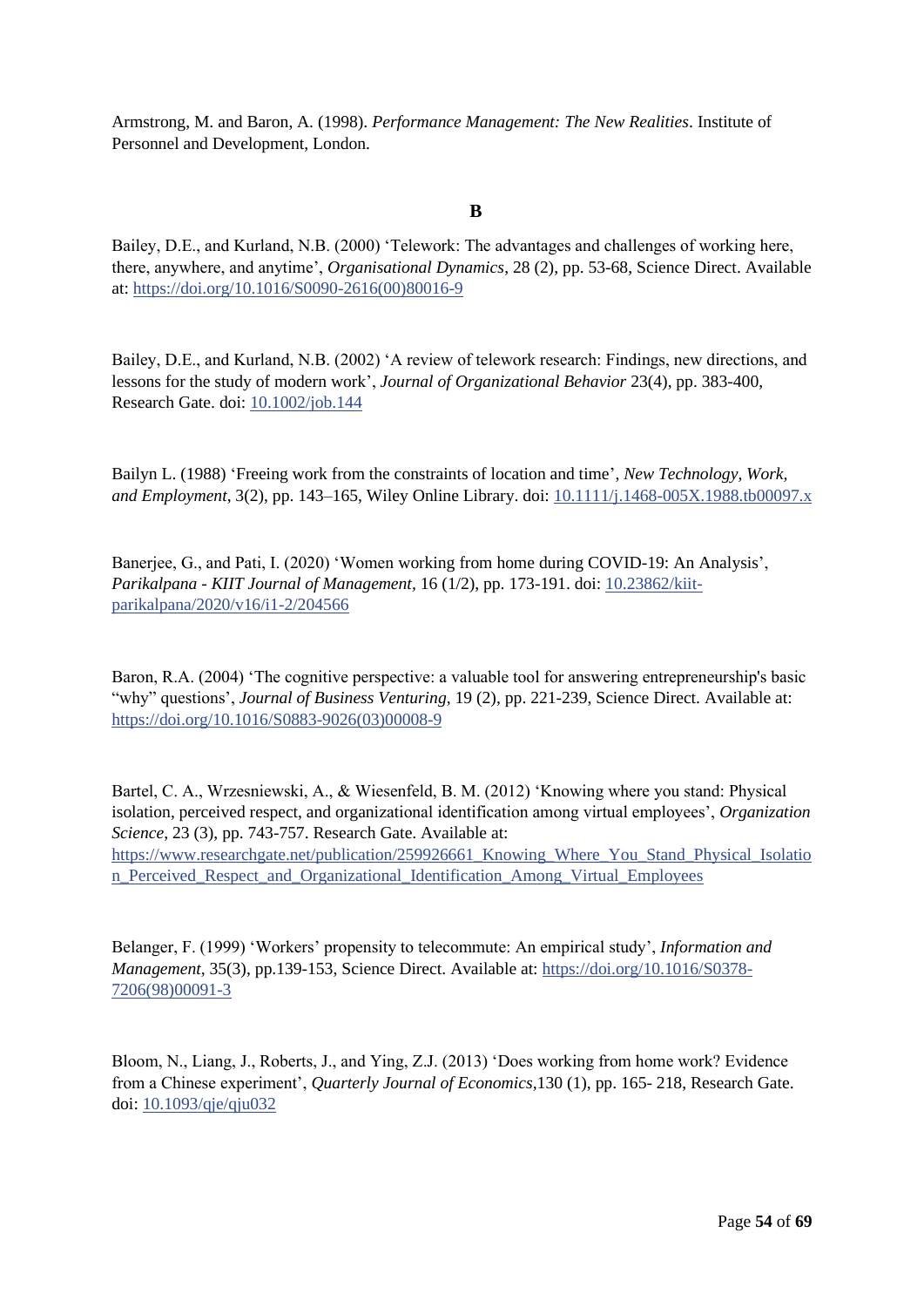Armstrong, M. and Baron, A. (1998). *Performance Management: The New Realities*. Institute of Personnel and Development, London.

**B**

Bailey, D.E., and Kurland, N.B. (2000) 'Telework: The advantages and challenges of working here, there, anywhere, and anytime', *Organisational Dynamics*, 28 (2), pp. 53-68, Science Direct. Available at: https://doi.org/10.1016/S0090-2616(00)80016-9

Bailey, D.E., and Kurland, N.B. (2002) 'A review of telework research: Findings, new directions, and lessons for the study of modern work', *Journal of Organizational Behavior* 23(4), pp. 383-400, Research Gate. doi: 10.1002/job.144

Bailyn L. (1988) 'Freeing work from the constraints of location and time', *New Technology, Work, and Employment*, 3(2), pp. 143–165, Wiley Online Library. doi: 10.1111/j.1468-005X.1988.tb00097.x

Banerjee, G., and Pati, I. (2020) 'Women working from home during COVID-19: An Analysis', *Parikalpana - KIIT Journal of Management*, 16 (1/2), pp. 173-191. doi: 10.23862/kiit-parikalpana/2020/v16/i1-2/204566

Baron, R.A. (2004) 'The cognitive perspective: a valuable tool for answering entrepreneurship's basic "why" questions', *Journal of Business Venturing*, 19 (2), pp. 221-239, Science Direct. Available at: https://doi.org/10.1016/S0883-9026(03)00008-9

Bartel, C. A., Wrzesniewski, A., & Wiesenfeld, B. M. (2012) 'Knowing where you stand: Physical isolation, perceived respect, and organizational identification among virtual employees', *Organization Science*, 23 (3), pp. 743-757. Research Gate. Available at: https://www.researchgate.net/publication/259926661_Knowing_Where_You_Stand_Physical_Isolation_Perceived_Respect_and_Organizational_Identification_Among_Virtual_Employees

Belanger, F. (1999) 'Workers' propensity to telecommute: An empirical study', *Information and Management*, 35(3), pp.139-153, Science Direct. Available at: https://doi.org/10.1016/S0378-7206(98)00091-3

Bloom, N., Liang, J., Roberts, J., and Ying, Z.J. (2013) 'Does working from home work? Evidence from a Chinese experiment', *Quarterly Journal of Economics*,130 (1), pp. 165- 218, Research Gate. doi: 10.1093/qje/qju032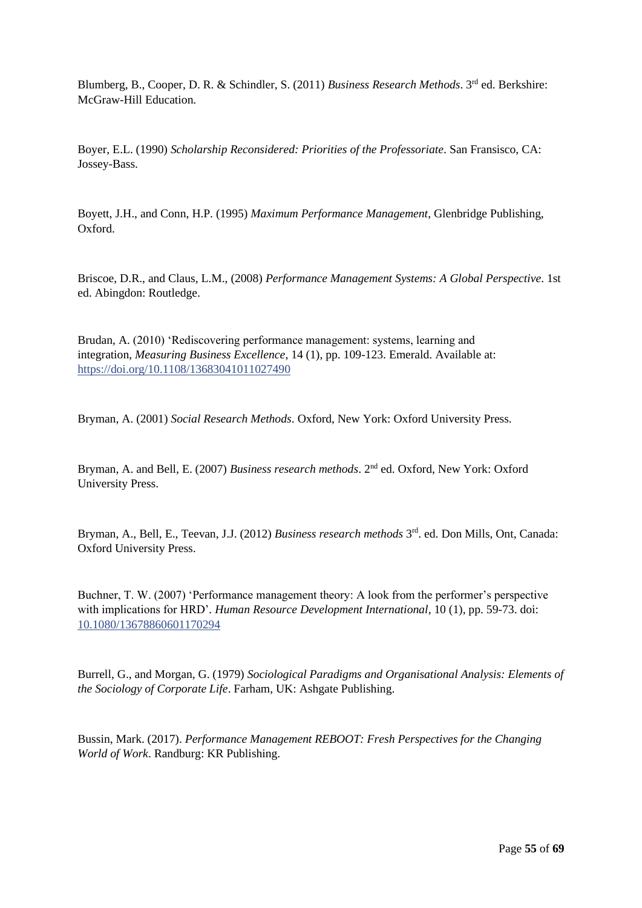Blumberg, B., Cooper, D. R. & Schindler, S. (2011) *Business Research Methods*. 3rd ed. Berkshire: McGraw-Hill Education.

Boyer, E.L. (1990) *Scholarship Reconsidered: Priorities of the Professoriate*. San Fransisco, CA: Jossey-Bass.

Boyett, J.H., and Conn, H.P. (1995) *Maximum Performance Management*, Glenbridge Publishing, Oxford.

Briscoe, D.R., and Claus, L.M., (2008) *Performance Management Systems: A Global Perspective*. 1st ed. Abingdon: Routledge.

Brudan, A. (2010) 'Rediscovering performance management: systems, learning and integration, *Measuring Business Excellence*, 14 (1), pp. 109-123. Emerald. Available at: https://doi.org/10.1108/13683041011027490

Bryman, A. (2001) *Social Research Methods*. Oxford, New York: Oxford University Press.

Bryman, A. and Bell, E. (2007) *Business research methods*. 2nd ed. Oxford, New York: Oxford University Press.

Bryman, A., Bell, E., Teevan, J.J. (2012) *Business research methods* 3rd. ed. Don Mills, Ont, Canada: Oxford University Press.

Buchner, T. W. (2007) 'Performance management theory: A look from the performer's perspective with implications for HRD'. *Human Resource Development International*, 10 (1), pp. 59-73. doi: 10.1080/13678860601170294

Burrell, G., and Morgan, G. (1979) *Sociological Paradigms and Organisational Analysis: Elements of the Sociology of Corporate Life*. Farham, UK: Ashgate Publishing.

Bussin, Mark. (2017). *Performance Management REBOOT: Fresh Perspectives for the Changing World of Work*. Randburg: KR Publishing.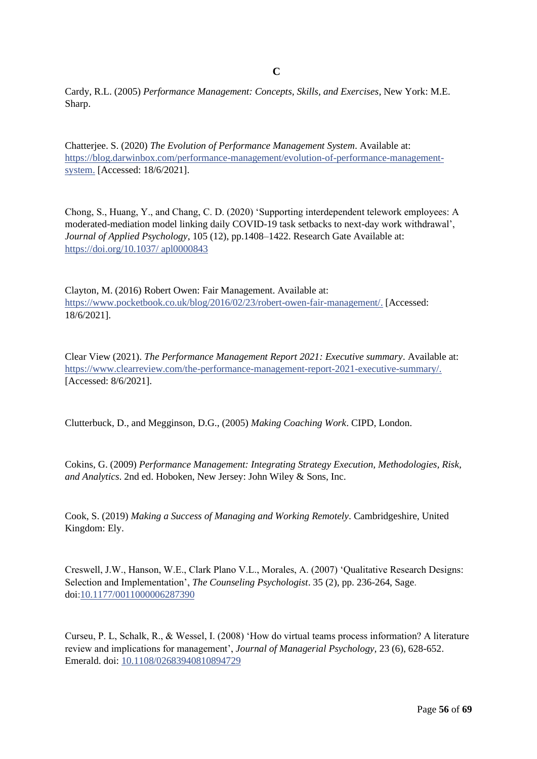**C**

Cardy, R.L. (2005) *Performance Management: Concepts, Skills, and Exercises*, New York: M.E. Sharp.

Chatterjee. S. (2020) *The Evolution of Performance Management System*. Available at: https://blog.darwinbox.com/performance-management/evolution-of-performance-management-system. [Accessed: 18/6/2021].

Chong, S., Huang, Y., and Chang, C. D. (2020) 'Supporting interdependent telework employees: A moderated-mediation model linking daily COVID-19 task setbacks to next-day work withdrawal', *Journal of Applied Psychology*, 105 (12), pp.1408–1422. Research Gate Available at: https://doi.org/10.1037/ apl0000843

Clayton, M. (2016) Robert Owen: Fair Management. Available at: https://www.pocketbook.co.uk/blog/2016/02/23/robert-owen-fair-management/. [Accessed: 18/6/2021].

Clear View (2021). *The Performance Management Report 2021: Executive summary*. Available at: https://www.clearreview.com/the-performance-management-report-2021-executive-summary/. [Accessed: 8/6/2021].

Clutterbuck, D., and Megginson, D.G., (2005) *Making Coaching Work*. CIPD, London.

Cokins, G. (2009) *Performance Management: Integrating Strategy Execution, Methodologies, Risk, and Analytics*. 2nd ed. Hoboken, New Jersey: John Wiley & Sons, Inc.

Cook, S. (2019) *Making a Success of Managing and Working Remotely*. Cambridgeshire, United Kingdom: Ely.

Creswell, J.W., Hanson, W.E., Clark Plano V.L., Morales, A. (2007) 'Qualitative Research Designs: Selection and Implementation', *The Counseling Psychologist*. 35 (2), pp. 236-264, Sage. doi:10.1177/0011000006287390

Curseu, P. L, Schalk, R., & Wessel, I. (2008) 'How do virtual teams process information? A literature review and implications for management', *Journal of Managerial Psychology*, 23 (6), 628-652. Emerald. doi: 10.1108/02683940810894729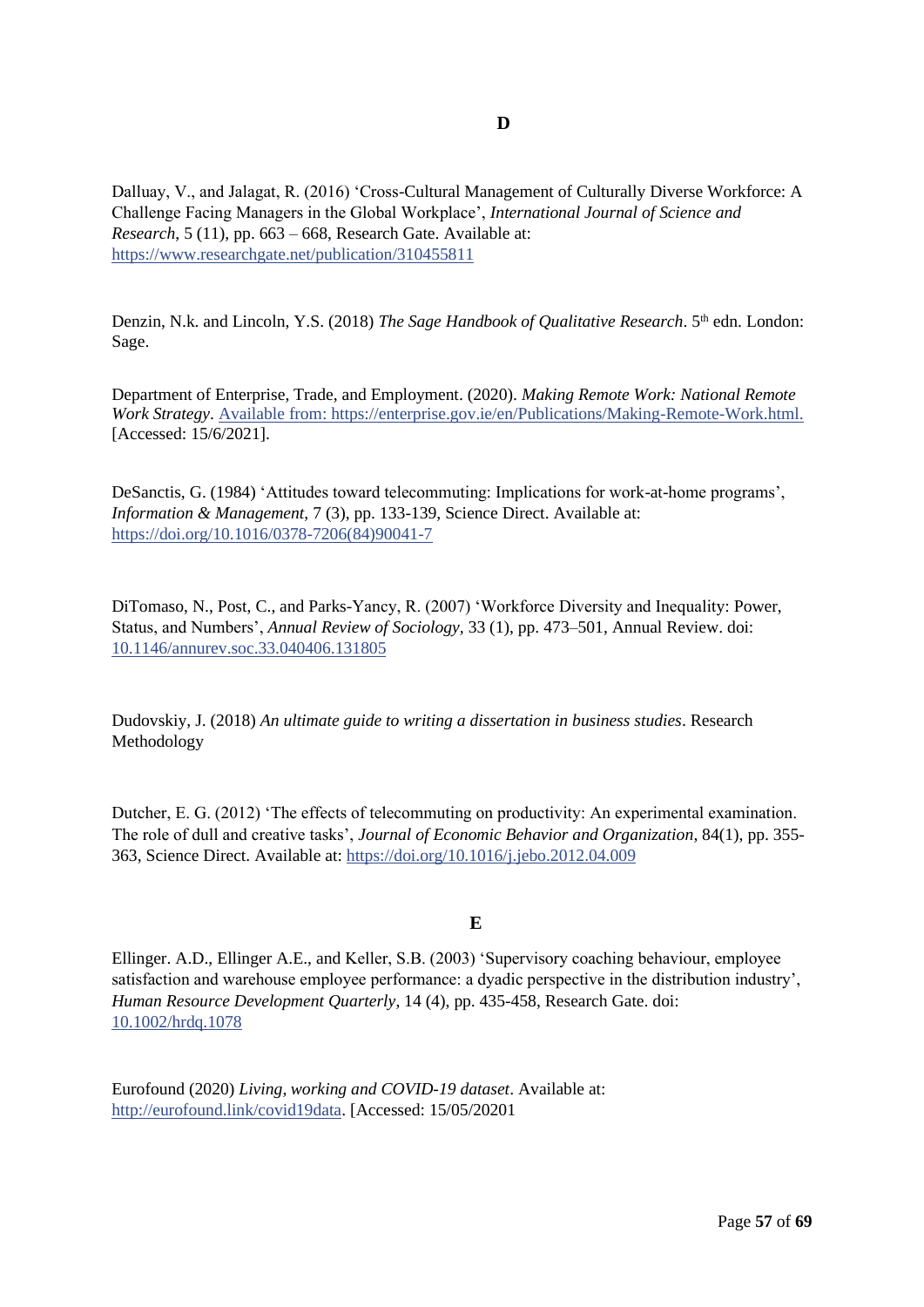## D

Dalluay, V., and Jalagat, R. (2016) 'Cross-Cultural Management of Culturally Diverse Workforce: A Challenge Facing Managers in the Global Workplace', *International Journal of Science and Research*, 5 (11), pp. 663 – 668, Research Gate. Available at: https://www.researchgate.net/publication/310455811

Denzin, N.k. and Lincoln, Y.S. (2018) *The Sage Handbook of Qualitative Research*. 5th edn. London: Sage.

Department of Enterprise, Trade, and Employment. (2020). *Making Remote Work: National Remote Work Strategy*. Available from: https://enterprise.gov.ie/en/Publications/Making-Remote-Work.html. [Accessed: 15/6/2021].

DeSanctis, G. (1984) 'Attitudes toward telecommuting: Implications for work-at-home programs', *Information & Management*, 7 (3), pp. 133-139, Science Direct. Available at: https://doi.org/10.1016/0378-7206(84)90041-7

DiTomaso, N., Post, C., and Parks-Yancy, R. (2007) 'Workforce Diversity and Inequality: Power, Status, and Numbers', *Annual Review of Sociology*, 33 (1), pp. 473–501, Annual Review. doi: 10.1146/annurev.soc.33.040406.131805

Dudovskiy, J. (2018) *An ultimate guide to writing a dissertation in business studies*. Research Methodology

Dutcher, E. G. (2012) 'The effects of telecommuting on productivity: An experimental examination. The role of dull and creative tasks', *Journal of Economic Behavior and Organization*, 84(1), pp. 355-363, Science Direct. Available at: https://doi.org/10.1016/j.jebo.2012.04.009

## E

Ellinger. A.D., Ellinger A.E., and Keller, S.B. (2003) 'Supervisory coaching behaviour, employee satisfaction and warehouse employee performance: a dyadic perspective in the distribution industry', *Human Resource Development Quarterly*, 14 (4), pp. 435-458, Research Gate. doi: 10.1002/hrdq.1078

Eurofound (2020) *Living, working and COVID-19 dataset*. Available at: http://eurofound.link/covid19data. [Accessed: 15/05/20201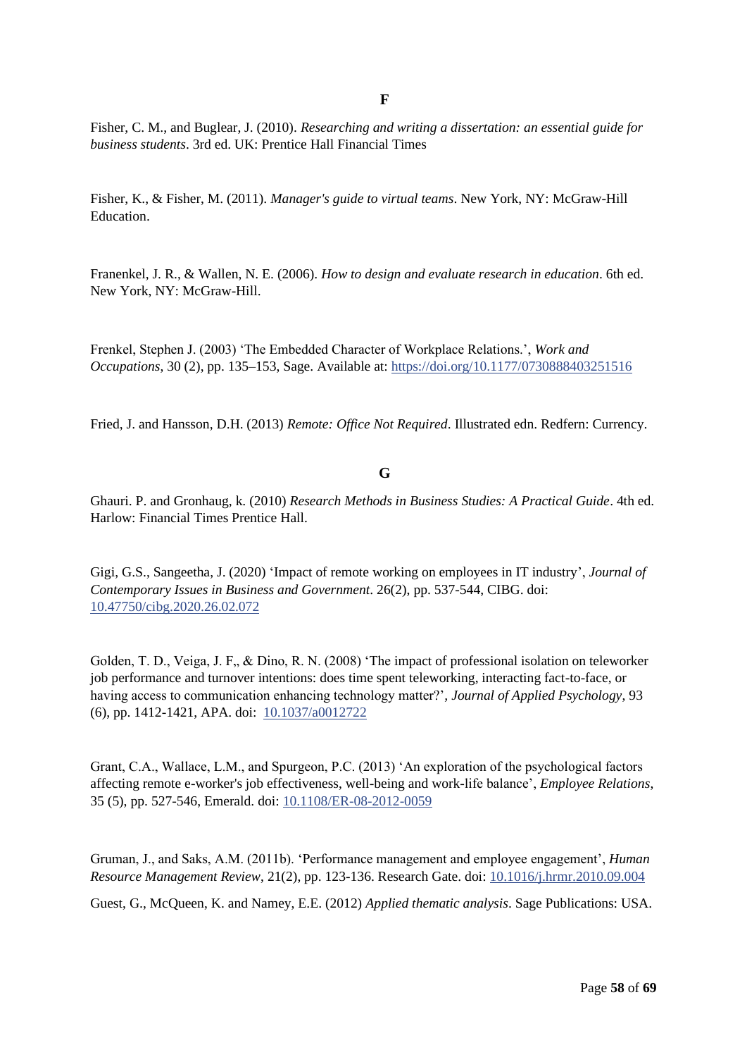**F**

Fisher, C. M., and Buglear, J. (2010). *Researching and writing a dissertation: an essential guide for business students*. 3rd ed. UK: Prentice Hall Financial Times

Fisher, K., & Fisher, M. (2011). *Manager's guide to virtual teams*. New York, NY: McGraw-Hill Education.

Franenkel, J. R., & Wallen, N. E. (2006). *How to design and evaluate research in education*. 6th ed. New York, NY: McGraw-Hill.

Frenkel, Stephen J. (2003) 'The Embedded Character of Workplace Relations.', *Work and Occupations*, 30 (2), pp. 135–153, Sage. Available at: https://doi.org/10.1177/0730888403251516

Fried, J. and Hansson, D.H. (2013) *Remote: Office Not Required*. Illustrated edn. Redfern: Currency.

**G**

Ghauri. P. and Gronhaug, k. (2010) *Research Methods in Business Studies: A Practical Guide*. 4th ed. Harlow: Financial Times Prentice Hall.

Gigi, G.S., Sangeetha, J. (2020) 'Impact of remote working on employees in IT industry', *Journal of Contemporary Issues in Business and Government*. 26(2), pp. 537-544, CIBG. doi: 10.47750/cibg.2020.26.02.072

Golden, T. D., Veiga, J. F,, & Dino, R. N. (2008) 'The impact of professional isolation on teleworker job performance and turnover intentions: does time spent teleworking, interacting fact-to-face, or having access to communication enhancing technology matter?', *Journal of Applied Psychology*, 93 (6), pp. 1412-1421, APA. doi: 10.1037/a0012722

Grant, C.A., Wallace, L.M., and Spurgeon, P.C. (2013) 'An exploration of the psychological factors affecting remote e-worker's job effectiveness, well-being and work-life balance', *Employee Relations*, 35 (5), pp. 527-546, Emerald. doi: 10.1108/ER-08-2012-0059

Gruman, J., and Saks, A.M. (2011b). 'Performance management and employee engagement', *Human Resource Management Review*, 21(2), pp. 123-136. Research Gate. doi: 10.1016/j.hrmr.2010.09.004

Guest, G., McQueen, K. and Namey, E.E. (2012) *Applied thematic analysis*. Sage Publications: USA.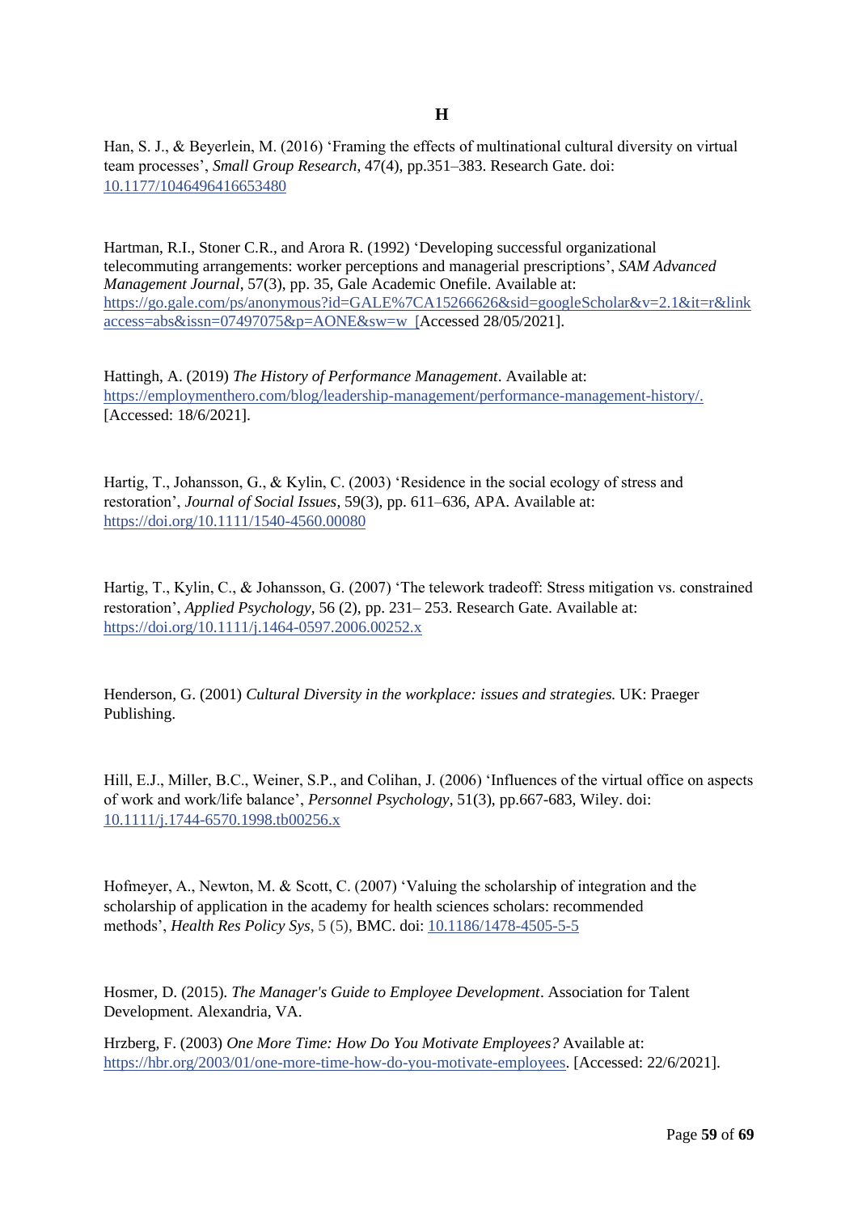# H

Han, S. J., & Beyerlein, M. (2016) 'Framing the effects of multinational cultural diversity on virtual team processes', *Small Group Research*, 47(4), pp.351–383. Research Gate. doi: 10.1177/1046496416653480

Hartman, R.I., Stoner C.R., and Arora R. (1992) 'Developing successful organizational telecommuting arrangements: worker perceptions and managerial prescriptions', *SAM Advanced Management Journal*, 57(3), pp. 35, Gale Academic Onefile. Available at: https://go.gale.com/ps/anonymous?id=GALE%7CA15266626&sid=googleScholar&v=2.1&it=r&linkaccess=abs&issn=07497075&p=AONE&sw=w [Accessed 28/05/2021].

Hattingh, A. (2019) *The History of Performance Management*. Available at: https://employmenthero.com/blog/leadership-management/performance-management-history/. [Accessed: 18/6/2021].

Hartig, T., Johansson, G., & Kylin, C. (2003) 'Residence in the social ecology of stress and restoration', *Journal of Social Issues*, 59(3), pp. 611–636, APA. Available at: https://doi.org/10.1111/1540-4560.00080

Hartig, T., Kylin, C., & Johansson, G. (2007) 'The telework tradeoff: Stress mitigation vs. constrained restoration', *Applied Psychology*, 56 (2), pp. 231– 253. Research Gate. Available at: https://doi.org/10.1111/j.1464-0597.2006.00252.x

Henderson, G. (2001) *Cultural Diversity in the workplace: issues and strategies.* UK: Praeger Publishing.

Hill, E.J., Miller, B.C., Weiner, S.P., and Colihan, J. (2006) 'Influences of the virtual office on aspects of work and work/life balance', *Personnel Psychology*, 51(3), pp.667-683, Wiley. doi: 10.1111/j.1744-6570.1998.tb00256.x

Hofmeyer, A., Newton, M. & Scott, C. (2007) 'Valuing the scholarship of integration and the scholarship of application in the academy for health sciences scholars: recommended methods', *Health Res Policy Sys*, 5 (5), BMC. doi: 10.1186/1478-4505-5-5

Hosmer, D. (2015). *The Manager's Guide to Employee Development*. Association for Talent Development. Alexandria, VA.

Hrzberg, F. (2003) *One More Time: How Do You Motivate Employees?* Available at: https://hbr.org/2003/01/one-more-time-how-do-you-motivate-employees. [Accessed: 22/6/2021].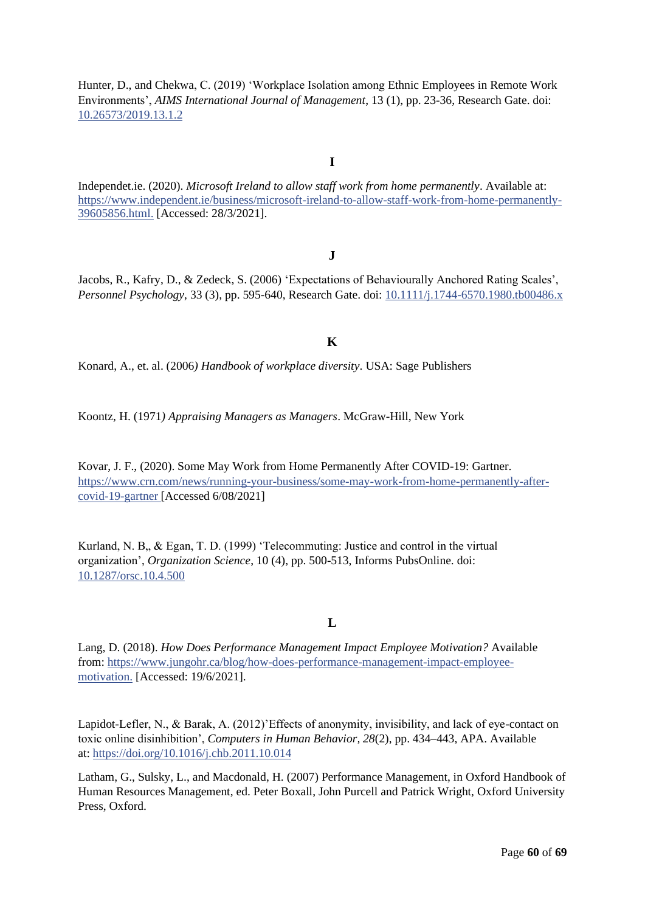Hunter, D., and Chekwa, C. (2019) 'Workplace Isolation among Ethnic Employees in Remote Work Environments', *AIMS International Journal of Management*, 13 (1), pp. 23-36, Research Gate. doi: 10.26573/2019.13.1.2

**I**

Independet.ie. (2020). *Microsoft Ireland to allow staff work from home permanently*. Available at: https://www.independent.ie/business/microsoft-ireland-to-allow-staff-work-from-home-permanently-39605856.html. [Accessed: 28/3/2021].

**J**

Jacobs, R., Kafry, D., & Zedeck, S. (2006) 'Expectations of Behaviourally Anchored Rating Scales', *Personnel Psychology*, 33 (3), pp. 595-640, Research Gate. doi: 10.1111/j.1744-6570.1980.tb00486.x

**K**

Konard, A., et. al. (2006*) Handbook of workplace diversity*. USA: Sage Publishers

Koontz, H. (1971*) Appraising Managers as Managers*. McGraw-Hill, New York

Kovar, J. F., (2020). Some May Work from Home Permanently After COVID-19: Gartner. https://www.crn.com/news/running-your-business/some-may-work-from-home-permanently-after-covid-19-gartner [Accessed 6/08/2021]

Kurland, N. B,, & Egan, T. D. (1999) 'Telecommuting: Justice and control in the virtual organization', *Organization Science*, 10 (4), pp. 500-513, Informs PubsOnline. doi: 10.1287/orsc.10.4.500

**L**

Lang, D. (2018). *How Does Performance Management Impact Employee Motivation?* Available from: https://www.jungohr.ca/blog/how-does-performance-management-impact-employee-motivation. [Accessed: 19/6/2021].

Lapidot-Lefler, N., & Barak, A. (2012)'Effects of anonymity, invisibility, and lack of eye-contact on toxic online disinhibition', *Computers in Human Behavior, 28*(2), pp. 434–443, APA. Available at: https://doi.org/10.1016/j.chb.2011.10.014

Latham, G., Sulsky, L., and Macdonald, H. (2007) Performance Management, in Oxford Handbook of Human Resources Management, ed. Peter Boxall, John Purcell and Patrick Wright, Oxford University Press, Oxford.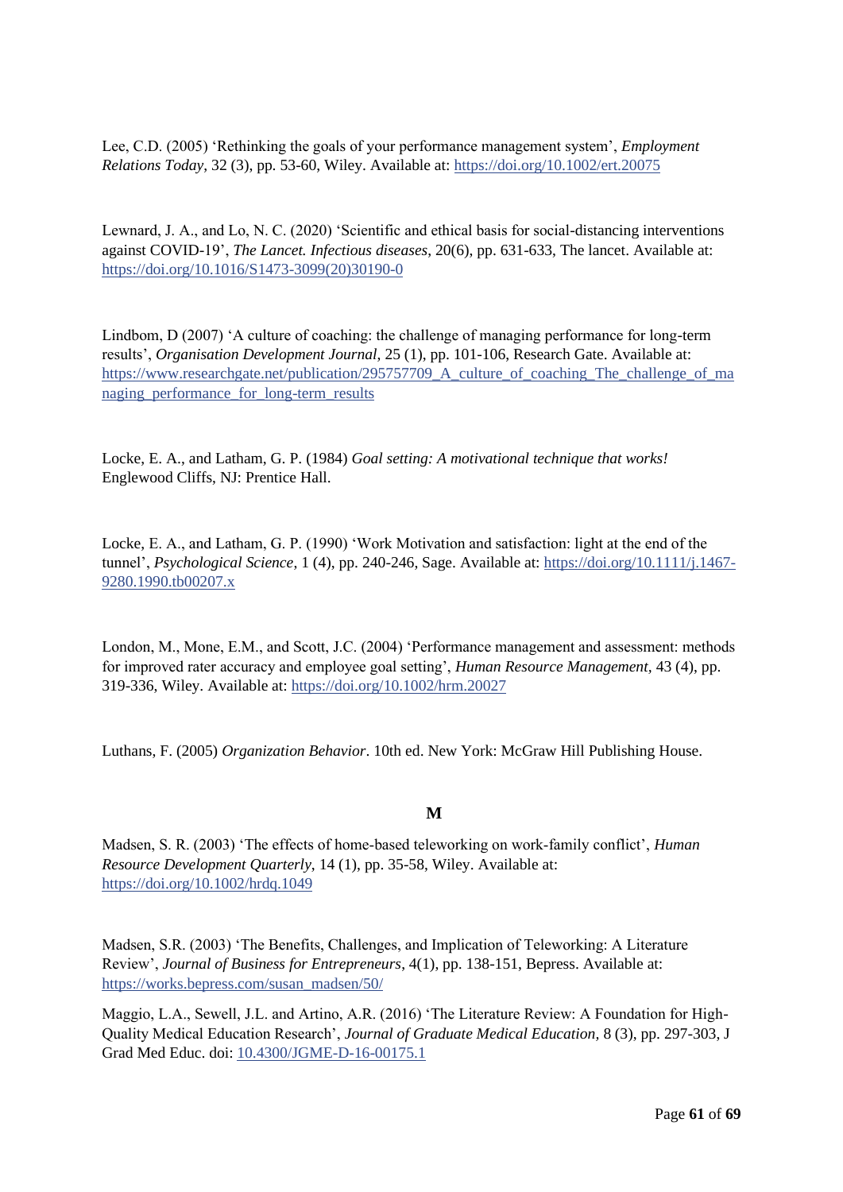Lee, C.D. (2005) 'Rethinking the goals of your performance management system', *Employment Relations Today*, 32 (3), pp. 53-60, Wiley. Available at: https://doi.org/10.1002/ert.20075

Lewnard, J. A., and Lo, N. C. (2020) 'Scientific and ethical basis for social-distancing interventions against COVID-19', *The Lancet. Infectious diseases*, 20(6), pp. 631-633, The lancet. Available at: https://doi.org/10.1016/S1473-3099(20)30190-0

Lindbom, D (2007) 'A culture of coaching: the challenge of managing performance for long-term results', *Organisation Development Journal*, 25 (1), pp. 101-106, Research Gate. Available at: https://www.researchgate.net/publication/295757709_A_culture_of_coaching_The_challenge_of_managing_performance_for_long-term_results

Locke, E. A., and Latham, G. P. (1984) *Goal setting: A motivational technique that works!* Englewood Cliffs, NJ: Prentice Hall.

Locke, E. A., and Latham, G. P. (1990) 'Work Motivation and satisfaction: light at the end of the tunnel', *Psychological Science*, 1 (4), pp. 240-246, Sage. Available at: https://doi.org/10.1111/j.1467-9280.1990.tb00207.x

London, M., Mone, E.M., and Scott, J.C. (2004) 'Performance management and assessment: methods for improved rater accuracy and employee goal setting', *Human Resource Management*, 43 (4), pp. 319-336, Wiley. Available at: https://doi.org/10.1002/hrm.20027

Luthans, F. (2005) *Organization Behavior*. 10th ed. New York: McGraw Hill Publishing House.

**M**

Madsen, S. R. (2003) 'The effects of home-based teleworking on work-family conflict', *Human Resource Development Quarterly*, 14 (1), pp. 35-58, Wiley. Available at: https://doi.org/10.1002/hrdq.1049

Madsen, S.R. (2003) 'The Benefits, Challenges, and Implication of Teleworking: A Literature Review', *Journal of Business for Entrepreneurs*, 4(1), pp. 138-151, Bepress. Available at: https://works.bepress.com/susan_madsen/50/

Maggio, L.A., Sewell, J.L. and Artino, A.R. (2016) 'The Literature Review: A Foundation for High-Quality Medical Education Research', *Journal of Graduate Medical Education*, 8 (3), pp. 297-303, J Grad Med Educ. doi: 10.4300/JGME-D-16-00175.1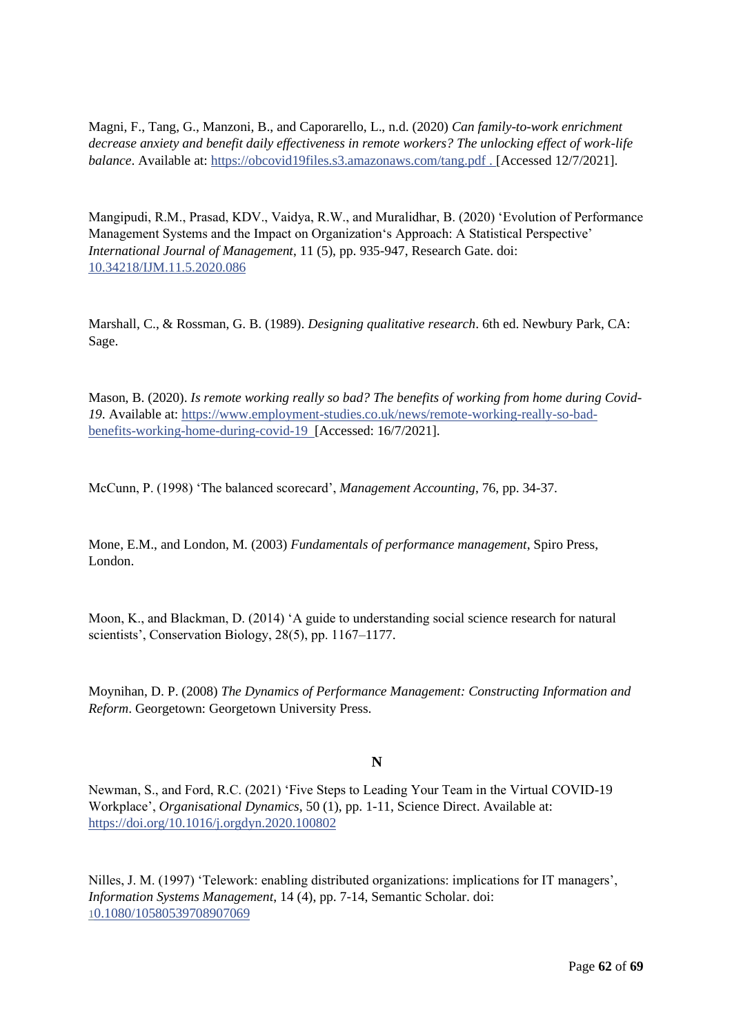Magni, F., Tang, G., Manzoni, B., and Caporarello, L., n.d. (2020) *Can family-to-work enrichment decrease anxiety and benefit daily effectiveness in remote workers? The unlocking effect of work-life balance*. Available at: https://obcovid19files.s3.amazonaws.com/tang.pdf . [Accessed 12/7/2021].

Mangipudi, R.M., Prasad, KDV., Vaidya, R.W., and Muralidhar, B. (2020) 'Evolution of Performance Management Systems and the Impact on Organization's Approach: A Statistical Perspective' *International Journal of Management*, 11 (5), pp. 935-947, Research Gate. doi: 10.34218/IJM.11.5.2020.086

Marshall, C., & Rossman, G. B. (1989). *Designing qualitative research*. 6th ed. Newbury Park, CA: Sage.

Mason, B. (2020). *Is remote working really so bad? The benefits of working from home during Covid-19.* Available at: https://www.employment-studies.co.uk/news/remote-working-really-so-bad-benefits-working-home-during-covid-19 [Accessed: 16/7/2021].

McCunn, P. (1998) 'The balanced scorecard', *Management Accounting*, 76, pp. 34-37.

Mone, E.M., and London, M. (2003) *Fundamentals of performance management*, Spiro Press, London.

Moon, K., and Blackman, D. (2014) 'A guide to understanding social science research for natural scientists', Conservation Biology, 28(5), pp. 1167–1177.

Moynihan, D. P. (2008) *The Dynamics of Performance Management: Constructing Information and Reform*. Georgetown: Georgetown University Press.

## N

Newman, S., and Ford, R.C. (2021) 'Five Steps to Leading Your Team in the Virtual COVID-19 Workplace', *Organisational Dynamics*, 50 (1), pp. 1-11, Science Direct. Available at: https://doi.org/10.1016/j.orgdyn.2020.100802

Nilles, J. M. (1997) 'Telework: enabling distributed organizations: implications for IT managers', *Information Systems Management*, 14 (4), pp. 7-14, Semantic Scholar. doi: 10.1080/10580539708907069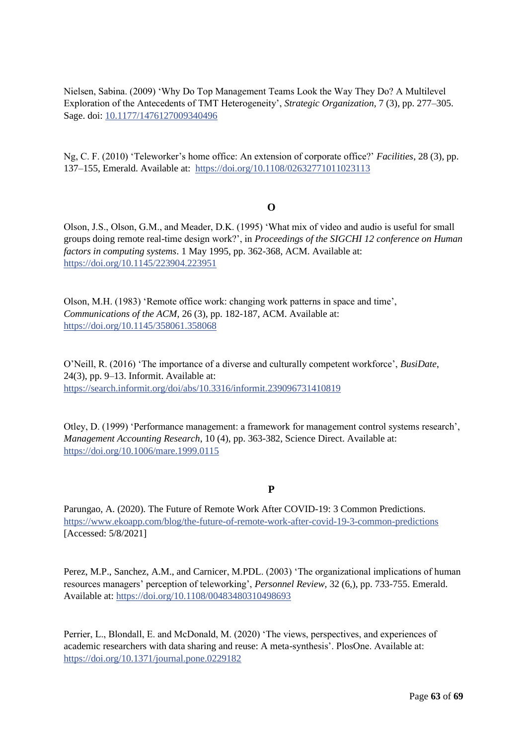Nielsen, Sabina. (2009) 'Why Do Top Management Teams Look the Way They Do? A Multilevel Exploration of the Antecedents of TMT Heterogeneity', *Strategic Organization*, 7 (3), pp. 277–305. Sage. doi: [10.1177/1476127009340496](https://doi.org/10.1177/1476127009340496)

Ng, C. F. (2010) 'Teleworker's home office: An extension of corporate office?' *Facilities*, 28 (3), pp. 137–155, Emerald. Available at: [https://doi.org/10.1108/02632771011023113](https://doi.org/10.1108/02632771011023113)

**O**

Olson, J.S., Olson, G.M., and Meader, D.K. (1995) 'What mix of video and audio is useful for small groups doing remote real-time design work?', in *Proceedings of the SIGCHI 12 conference on Human factors in computing systems*. 1 May 1995, pp. 362-368, ACM. Available at: [https://doi.org/10.1145/223904.223951](https://doi.org/10.1145/223904.223951)

Olson, M.H. (1983) 'Remote office work: changing work patterns in space and time', *Communications of the ACM*, 26 (3), pp. 182-187, ACM. Available at: [https://doi.org/10.1145/358061.358068](https://doi.org/10.1145/358061.358068)

O'Neill, R. (2016) 'The importance of a diverse and culturally competent workforce', *BusiDate*, 24(3), pp. 9–13. Informit. Available at: [https://search.informit.org/doi/abs/10.3316/informit.239096731410819](https://search.informit.org/doi/abs/10.3316/informit.239096731410819)

Otley, D. (1999) 'Performance management: a framework for management control systems research', *Management Accounting Research*, 10 (4), pp. 363-382, Science Direct. Available at: [https://doi.org/10.1006/mare.1999.0115](https://doi.org/10.1006/mare.1999.0115)

**P**

Parungao, A. (2020). The Future of Remote Work After COVID-19: 3 Common Predictions. [https://www.ekoapp.com/blog/the-future-of-remote-work-after-covid-19-3-common-predictions](https://www.ekoapp.com/blog/the-future-of-remote-work-after-covid-19-3-common-predictions) [Accessed: 5/8/2021]

Perez, M.P., Sanchez, A.M., and Carnicer, M.PDL. (2003) 'The organizational implications of human resources managers' perception of teleworking', *Personnel Review*, 32 (6,), pp. 733-755. Emerald. Available at: [https://doi.org/10.1108/00483480310498693](https://doi.org/10.1108/00483480310498693)

Perrier, L., Blondall, E. and McDonald, M. (2020) 'The views, perspectives, and experiences of academic researchers with data sharing and reuse: A meta-synthesis'. PlosOne. Available at: [https://doi.org/10.1371/journal.pone.0229182](https://doi.org/10.1371/journal.pone.0229182)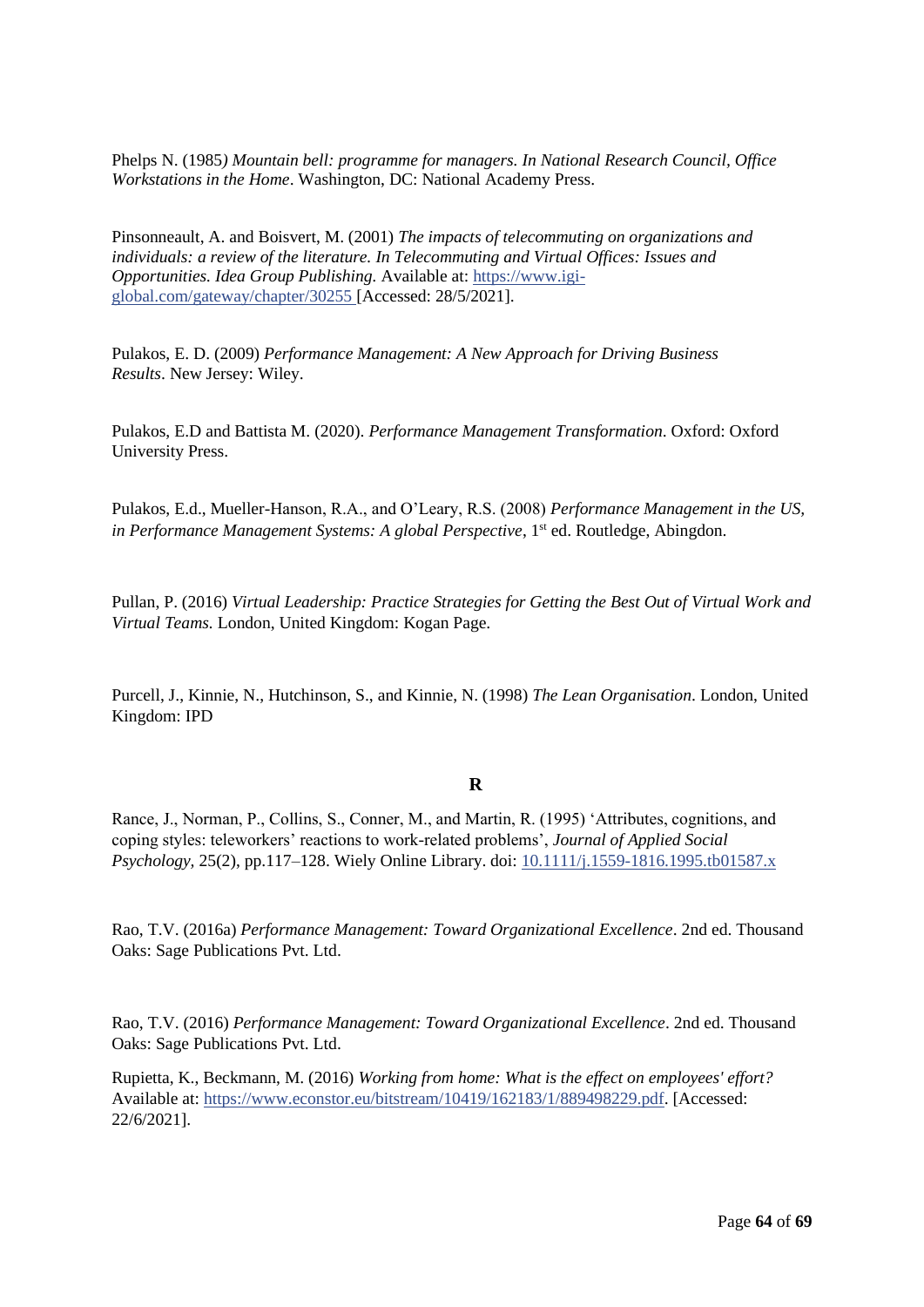Phelps N. (1985*) Mountain bell: programme for managers. In National Research Council, Office Workstations in the Home*. Washington, DC: National Academy Press.

Pinsonneault, A. and Boisvert, M. (2001) *The impacts of telecommuting on organizations and individuals: a review of the literature. In Telecommuting and Virtual Offices: Issues and Opportunities. Idea Group Publishing.* Available at: https://www.igi-global.com/gateway/chapter/30255 [Accessed: 28/5/2021].

Pulakos, E. D. (2009) *Performance Management: A New Approach for Driving Business Results*. New Jersey: Wiley.

Pulakos, E.D and Battista M. (2020). *Performance Management Transformation*. Oxford: Oxford University Press.

Pulakos, E.d., Mueller-Hanson, R.A., and O'Leary, R.S. (2008) *Performance Management in the US, in Performance Management Systems: A global Perspective*, 1st ed. Routledge, Abingdon.

Pullan, P. (2016) *Virtual Leadership: Practice Strategies for Getting the Best Out of Virtual Work and Virtual Teams.* London, United Kingdom: Kogan Page.

Purcell, J., Kinnie, N., Hutchinson, S., and Kinnie, N. (1998) *The Lean Organisation*. London, United Kingdom: IPD

## R

Rance, J., Norman, P., Collins, S., Conner, M., and Martin, R. (1995) 'Attributes, cognitions, and coping styles: teleworkers' reactions to work-related problems', *Journal of Applied Social Psychology*, 25(2), pp.117–128. Wiely Online Library. doi: 10.1111/j.1559-1816.1995.tb01587.x

Rao, T.V. (2016a) *Performance Management: Toward Organizational Excellence*. 2nd ed. Thousand Oaks: Sage Publications Pvt. Ltd.

Rao, T.V. (2016) *Performance Management: Toward Organizational Excellence*. 2nd ed. Thousand Oaks: Sage Publications Pvt. Ltd.

Rupietta, K., Beckmann, M. (2016) *Working from home: What is the effect on employees' effort?* Available at: https://www.econstor.eu/bitstream/10419/162183/1/889498229.pdf. [Accessed: 22/6/2021].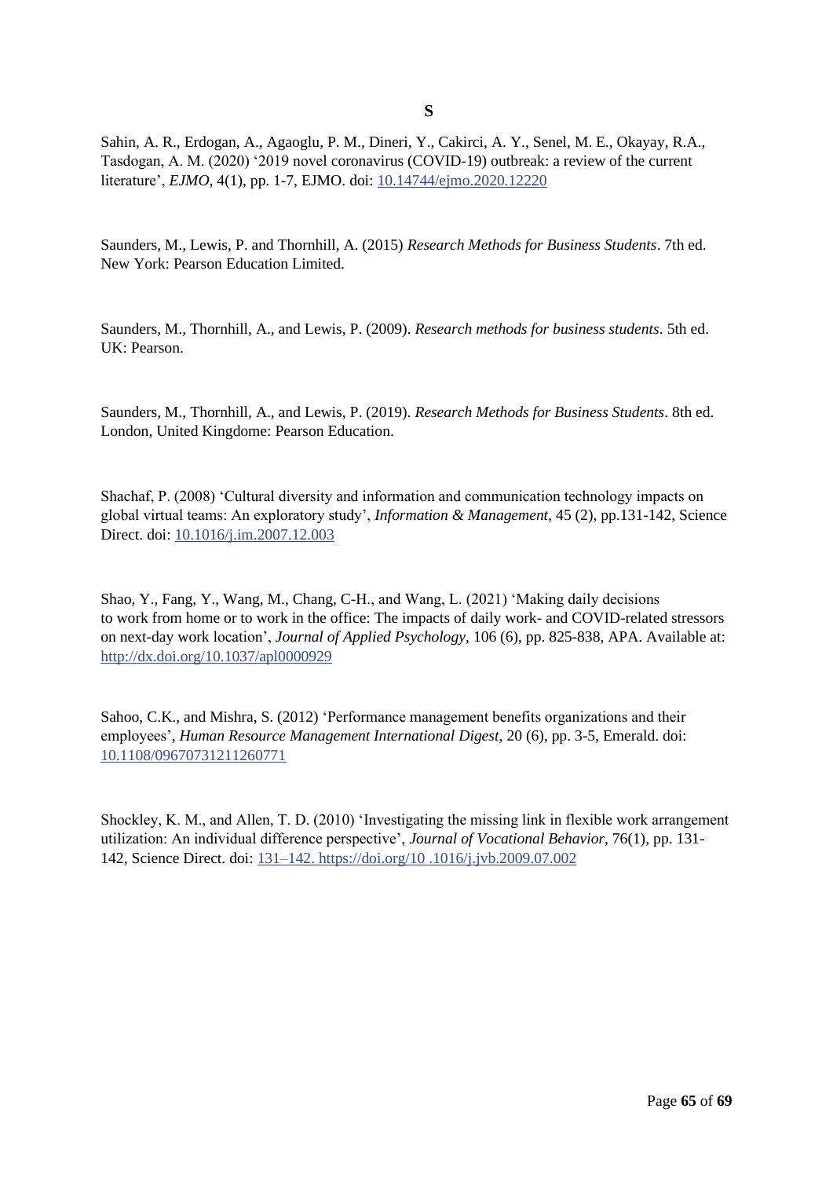**S**

Sahin, A. R., Erdogan, A., Agaoglu, P. M., Dineri, Y., Cakirci, A. Y., Senel, M. E., Okayay, R.A., Tasdogan, A. M. (2020) '2019 novel coronavirus (COVID-19) outbreak: a review of the current literature', *EJMO*, 4(1), pp. 1-7, EJMO. doi: 10.14744/ejmo.2020.12220

Saunders, M., Lewis, P. and Thornhill, A. (2015) *Research Methods for Business Students*. 7th ed. New York: Pearson Education Limited.

Saunders, M., Thornhill, A., and Lewis, P. (2009). *Research methods for business students*. 5th ed. UK: Pearson.

Saunders, M., Thornhill, A., and Lewis, P. (2019). *Research Methods for Business Students*. 8th ed. London, United Kingdome: Pearson Education.

Shachaf, P. (2008) 'Cultural diversity and information and communication technology impacts on global virtual teams: An exploratory study', *Information & Management*, 45 (2), pp.131-142, Science Direct. doi: 10.1016/j.im.2007.12.003

Shao, Y., Fang, Y., Wang, M., Chang, C-H., and Wang, L. (2021) 'Making daily decisions to work from home or to work in the office: The impacts of daily work- and COVID-related stressors on next-day work location', *Journal of Applied Psychology*, 106 (6), pp. 825-838, APA. Available at: http://dx.doi.org/10.1037/apl0000929

Sahoo, C.K., and Mishra, S. (2012) 'Performance management benefits organizations and their employees', *Human Resource Management International Digest*, 20 (6), pp. 3-5, Emerald. doi: 10.1108/09670731211260771

Shockley, K. M., and Allen, T. D. (2010) 'Investigating the missing link in flexible work arrangement utilization: An individual difference perspective', *Journal of Vocational Behavior*, 76(1), pp. 131-142, Science Direct. doi: 131–142. https://doi.org/10 .1016/j.jvb.2009.07.002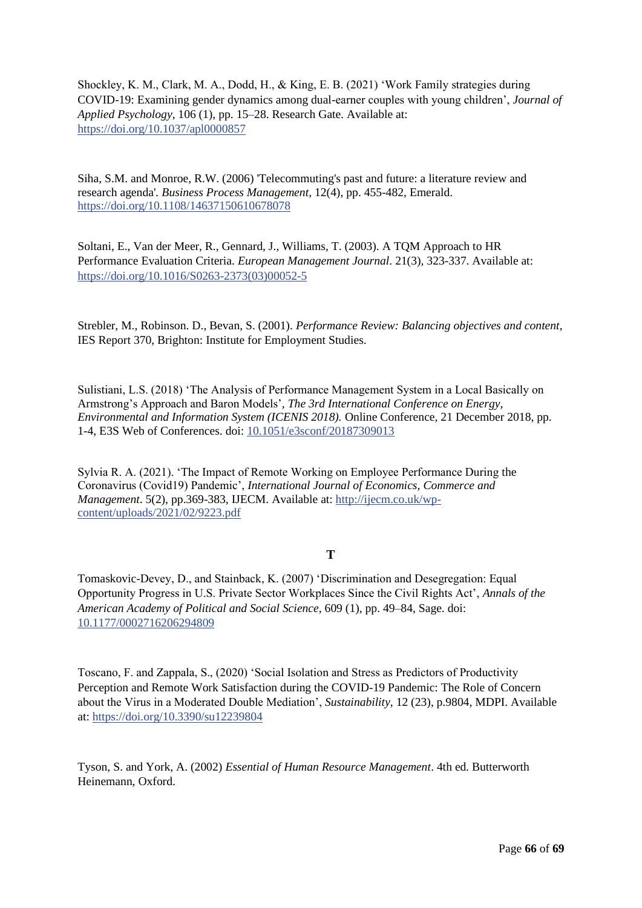Shockley, K. M., Clark, M. A., Dodd, H., & King, E. B. (2021) 'Work Family strategies during COVID-19: Examining gender dynamics among dual-earner couples with young children', *Journal of Applied Psychology*, 106 (1), pp. 15–28. Research Gate. Available at: https://doi.org/10.1037/apl0000857

Siha, S.M. and Monroe, R.W. (2006) 'Telecommuting's past and future: a literature review and research agenda'. *Business Process Management*, 12(4), pp. 455-482, Emerald. https://doi.org/10.1108/14637150610678078

Soltani, E., Van der Meer, R., Gennard, J., Williams, T. (2003). A TQM Approach to HR Performance Evaluation Criteria. *European Management Journal*. 21(3), 323-337. Available at: https://doi.org/10.1016/S0263-2373(03)00052-5

Strebler, M., Robinson. D., Bevan, S. (2001). *Performance Review: Balancing objectives and content*, IES Report 370, Brighton: Institute for Employment Studies.

Sulistiani, L.S. (2018) 'The Analysis of Performance Management System in a Local Basically on Armstrong's Approach and Baron Models', *The 3rd International Conference on Energy, Environmental and Information System (ICENIS 2018).* Online Conference, 21 December 2018, pp. 1-4, E3S Web of Conferences. doi: 10.1051/e3sconf/20187309013

Sylvia R. A. (2021). 'The Impact of Remote Working on Employee Performance During the Coronavirus (Covid19) Pandemic', *International Journal of Economics, Commerce and Management*. 5(2), pp.369-383, IJECM. Available at: http://ijecm.co.uk/wp-content/uploads/2021/02/9223.pdf

**T**

Tomaskovic-Devey, D., and Stainback, K. (2007) 'Discrimination and Desegregation: Equal Opportunity Progress in U.S. Private Sector Workplaces Since the Civil Rights Act', *Annals of the American Academy of Political and Social Science*, 609 (1), pp. 49–84, Sage. doi: 10.1177/0002716206294809

Toscano, F. and Zappala, S., (2020) 'Social Isolation and Stress as Predictors of Productivity Perception and Remote Work Satisfaction during the COVID-19 Pandemic: The Role of Concern about the Virus in a Moderated Double Mediation', *Sustainability*, 12 (23), p.9804, MDPI. Available at: https://doi.org/10.3390/su12239804

Tyson, S. and York, A. (2002) *Essential of Human Resource Management*. 4th ed. Butterworth Heinemann, Oxford.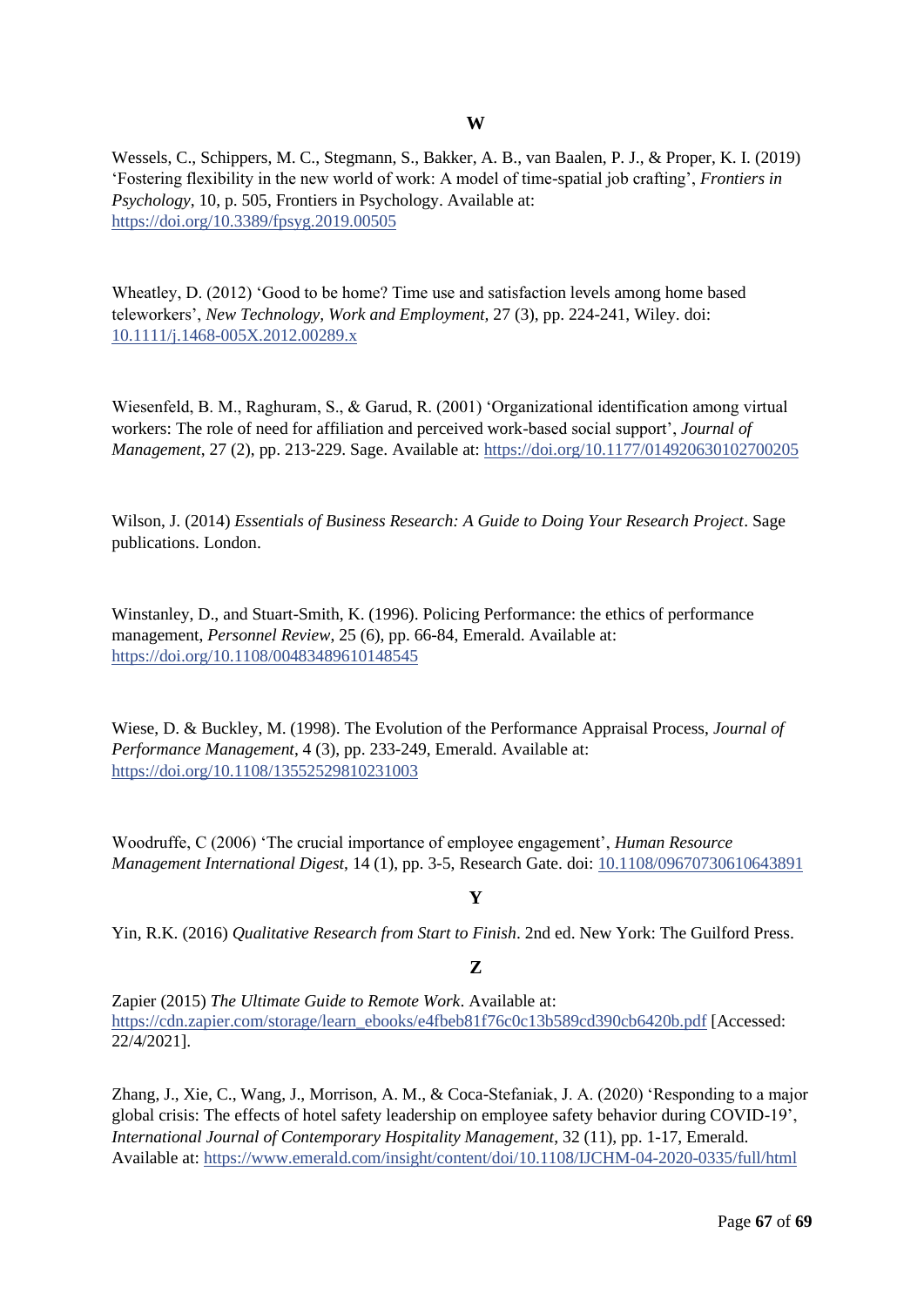### W

Wessels, C., Schippers, M. C., Stegmann, S., Bakker, A. B., van Baalen, P. J., & Proper, K. I. (2019) 'Fostering flexibility in the new world of work: A model of time-spatial job crafting', *Frontiers in Psychology*, 10, p. 505, Frontiers in Psychology. Available at: https://doi.org/10.3389/fpsyg.2019.00505

Wheatley, D. (2012) 'Good to be home? Time use and satisfaction levels among home based teleworkers', *New Technology, Work and Employment,* 27 (3), pp. 224-241, Wiley. doi: 10.1111/j.1468-005X.2012.00289.x

Wiesenfeld, B. M., Raghuram, S., & Garud, R. (2001) 'Organizational identification among virtual workers: The role of need for affiliation and perceived work-based social support', *Journal of Management*, 27 (2), pp. 213-229. Sage. Available at: https://doi.org/10.1177/014920630102700205

Wilson, J. (2014) *Essentials of Business Research: A Guide to Doing Your Research Project*. Sage publications. London.

Winstanley, D., and Stuart-Smith, K. (1996). Policing Performance: the ethics of performance management, *Personnel Review*, 25 (6), pp. 66-84, Emerald. Available at: https://doi.org/10.1108/00483489610148545

Wiese, D. & Buckley, M. (1998). The Evolution of the Performance Appraisal Process, *Journal of Performance Management*, 4 (3), pp. 233-249, Emerald. Available at: https://doi.org/10.1108/13552529810231003

Woodruffe, C (2006) 'The crucial importance of employee engagement', *Human Resource Management International Digest*, 14 (1), pp. 3-5, Research Gate. doi: 10.1108/09670730610643891

### Y

Yin, R.K. (2016) *Qualitative Research from Start to Finish*. 2nd ed. New York: The Guilford Press.

### Z

Zapier (2015) *The Ultimate Guide to Remote Work*. Available at: https://cdn.zapier.com/storage/learn_ebooks/e4fbeb81f76c0c13b589cd390cb6420b.pdf [Accessed: 22/4/2021].

Zhang, J., Xie, C., Wang, J., Morrison, A. M., & Coca-Stefaniak, J. A. (2020) 'Responding to a major global crisis: The effects of hotel safety leadership on employee safety behavior during COVID-19', *International Journal of Contemporary Hospitality Management*, 32 (11), pp. 1-17, Emerald. Available at: https://www.emerald.com/insight/content/doi/10.1108/IJCHM-04-2020-0335/full/html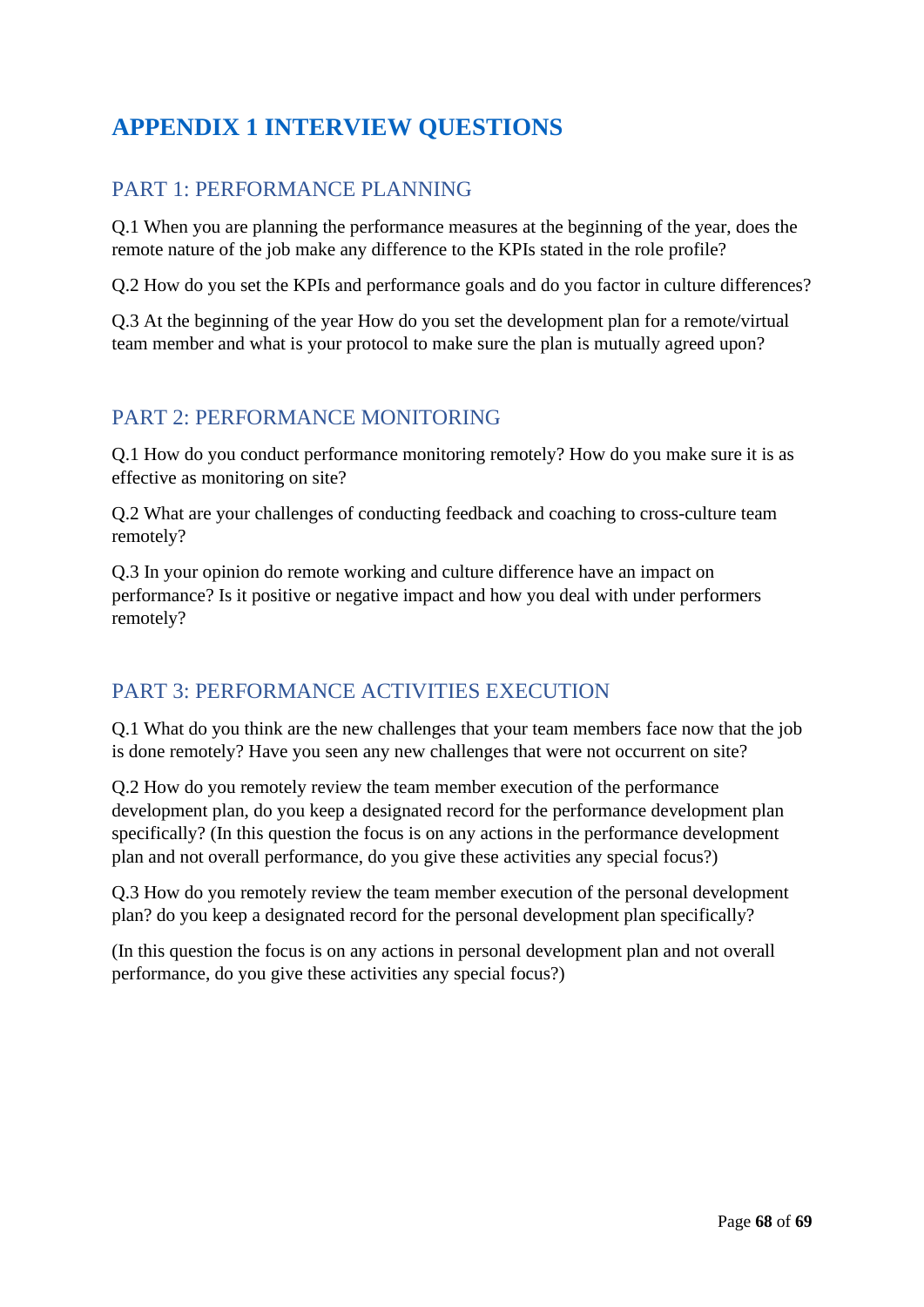# APPENDIX 1 INTERVIEW QUESTIONS

## PART 1: PERFORMANCE PLANNING

Q.1 When you are planning the performance measures at the beginning of the year, does the remote nature of the job make any difference to the KPIs stated in the role profile?

Q.2 How do you set the KPIs and performance goals and do you factor in culture differences?

Q.3 At the beginning of the year How do you set the development plan for a remote/virtual team member and what is your protocol to make sure the plan is mutually agreed upon?

## PART 2: PERFORMANCE MONITORING

Q.1 How do you conduct performance monitoring remotely? How do you make sure it is as effective as monitoring on site?

Q.2 What are your challenges of conducting feedback and coaching to cross-culture team remotely?

Q.3 In your opinion do remote working and culture difference have an impact on performance? Is it positive or negative impact and how you deal with under performers remotely?

## PART 3: PERFORMANCE ACTIVITIES EXECUTION

Q.1 What do you think are the new challenges that your team members face now that the job is done remotely? Have you seen any new challenges that were not occurrent on site?

Q.2 How do you remotely review the team member execution of the performance development plan, do you keep a designated record for the performance development plan specifically? (In this question the focus is on any actions in the performance development plan and not overall performance, do you give these activities any special focus?)

Q.3 How do you remotely review the team member execution of the personal development plan? do you keep a designated record for the personal development plan specifically?

(In this question the focus is on any actions in personal development plan and not overall performance, do you give these activities any special focus?)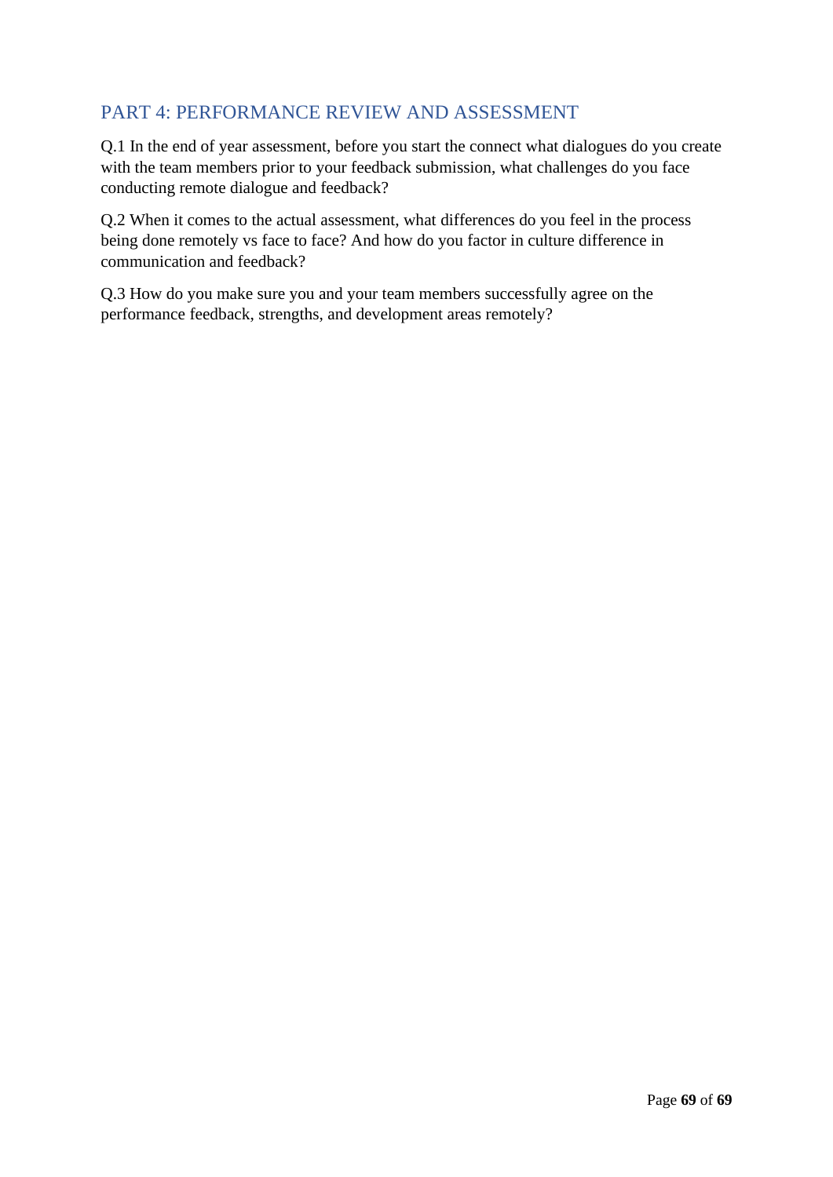## PART 4: PERFORMANCE REVIEW AND ASSESSMENT

Q.1 In the end of year assessment, before you start the connect what dialogues do you create with the team members prior to your feedback submission, what challenges do you face conducting remote dialogue and feedback?

Q.2 When it comes to the actual assessment, what differences do you feel in the process being done remotely vs face to face? And how do you factor in culture difference in communication and feedback?

Q.3 How do you make sure you and your team members successfully agree on the performance feedback, strengths, and development areas remotely?